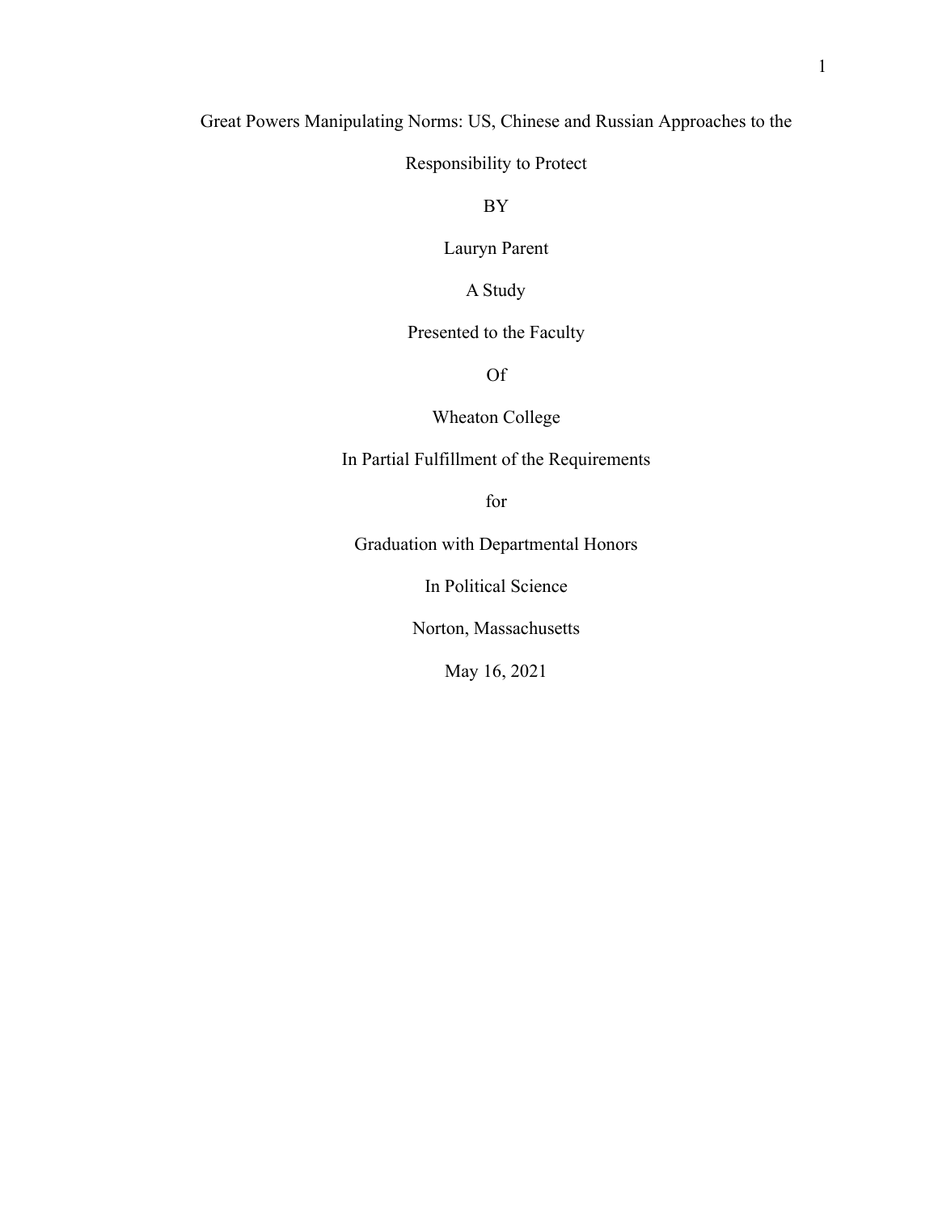# Great Powers Manipulating Norms: US, Chinese and Russian Approaches to the Responsibility to Protect

BY

Lauryn Parent

A Study

Presented to the Faculty

Of

Wheaton College

In Partial Fulfillment of the Requirements

for

Graduation with Departmental Honors

In Political Science

Norton, Massachusetts

May 16, 2021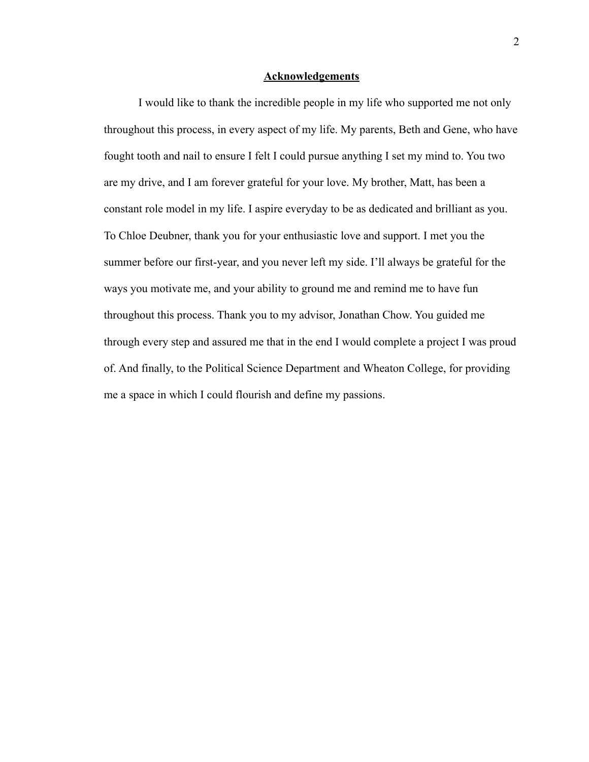## Acknowledgements

I would like to thank the incredible people in my life who supported me not only throughout this process, in every aspect of my life. My parents, Beth and Gene, who have fought tooth and nail to ensure I felt I could pursue anything I set my mind to. You two are my drive, and I am forever grateful for your love. My brother, Matt, has been a constant role model in my life. I aspire everyday to be as dedicated and brilliant as you. To Chloe Deubner, thank you for your enthusiastic love and support. I met you the summer before our first-year, and you never left my side. I'll always be grateful for the ways you motivate me, and your ability to ground me and remind me to have fun throughout this process. Thank you to my advisor, Jonathan Chow. You guided me through every step and assured me that in the end I would complete a project I was proud of. And finally, to the Political Science Department and Wheaton College, for providing me a space in which I could flourish and define my passions.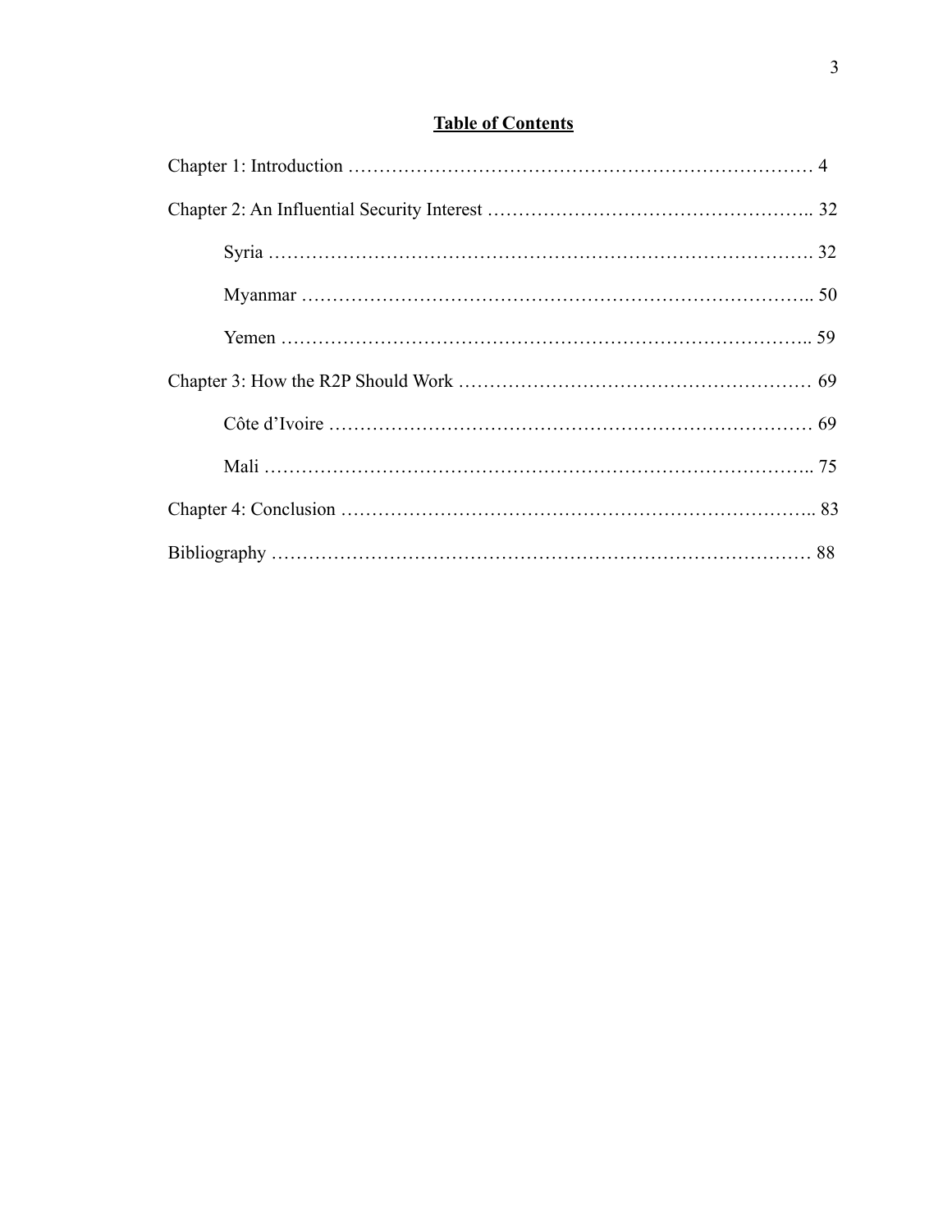**Table of Contents**

Chapter 1: Introduction ………………………………………………………………… 4

Chapter 2: An Influential Security Interest …………………………………………….. 32

  Syria ………………………………………………………………………. 32

  Myanmar ………………………………………………………………….. 50

  Yemen …………………………………………………………………….. 59

Chapter 3: How the R2P Should Work ………………………………………………… 69

  Côte d'Ivoire ……………………………………………………………… 69

  Mali ……………………………………………………………………….. 75

Chapter 4: Conclusion ………………………………………………………………….. 83

Bibliography …………………………………………………………………………… 88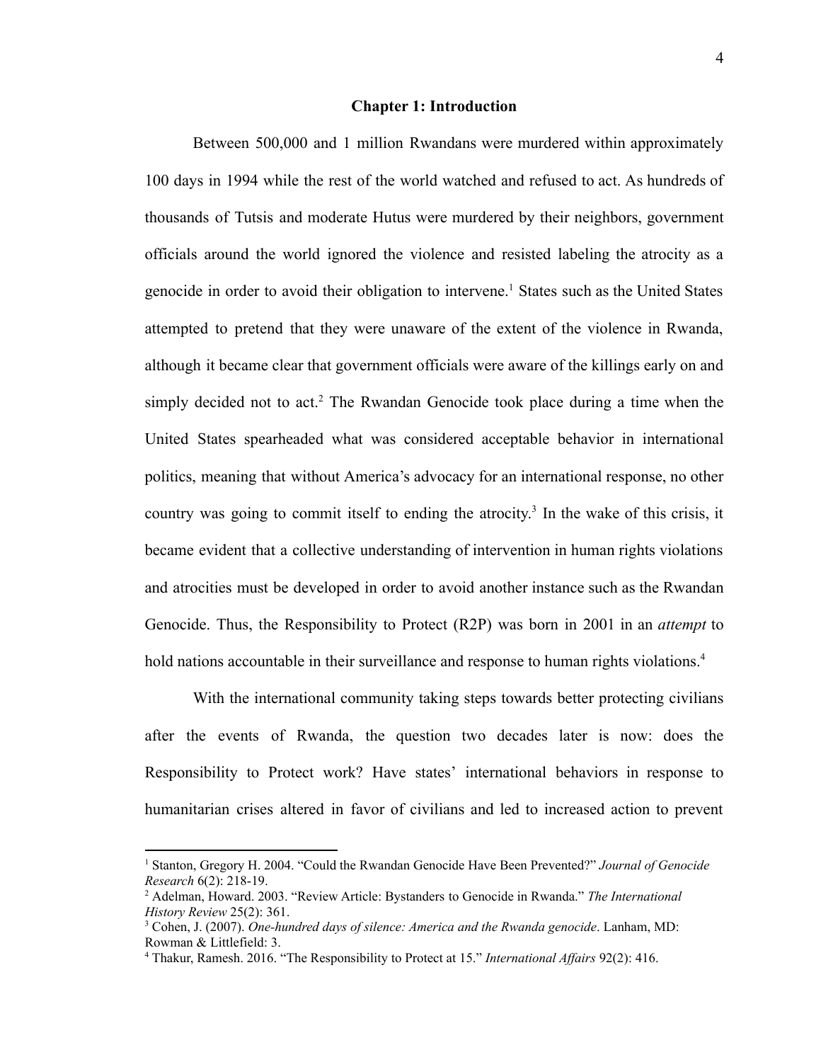# Chapter 1: Introduction

Between 500,000 and 1 million Rwandans were murdered within approximately 100 days in 1994 while the rest of the world watched and refused to act. As hundreds of thousands of Tutsis and moderate Hutus were murdered by their neighbors, government officials around the world ignored the violence and resisted labeling the atrocity as a genocide in order to avoid their obligation to intervene.[1] States such as the United States attempted to pretend that they were unaware of the extent of the violence in Rwanda, although it became clear that government officials were aware of the killings early on and simply decided not to act.[2] The Rwandan Genocide took place during a time when the United States spearheaded what was considered acceptable behavior in international politics, meaning that without America's advocacy for an international response, no other country was going to commit itself to ending the atrocity.[3] In the wake of this crisis, it became evident that a collective understanding of intervention in human rights violations and atrocities must be developed in order to avoid another instance such as the Rwandan Genocide. Thus, the Responsibility to Protect (R2P) was born in 2001 in an *attempt* to hold nations accountable in their surveillance and response to human rights violations.[4]

With the international community taking steps towards better protecting civilians after the events of Rwanda, the question two decades later is now: does the Responsibility to Protect work? Have states' international behaviors in response to humanitarian crises altered in favor of civilians and led to increased action to prevent

---

[1] Stanton, Gregory H. 2004. "Could the Rwandan Genocide Have Been Prevented?" *Journal of Genocide Research* 6(2): 218-19.

[2] Adelman, Howard. 2003. "Review Article: Bystanders to Genocide in Rwanda." *The International History Review* 25(2): 361.

[3] Cohen, J. (2007). *One-hundred days of silence: America and the Rwanda genocide*. Lanham, MD: Rowman & Littlefield: 3.

[4] Thakur, Ramesh. 2016. "The Responsibility to Protect at 15." *International Affairs* 92(2): 416.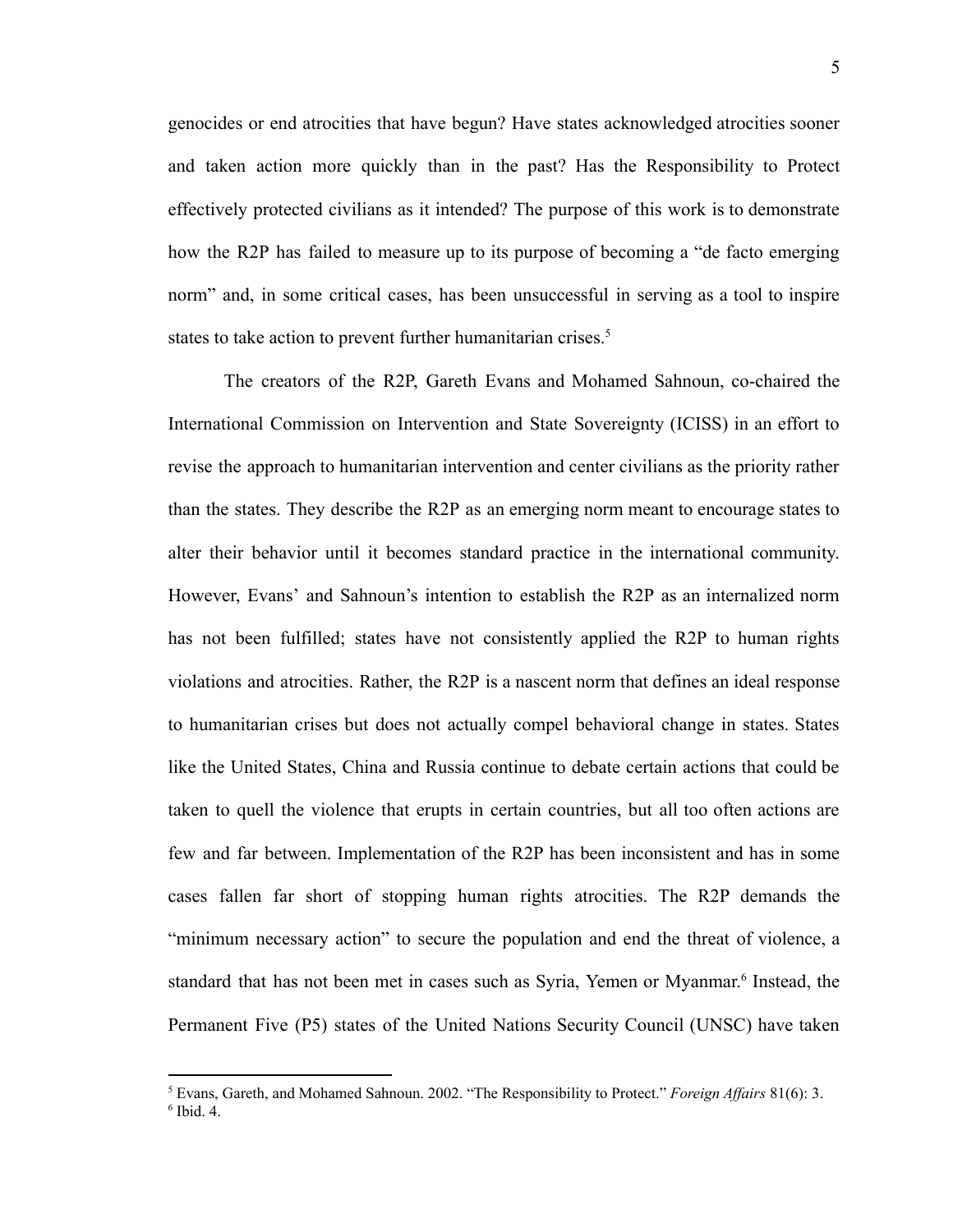genocides or end atrocities that have begun? Have states acknowledged atrocities sooner and taken action more quickly than in the past? Has the Responsibility to Protect effectively protected civilians as it intended? The purpose of this work is to demonstrate how the R2P has failed to measure up to its purpose of becoming a "de facto emerging norm" and, in some critical cases, has been unsuccessful in serving as a tool to inspire states to take action to prevent further humanitarian crises.[5]

The creators of the R2P, Gareth Evans and Mohamed Sahnoun, co-chaired the International Commission on Intervention and State Sovereignty (ICISS) in an effort to revise the approach to humanitarian intervention and center civilians as the priority rather than the states. They describe the R2P as an emerging norm meant to encourage states to alter their behavior until it becomes standard practice in the international community. However, Evans' and Sahnoun's intention to establish the R2P as an internalized norm has not been fulfilled; states have not consistently applied the R2P to human rights violations and atrocities. Rather, the R2P is a nascent norm that defines an ideal response to humanitarian crises but does not actually compel behavioral change in states. States like the United States, China and Russia continue to debate certain actions that could be taken to quell the violence that erupts in certain countries, but all too often actions are few and far between. Implementation of the R2P has been inconsistent and has in some cases fallen far short of stopping human rights atrocities. The R2P demands the "minimum necessary action" to secure the population and end the threat of violence, a standard that has not been met in cases such as Syria, Yemen or Myanmar.[6] Instead, the Permanent Five (P5) states of the United Nations Security Council (UNSC) have taken

---

[5] Evans, Gareth, and Mohamed Sahnoun. 2002. "The Responsibility to Protect." *Foreign Affairs* 81(6): 3.
[6] Ibid. 4.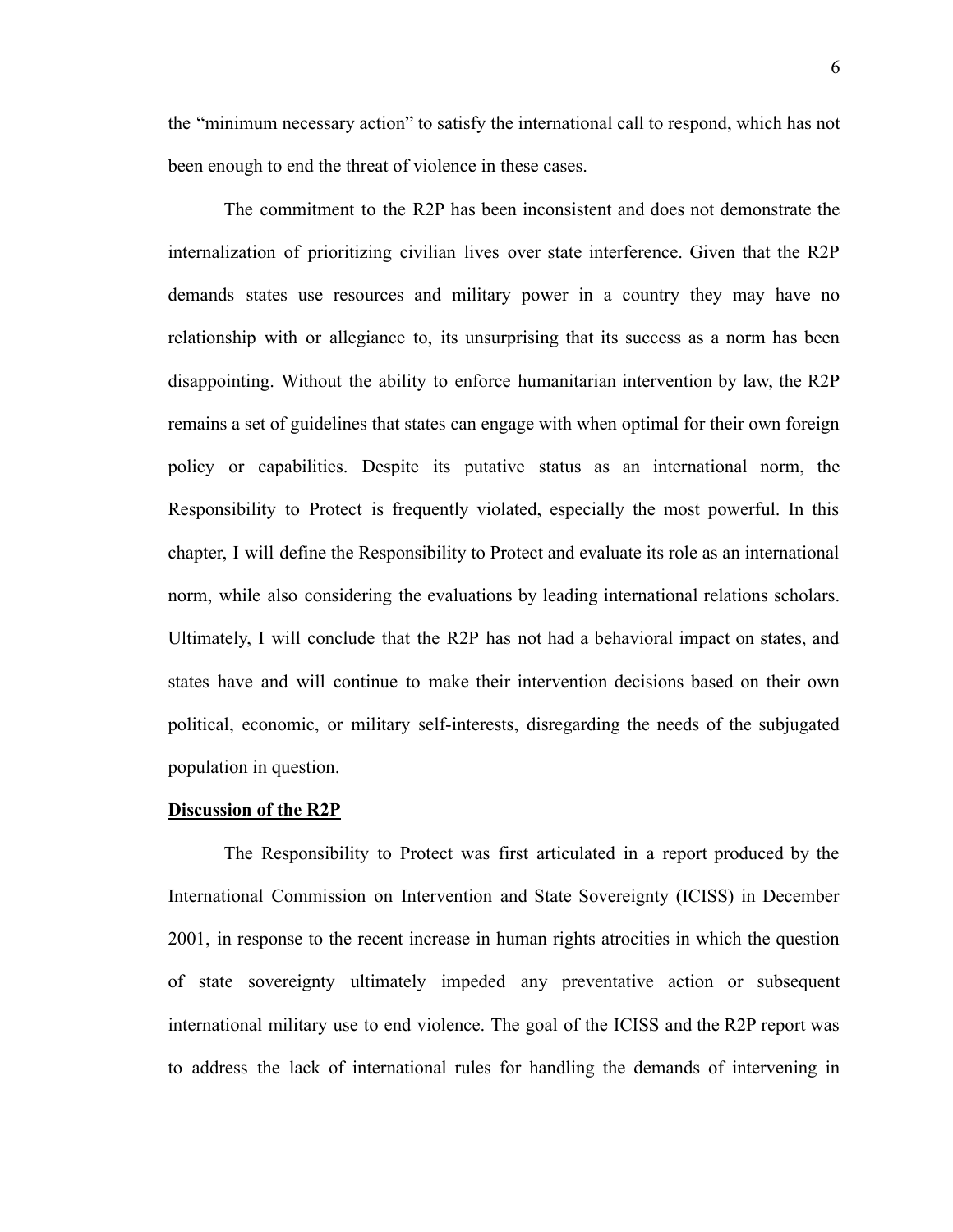the "minimum necessary action" to satisfy the international call to respond, which has not been enough to end the threat of violence in these cases.

The commitment to the R2P has been inconsistent and does not demonstrate the internalization of prioritizing civilian lives over state interference. Given that the R2P demands states use resources and military power in a country they may have no relationship with or allegiance to, its unsurprising that its success as a norm has been disappointing. Without the ability to enforce humanitarian intervention by law, the R2P remains a set of guidelines that states can engage with when optimal for their own foreign policy or capabilities. Despite its putative status as an international norm, the Responsibility to Protect is frequently violated, especially the most powerful. In this chapter, I will define the Responsibility to Protect and evaluate its role as an international norm, while also considering the evaluations by leading international relations scholars. Ultimately, I will conclude that the R2P has not had a behavioral impact on states, and states have and will continue to make their intervention decisions based on their own political, economic, or military self-interests, disregarding the needs of the subjugated population in question.

**Discussion of the R2P**

The Responsibility to Protect was first articulated in a report produced by the International Commission on Intervention and State Sovereignty (ICISS) in December 2001, in response to the recent increase in human rights atrocities in which the question of state sovereignty ultimately impeded any preventative action or subsequent international military use to end violence. The goal of the ICISS and the R2P report was to address the lack of international rules for handling the demands of intervening in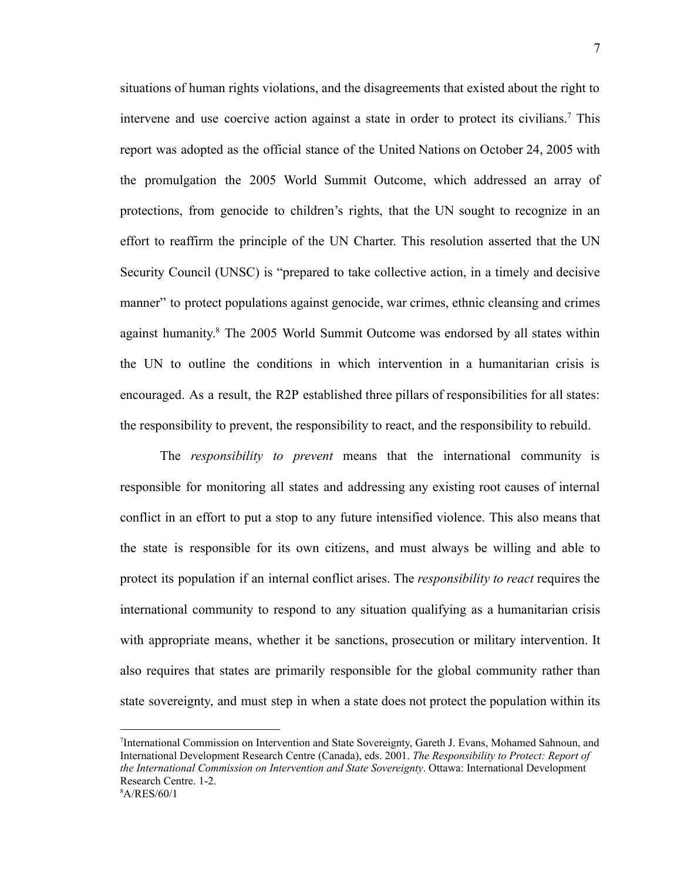situations of human rights violations, and the disagreements that existed about the right to intervene and use coercive action against a state in order to protect its civilians.[7] This report was adopted as the official stance of the United Nations on October 24, 2005 with the promulgation the 2005 World Summit Outcome, which addressed an array of protections, from genocide to children's rights, that the UN sought to recognize in an effort to reaffirm the principle of the UN Charter. This resolution asserted that the UN Security Council (UNSC) is "prepared to take collective action, in a timely and decisive manner" to protect populations against genocide, war crimes, ethnic cleansing and crimes against humanity.[8] The 2005 World Summit Outcome was endorsed by all states within the UN to outline the conditions in which intervention in a humanitarian crisis is encouraged. As a result, the R2P established three pillars of responsibilities for all states: the responsibility to prevent, the responsibility to react, and the responsibility to rebuild.

The *responsibility to prevent* means that the international community is responsible for monitoring all states and addressing any existing root causes of internal conflict in an effort to put a stop to any future intensified violence. This also means that the state is responsible for its own citizens, and must always be willing and able to protect its population if an internal conflict arises. The *responsibility to react* requires the international community to respond to any situation qualifying as a humanitarian crisis with appropriate means, whether it be sanctions, prosecution or military intervention. It also requires that states are primarily responsible for the global community rather than state sovereignty, and must step in when a state does not protect the population within its

---

[7] International Commission on Intervention and State Sovereignty, Gareth J. Evans, Mohamed Sahnoun, and International Development Research Centre (Canada), eds. 2001. *The Responsibility to Protect: Report of the International Commission on Intervention and State Sovereignty*. Ottawa: International Development Research Centre. 1-2.

[8] A/RES/60/1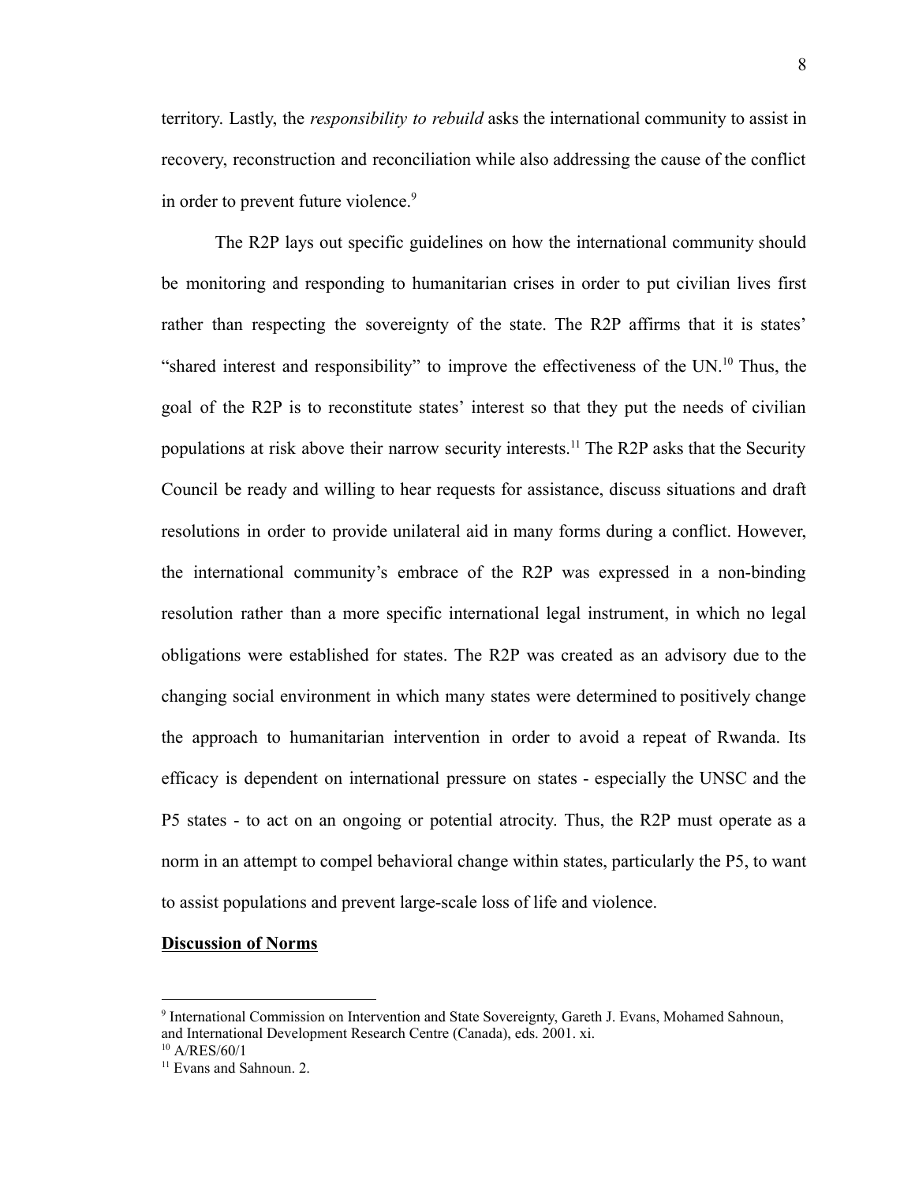territory. Lastly, the *responsibility to rebuild* asks the international community to assist in recovery, reconstruction and reconciliation while also addressing the cause of the conflict in order to prevent future violence.[9]

The R2P lays out specific guidelines on how the international community should be monitoring and responding to humanitarian crises in order to put civilian lives first rather than respecting the sovereignty of the state. The R2P affirms that it is states' "shared interest and responsibility" to improve the effectiveness of the UN.[10] Thus, the goal of the R2P is to reconstitute states' interest so that they put the needs of civilian populations at risk above their narrow security interests.[11] The R2P asks that the Security Council be ready and willing to hear requests for assistance, discuss situations and draft resolutions in order to provide unilateral aid in many forms during a conflict. However, the international community's embrace of the R2P was expressed in a non-binding resolution rather than a more specific international legal instrument, in which no legal obligations were established for states. The R2P was created as an advisory due to the changing social environment in which many states were determined to positively change the approach to humanitarian intervention in order to avoid a repeat of Rwanda. Its efficacy is dependent on international pressure on states - especially the UNSC and the P5 states - to act on an ongoing or potential atrocity. Thus, the R2P must operate as a norm in an attempt to compel behavioral change within states, particularly the P5, to want to assist populations and prevent large-scale loss of life and violence.

**<u>Discussion of Norms</u>**

---

[9] International Commission on Intervention and State Sovereignty, Gareth J. Evans, Mohamed Sahnoun, and International Development Research Centre (Canada), eds. 2001. xi.

[10] A/RES/60/1

[11] Evans and Sahnoun. 2.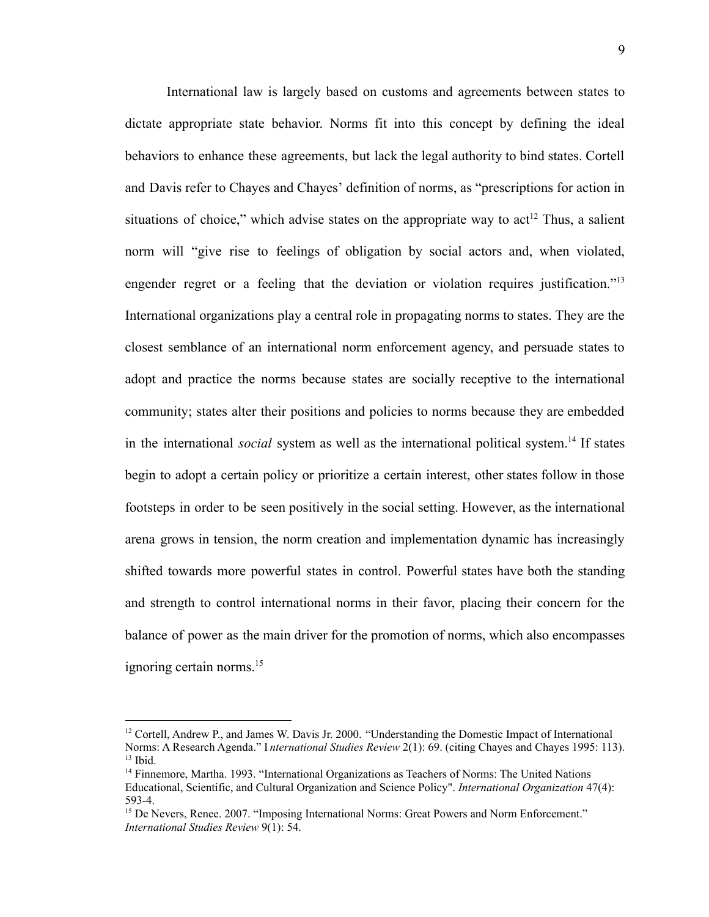International law is largely based on customs and agreements between states to dictate appropriate state behavior. Norms fit into this concept by defining the ideal behaviors to enhance these agreements, but lack the legal authority to bind states. Cortell and Davis refer to Chayes and Chayes' definition of norms, as "prescriptions for action in situations of choice," which advise states on the appropriate way to act[12] Thus, a salient norm will "give rise to feelings of obligation by social actors and, when violated, engender regret or a feeling that the deviation or violation requires justification."[13] International organizations play a central role in propagating norms to states. They are the closest semblance of an international norm enforcement agency, and persuade states to adopt and practice the norms because states are socially receptive to the international community; states alter their positions and policies to norms because they are embedded in the international *social* system as well as the international political system.[14] If states begin to adopt a certain policy or prioritize a certain interest, other states follow in those footsteps in order to be seen positively in the social setting. However, as the international arena grows in tension, the norm creation and implementation dynamic has increasingly shifted towards more powerful states in control. Powerful states have both the standing and strength to control international norms in their favor, placing their concern for the balance of power as the main driver for the promotion of norms, which also encompasses ignoring certain norms.[15]

---

[12] Cortell, Andrew P., and James W. Davis Jr. 2000. "Understanding the Domestic Impact of International Norms: A Research Agenda." I *nternational Studies Review* 2(1): 69. (citing Chayes and Chayes 1995: 113).

[13] Ibid.

[14] Finnemore, Martha. 1993. "International Organizations as Teachers of Norms: The United Nations Educational, Scientific, and Cultural Organization and Science Policy". *International Organization* 47(4): 593-4.

[15] De Nevers, Renee. 2007. "Imposing International Norms: Great Powers and Norm Enforcement." *International Studies Review* 9(1): 54.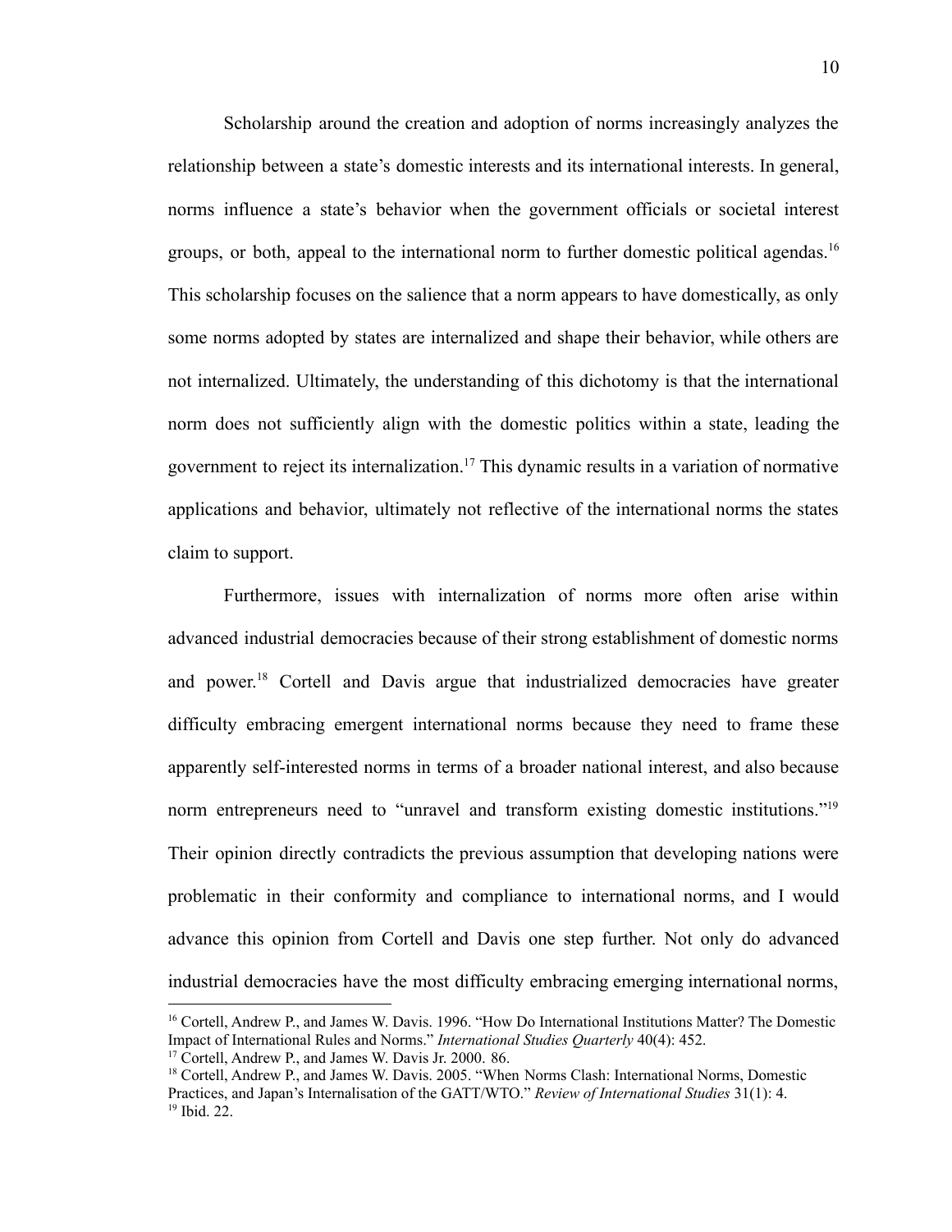Scholarship around the creation and adoption of norms increasingly analyzes the relationship between a state's domestic interests and its international interests. In general, norms influence a state's behavior when the government officials or societal interest groups, or both, appeal to the international norm to further domestic political agendas.[16] This scholarship focuses on the salience that a norm appears to have domestically, as only some norms adopted by states are internalized and shape their behavior, while others are not internalized. Ultimately, the understanding of this dichotomy is that the international norm does not sufficiently align with the domestic politics within a state, leading the government to reject its internalization.[17] This dynamic results in a variation of normative applications and behavior, ultimately not reflective of the international norms the states claim to support.

Furthermore, issues with internalization of norms more often arise within advanced industrial democracies because of their strong establishment of domestic norms and power.[18] Cortell and Davis argue that industrialized democracies have greater difficulty embracing emergent international norms because they need to frame these apparently self-interested norms in terms of a broader national interest, and also because norm entrepreneurs need to "unravel and transform existing domestic institutions."[19] Their opinion directly contradicts the previous assumption that developing nations were problematic in their conformity and compliance to international norms, and I would advance this opinion from Cortell and Davis one step further. Not only do advanced industrial democracies have the most difficulty embracing emerging international norms,

---

[16] Cortell, Andrew P., and James W. Davis. 1996. "How Do International Institutions Matter? The Domestic Impact of International Rules and Norms." *International Studies Quarterly* 40(4): 452.

[17] Cortell, Andrew P., and James W. Davis Jr. 2000. 86.

[18] Cortell, Andrew P., and James W. Davis. 2005. "When Norms Clash: International Norms, Domestic Practices, and Japan's Internalisation of the GATT/WTO." *Review of International Studies* 31(1): 4.

[19] Ibid. 22.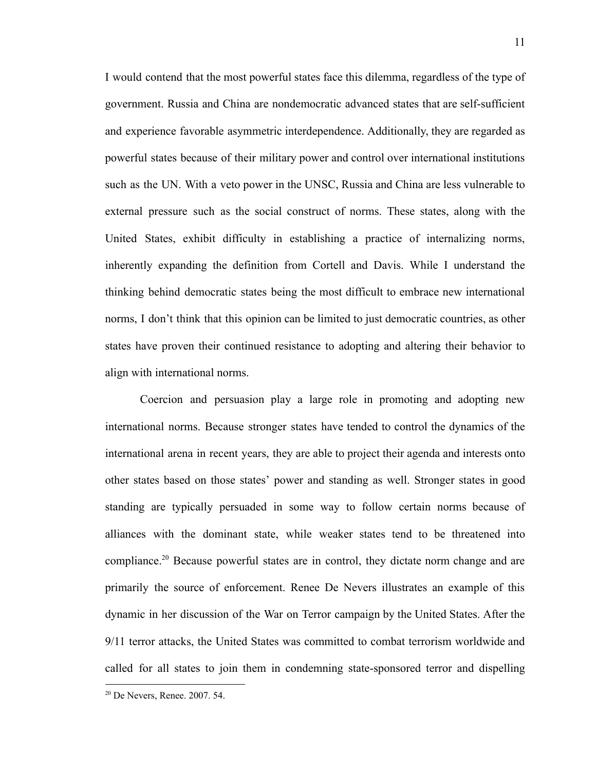I would contend that the most powerful states face this dilemma, regardless of the type of government. Russia and China are nondemocratic advanced states that are self-sufficient and experience favorable asymmetric interdependence. Additionally, they are regarded as powerful states because of their military power and control over international institutions such as the UN. With a veto power in the UNSC, Russia and China are less vulnerable to external pressure such as the social construct of norms. These states, along with the United States, exhibit difficulty in establishing a practice of internalizing norms, inherently expanding the definition from Cortell and Davis. While I understand the thinking behind democratic states being the most difficult to embrace new international norms, I don't think that this opinion can be limited to just democratic countries, as other states have proven their continued resistance to adopting and altering their behavior to align with international norms.

Coercion and persuasion play a large role in promoting and adopting new international norms. Because stronger states have tended to control the dynamics of the international arena in recent years, they are able to project their agenda and interests onto other states based on those states' power and standing as well. Stronger states in good standing are typically persuaded in some way to follow certain norms because of alliances with the dominant state, while weaker states tend to be threatened into compliance.[20] Because powerful states are in control, they dictate norm change and are primarily the source of enforcement. Renee De Nevers illustrates an example of this dynamic in her discussion of the War on Terror campaign by the United States. After the 9/11 terror attacks, the United States was committed to combat terrorism worldwide and called for all states to join them in condemning state-sponsored terror and dispelling

[20] De Nevers, Renee. 2007. 54.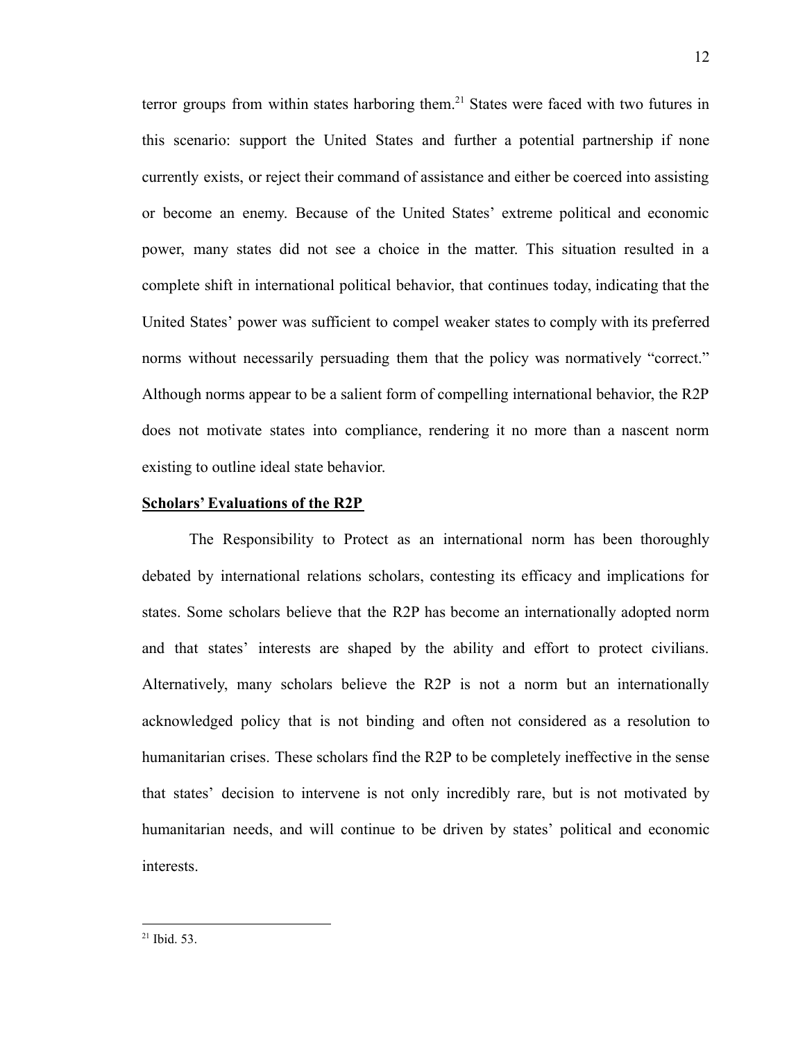terror groups from within states harboring them.[21] States were faced with two futures in this scenario: support the United States and further a potential partnership if none currently exists, or reject their command of assistance and either be coerced into assisting or become an enemy. Because of the United States' extreme political and economic power, many states did not see a choice in the matter. This situation resulted in a complete shift in international political behavior, that continues today, indicating that the United States' power was sufficient to compel weaker states to comply with its preferred norms without necessarily persuading them that the policy was normatively "correct." Although norms appear to be a salient form of compelling international behavior, the R2P does not motivate states into compliance, rendering it no more than a nascent norm existing to outline ideal state behavior.

**Scholars' Evaluations of the R2P**

The Responsibility to Protect as an international norm has been thoroughly debated by international relations scholars, contesting its efficacy and implications for states. Some scholars believe that the R2P has become an internationally adopted norm and that states' interests are shaped by the ability and effort to protect civilians. Alternatively, many scholars believe the R2P is not a norm but an internationally acknowledged policy that is not binding and often not considered as a resolution to humanitarian crises. These scholars find the R2P to be completely ineffective in the sense that states' decision to intervene is not only incredibly rare, but is not motivated by humanitarian needs, and will continue to be driven by states' political and economic interests.

---

[21] Ibid. 53.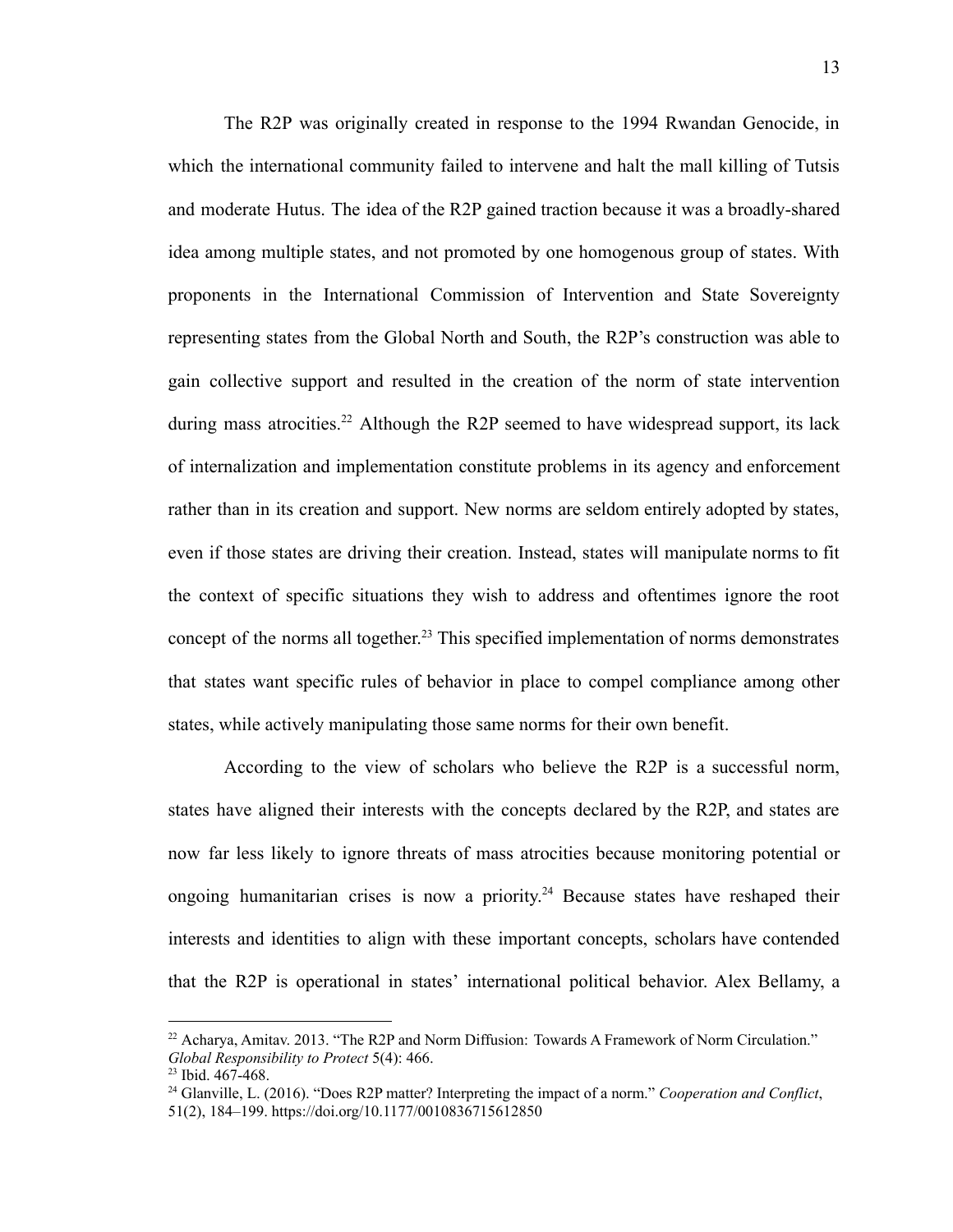The R2P was originally created in response to the 1994 Rwandan Genocide, in which the international community failed to intervene and halt the mall killing of Tutsis and moderate Hutus. The idea of the R2P gained traction because it was a broadly-shared idea among multiple states, and not promoted by one homogenous group of states. With proponents in the International Commission of Intervention and State Sovereignty representing states from the Global North and South, the R2P's construction was able to gain collective support and resulted in the creation of the norm of state intervention during mass atrocities.[22] Although the R2P seemed to have widespread support, its lack of internalization and implementation constitute problems in its agency and enforcement rather than in its creation and support. New norms are seldom entirely adopted by states, even if those states are driving their creation. Instead, states will manipulate norms to fit the context of specific situations they wish to address and oftentimes ignore the root concept of the norms all together.[23] This specified implementation of norms demonstrates that states want specific rules of behavior in place to compel compliance among other states, while actively manipulating those same norms for their own benefit.

According to the view of scholars who believe the R2P is a successful norm, states have aligned their interests with the concepts declared by the R2P, and states are now far less likely to ignore threats of mass atrocities because monitoring potential or ongoing humanitarian crises is now a priority.[24] Because states have reshaped their interests and identities to align with these important concepts, scholars have contended that the R2P is operational in states' international political behavior. Alex Bellamy, a

---

[22] Acharya, Amitav. 2013. "The R2P and Norm Diffusion: Towards A Framework of Norm Circulation." *Global Responsibility to Protect* 5(4): 466.

[23] Ibid. 467-468.

[24] Glanville, L. (2016). "Does R2P matter? Interpreting the impact of a norm." *Cooperation and Conflict*, 51(2), 184–199. https://doi.org/10.1177/0010836715612850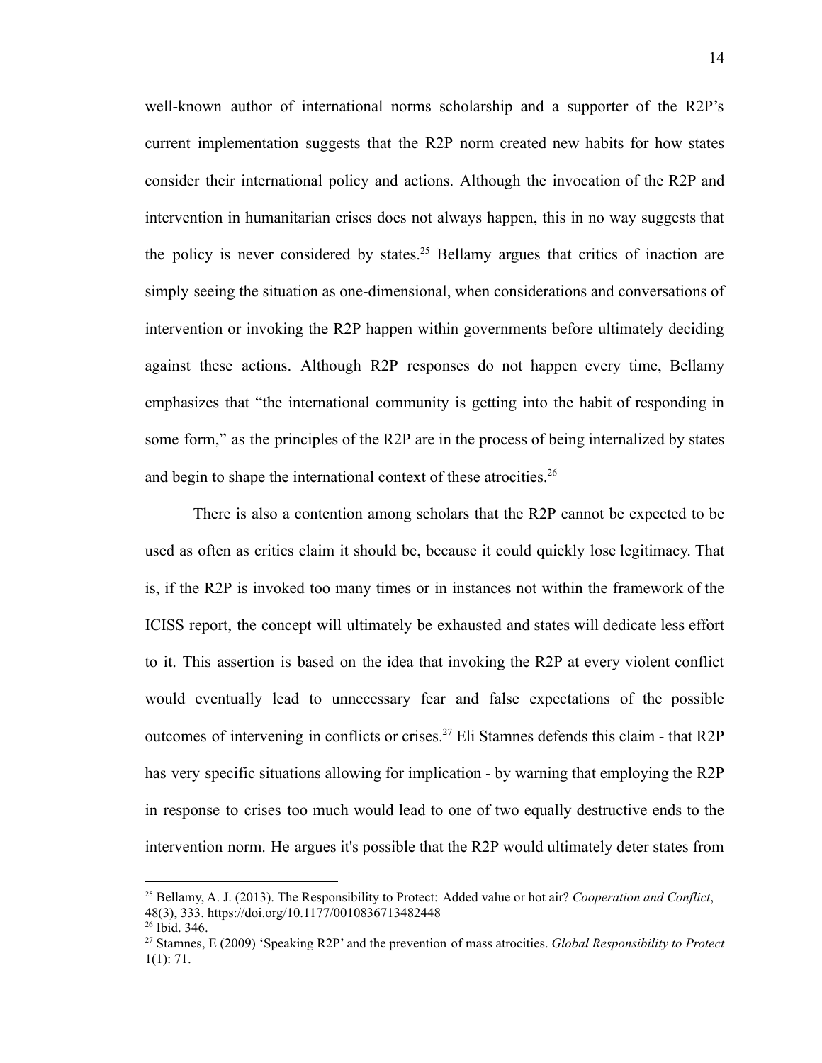well-known author of international norms scholarship and a supporter of the R2P's current implementation suggests that the R2P norm created new habits for how states consider their international policy and actions. Although the invocation of the R2P and intervention in humanitarian crises does not always happen, this in no way suggests that the policy is never considered by states.[25] Bellamy argues that critics of inaction are simply seeing the situation as one-dimensional, when considerations and conversations of intervention or invoking the R2P happen within governments before ultimately deciding against these actions. Although R2P responses do not happen every time, Bellamy emphasizes that "the international community is getting into the habit of responding in some form," as the principles of the R2P are in the process of being internalized by states and begin to shape the international context of these atrocities.[26]

There is also a contention among scholars that the R2P cannot be expected to be used as often as critics claim it should be, because it could quickly lose legitimacy. That is, if the R2P is invoked too many times or in instances not within the framework of the ICISS report, the concept will ultimately be exhausted and states will dedicate less effort to it. This assertion is based on the idea that invoking the R2P at every violent conflict would eventually lead to unnecessary fear and false expectations of the possible outcomes of intervening in conflicts or crises.[27] Eli Stamnes defends this claim - that R2P has very specific situations allowing for implication - by warning that employing the R2P in response to crises too much would lead to one of two equally destructive ends to the intervention norm. He argues it's possible that the R2P would ultimately deter states from

---

[25] Bellamy, A. J. (2013). The Responsibility to Protect: Added value or hot air? *Cooperation and Conflict*, 48(3), 333. https://doi.org/10.1177/0010836713482448

[26] Ibid. 346.

[27] Stamnes, E (2009) 'Speaking R2P' and the prevention of mass atrocities. *Global Responsibility to Protect* 1(1): 71.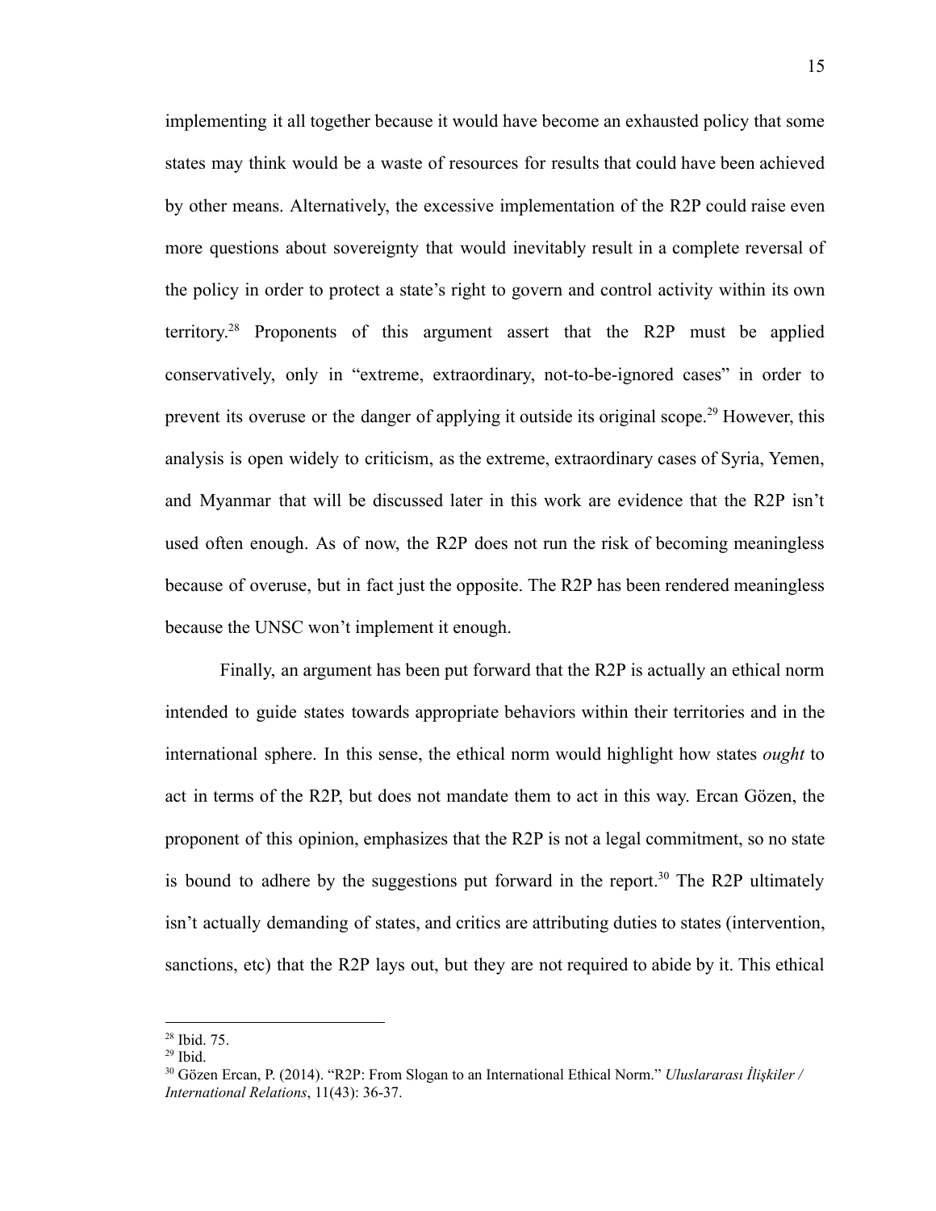implementing it all together because it would have become an exhausted policy that some states may think would be a waste of resources for results that could have been achieved by other means. Alternatively, the excessive implementation of the R2P could raise even more questions about sovereignty that would inevitably result in a complete reversal of the policy in order to protect a state's right to govern and control activity within its own territory.[28] Proponents of this argument assert that the R2P must be applied conservatively, only in "extreme, extraordinary, not-to-be-ignored cases" in order to prevent its overuse or the danger of applying it outside its original scope.[29] However, this analysis is open widely to criticism, as the extreme, extraordinary cases of Syria, Yemen, and Myanmar that will be discussed later in this work are evidence that the R2P isn't used often enough. As of now, the R2P does not run the risk of becoming meaningless because of overuse, but in fact just the opposite. The R2P has been rendered meaningless because the UNSC won't implement it enough.

Finally, an argument has been put forward that the R2P is actually an ethical norm intended to guide states towards appropriate behaviors within their territories and in the international sphere. In this sense, the ethical norm would highlight how states *ought* to act in terms of the R2P, but does not mandate them to act in this way. Ercan Gözen, the proponent of this opinion, emphasizes that the R2P is not a legal commitment, so no state is bound to adhere by the suggestions put forward in the report.[30] The R2P ultimately isn't actually demanding of states, and critics are attributing duties to states (intervention, sanctions, etc) that the R2P lays out, but they are not required to abide by it. This ethical

---

[28] Ibid. 75.

[29] Ibid.

[30] Gözen Ercan, P. (2014). "R2P: From Slogan to an International Ethical Norm." *Uluslararası İlişkiler / International Relations*, 11(43): 36-37.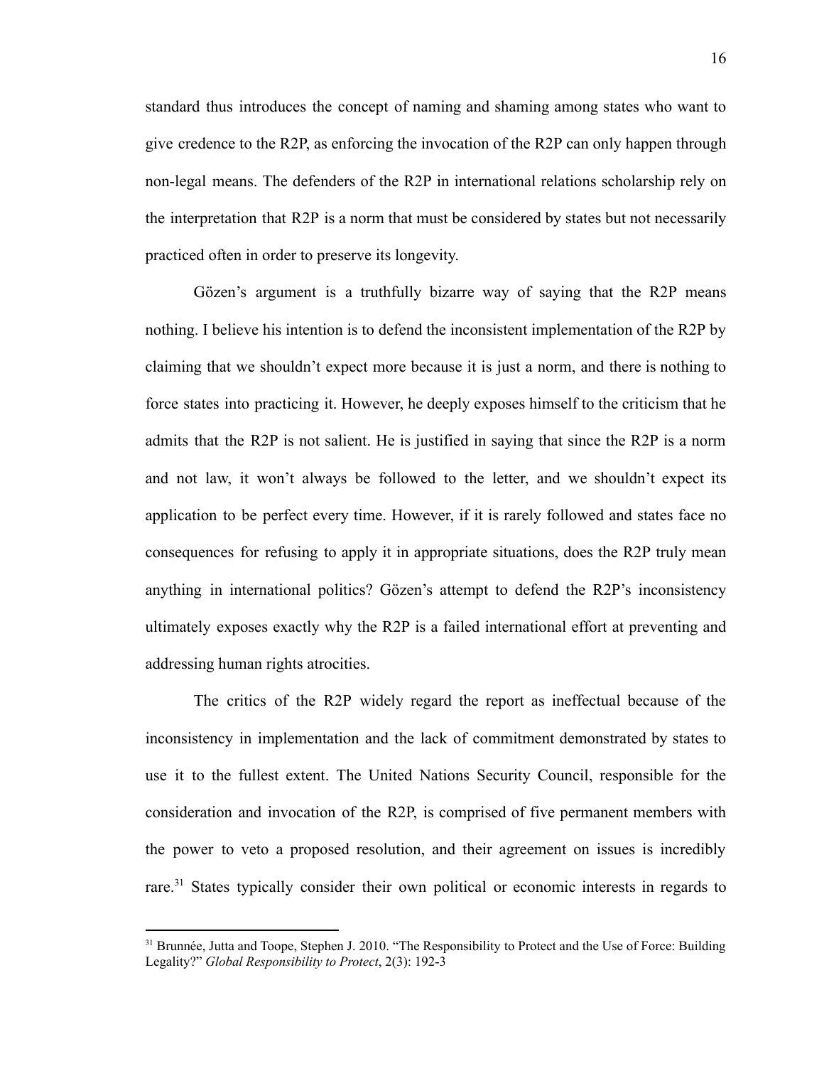standard thus introduces the concept of naming and shaming among states who want to give credence to the R2P, as enforcing the invocation of the R2P can only happen through non-legal means. The defenders of the R2P in international relations scholarship rely on the interpretation that R2P is a norm that must be considered by states but not necessarily practiced often in order to preserve its longevity.

Gözen's argument is a truthfully bizarre way of saying that the R2P means nothing. I believe his intention is to defend the inconsistent implementation of the R2P by claiming that we shouldn't expect more because it is just a norm, and there is nothing to force states into practicing it. However, he deeply exposes himself to the criticism that he admits that the R2P is not salient. He is justified in saying that since the R2P is a norm and not law, it won't always be followed to the letter, and we shouldn't expect its application to be perfect every time. However, if it is rarely followed and states face no consequences for refusing to apply it in appropriate situations, does the R2P truly mean anything in international politics? Gözen's attempt to defend the R2P's inconsistency ultimately exposes exactly why the R2P is a failed international effort at preventing and addressing human rights atrocities.

The critics of the R2P widely regard the report as ineffectual because of the inconsistency in implementation and the lack of commitment demonstrated by states to use it to the fullest extent. The United Nations Security Council, responsible for the consideration and invocation of the R2P, is comprised of five permanent members with the power to veto a proposed resolution, and their agreement on issues is incredibly rare.[31] States typically consider their own political or economic interests in regards to

[31] Brunnée, Jutta and Toope, Stephen J. 2010. "The Responsibility to Protect and the Use of Force: Building Legality?" *Global Responsibility to Protect*, 2(3): 192-3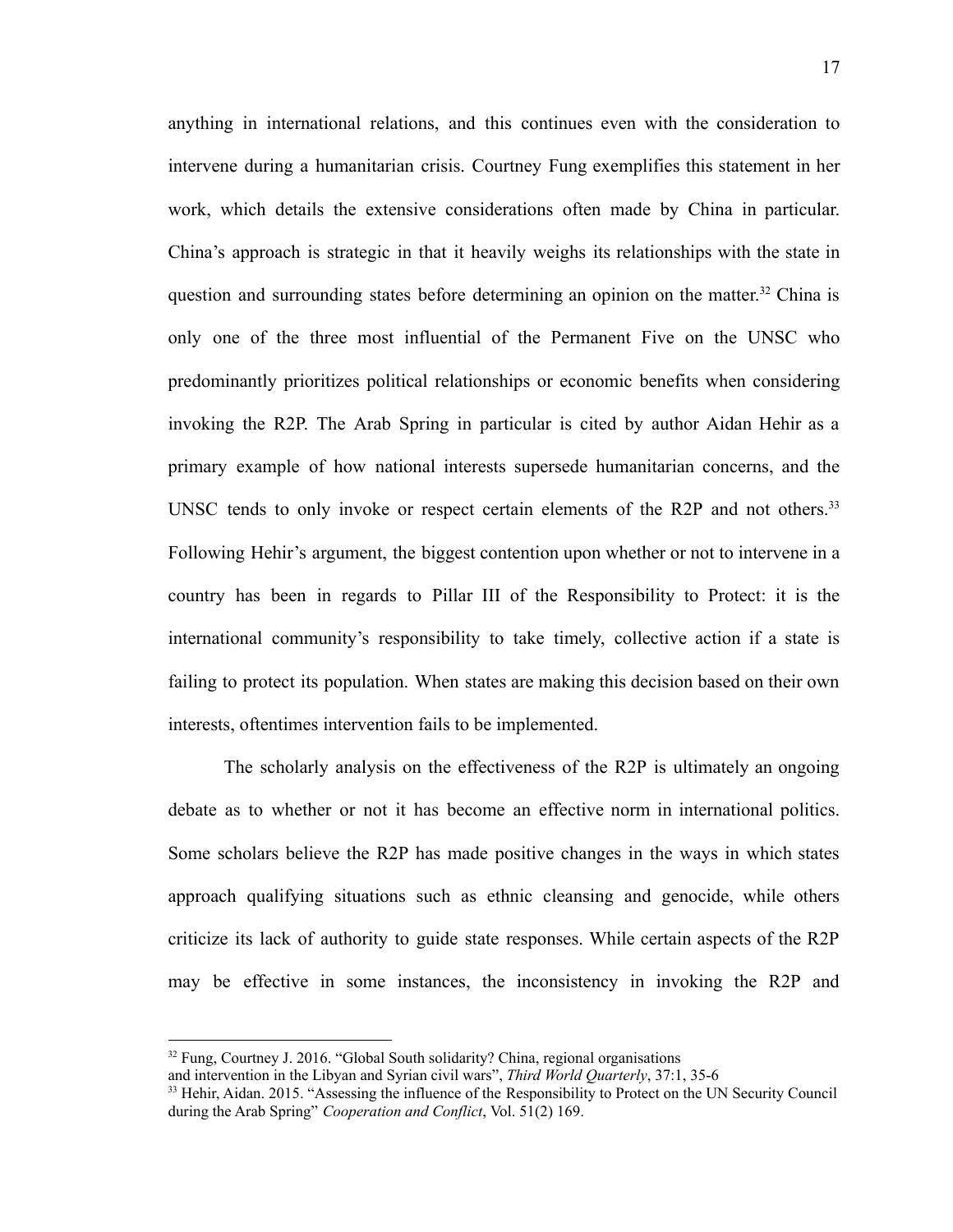anything in international relations, and this continues even with the consideration to intervene during a humanitarian crisis. Courtney Fung exemplifies this statement in her work, which details the extensive considerations often made by China in particular. China's approach is strategic in that it heavily weighs its relationships with the state in question and surrounding states before determining an opinion on the matter.[32] China is only one of the three most influential of the Permanent Five on the UNSC who predominantly prioritizes political relationships or economic benefits when considering invoking the R2P. The Arab Spring in particular is cited by author Aidan Hehir as a primary example of how national interests supersede humanitarian concerns, and the UNSC tends to only invoke or respect certain elements of the R2P and not others.[33] Following Hehir's argument, the biggest contention upon whether or not to intervene in a country has been in regards to Pillar III of the Responsibility to Protect: it is the international community's responsibility to take timely, collective action if a state is failing to protect its population. When states are making this decision based on their own interests, oftentimes intervention fails to be implemented.

The scholarly analysis on the effectiveness of the R2P is ultimately an ongoing debate as to whether or not it has become an effective norm in international politics. Some scholars believe the R2P has made positive changes in the ways in which states approach qualifying situations such as ethnic cleansing and genocide, while others criticize its lack of authority to guide state responses. While certain aspects of the R2P may be effective in some instances, the inconsistency in invoking the R2P and

---

[32] Fung, Courtney J. 2016. "Global South solidarity? China, regional organisations and intervention in the Libyan and Syrian civil wars", *Third World Quarterly*, 37:1, 35-6

[33] Hehir, Aidan. 2015. "Assessing the influence of the Responsibility to Protect on the UN Security Council during the Arab Spring" *Cooperation and Conflict*, Vol. 51(2) 169.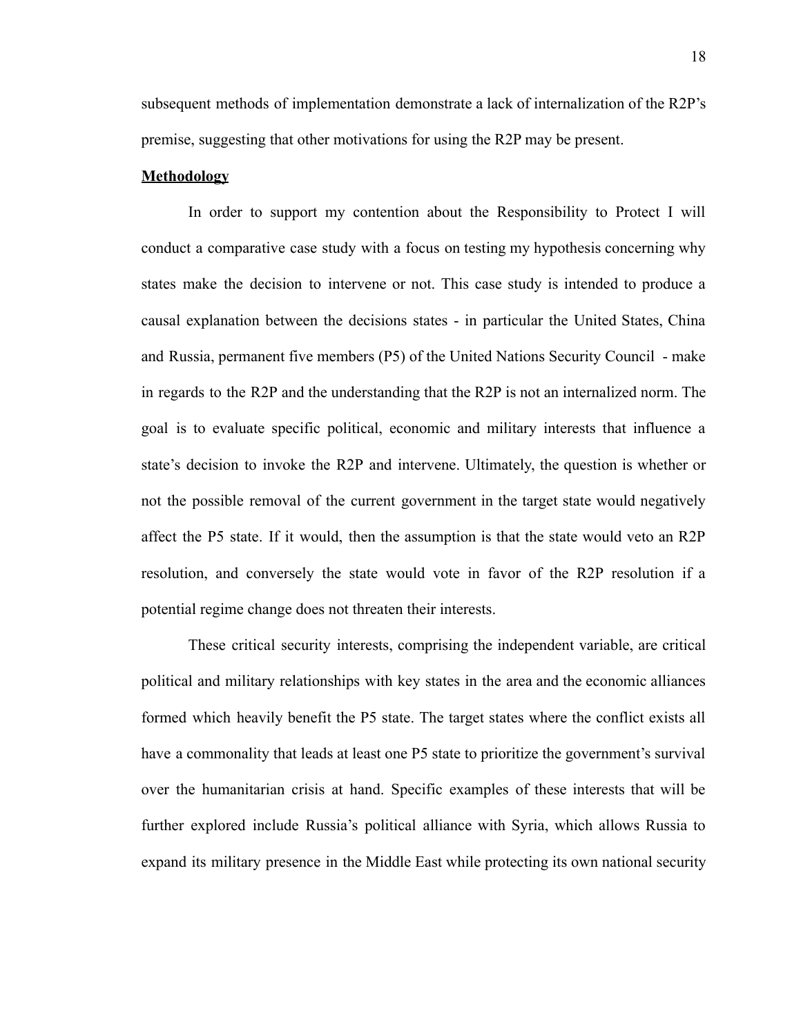subsequent methods of implementation demonstrate a lack of internalization of the R2P's premise, suggesting that other motivations for using the R2P may be present.

**Methodology**

In order to support my contention about the Responsibility to Protect I will conduct a comparative case study with a focus on testing my hypothesis concerning why states make the decision to intervene or not. This case study is intended to produce a causal explanation between the decisions states - in particular the United States, China and Russia, permanent five members (P5) of the United Nations Security Council - make in regards to the R2P and the understanding that the R2P is not an internalized norm. The goal is to evaluate specific political, economic and military interests that influence a state's decision to invoke the R2P and intervene. Ultimately, the question is whether or not the possible removal of the current government in the target state would negatively affect the P5 state. If it would, then the assumption is that the state would veto an R2P resolution, and conversely the state would vote in favor of the R2P resolution if a potential regime change does not threaten their interests.

These critical security interests, comprising the independent variable, are critical political and military relationships with key states in the area and the economic alliances formed which heavily benefit the P5 state. The target states where the conflict exists all have a commonality that leads at least one P5 state to prioritize the government's survival over the humanitarian crisis at hand. Specific examples of these interests that will be further explored include Russia's political alliance with Syria, which allows Russia to expand its military presence in the Middle East while protecting its own national security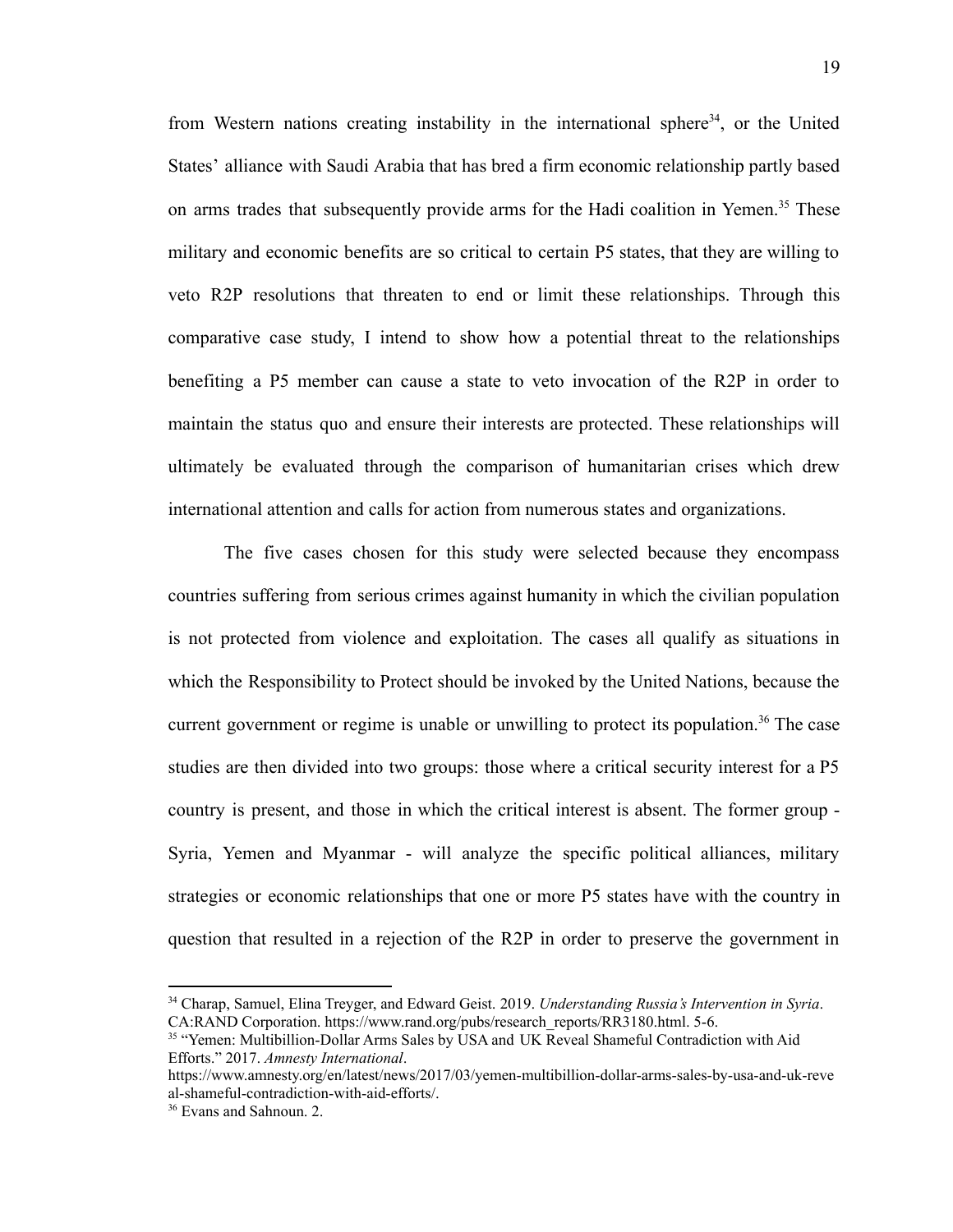from Western nations creating instability in the international sphere[34], or the United States' alliance with Saudi Arabia that has bred a firm economic relationship partly based on arms trades that subsequently provide arms for the Hadi coalition in Yemen.[35] These military and economic benefits are so critical to certain P5 states, that they are willing to veto R2P resolutions that threaten to end or limit these relationships. Through this comparative case study, I intend to show how a potential threat to the relationships benefiting a P5 member can cause a state to veto invocation of the R2P in order to maintain the status quo and ensure their interests are protected. These relationships will ultimately be evaluated through the comparison of humanitarian crises which drew international attention and calls for action from numerous states and organizations.

The five cases chosen for this study were selected because they encompass countries suffering from serious crimes against humanity in which the civilian population is not protected from violence and exploitation. The cases all qualify as situations in which the Responsibility to Protect should be invoked by the United Nations, because the current government or regime is unable or unwilling to protect its population.[36] The case studies are then divided into two groups: those where a critical security interest for a P5 country is present, and those in which the critical interest is absent. The former group - Syria, Yemen and Myanmar - will analyze the specific political alliances, military strategies or economic relationships that one or more P5 states have with the country in question that resulted in a rejection of the R2P in order to preserve the government in

---

[34] Charap, Samuel, Elina Treyger, and Edward Geist. 2019. *Understanding Russia's Intervention in Syria*. CA:RAND Corporation. https://www.rand.org/pubs/research_reports/RR3180.html. 5-6.

[35] "Yemen: Multibillion-Dollar Arms Sales by USA and UK Reveal Shameful Contradiction with Aid Efforts." 2017. *Amnesty International*. https://www.amnesty.org/en/latest/news/2017/03/yemen-multibillion-dollar-arms-sales-by-usa-and-uk-reveal-shameful-contradiction-with-aid-efforts/.

[36] Evans and Sahnoun. 2.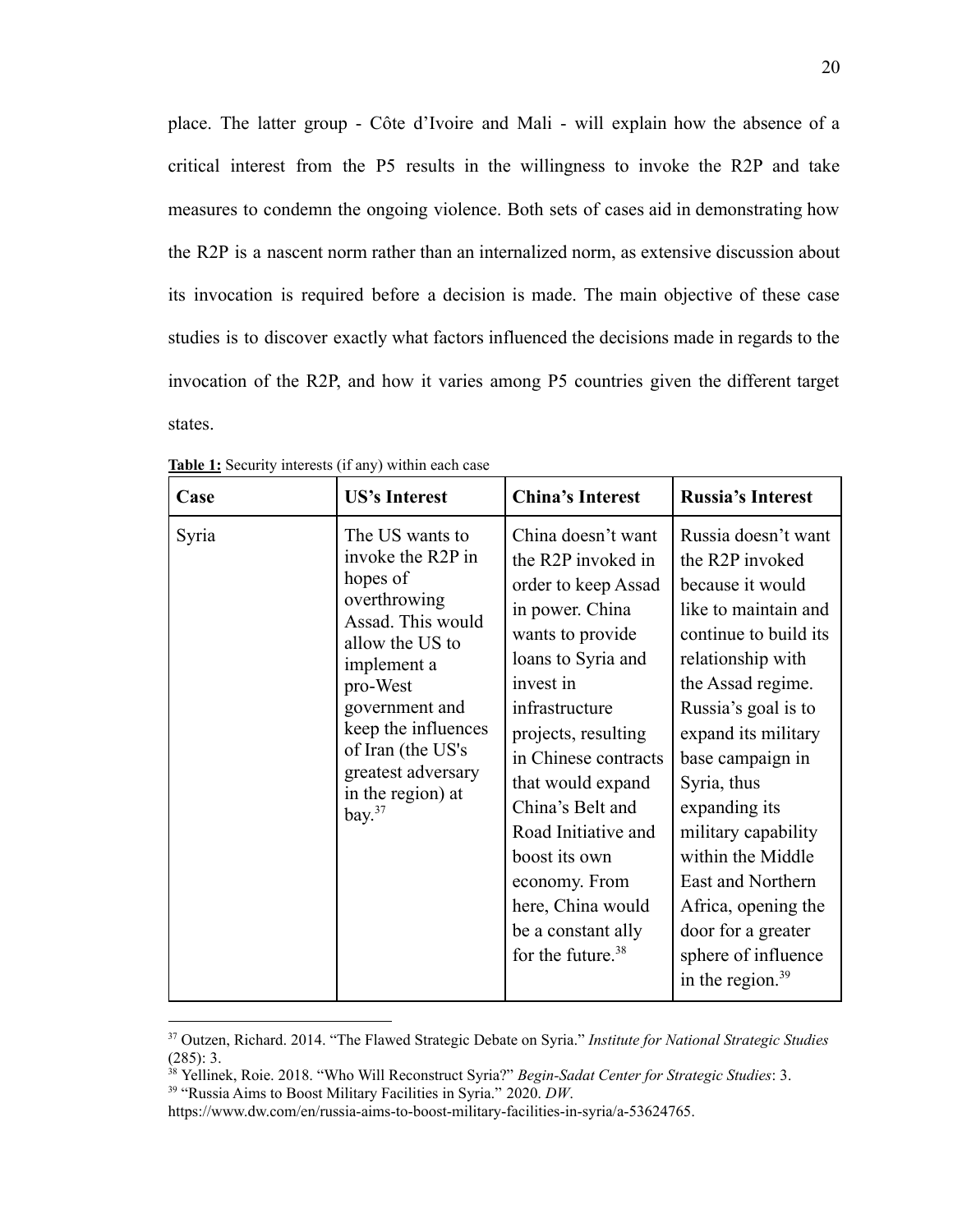place. The latter group - Côte d'Ivoire and Mali - will explain how the absence of a critical interest from the P5 results in the willingness to invoke the R2P and take measures to condemn the ongoing violence. Both sets of cases aid in demonstrating how the R2P is a nascent norm rather than an internalized norm, as extensive discussion about its invocation is required before a decision is made. The main objective of these case studies is to discover exactly what factors influenced the decisions made in regards to the invocation of the R2P, and how it varies among P5 countries given the different target states.

**Table 1:** Security interests (if any) within each case

| Case | US's Interest | China's Interest | Russia's Interest |
|---|---|---|---|
| Syria | The US wants to invoke the R2P in hopes of overthrowing Assad. This would allow the US to implement a pro-West government and keep the influences of Iran (the US's greatest adversary in the region) at bay.[37] | China doesn't want the R2P invoked in order to keep Assad in power. China wants to provide loans to Syria and invest in infrastructure projects, resulting in Chinese contracts that would expand China's Belt and Road Initiative and boost its own economy. From here, China would be a constant ally for the future.[38] | Russia doesn't want the R2P invoked because it would like to maintain and continue to build its relationship with the Assad regime. Russia's goal is to expand its military base campaign in Syria, thus expanding its military capability within the Middle East and Northern Africa, opening the door for a greater sphere of influence in the region.[39] |

[37] Outzen, Richard. 2014. "The Flawed Strategic Debate on Syria." *Institute for National Strategic Studies* (285): 3.

[38] Yellinek, Roie. 2018. "Who Will Reconstruct Syria?" *Begin-Sadat Center for Strategic Studies*: 3.

[39] "Russia Aims to Boost Military Facilities in Syria." 2020. *DW*. https://www.dw.com/en/russia-aims-to-boost-military-facilities-in-syria/a-53624765.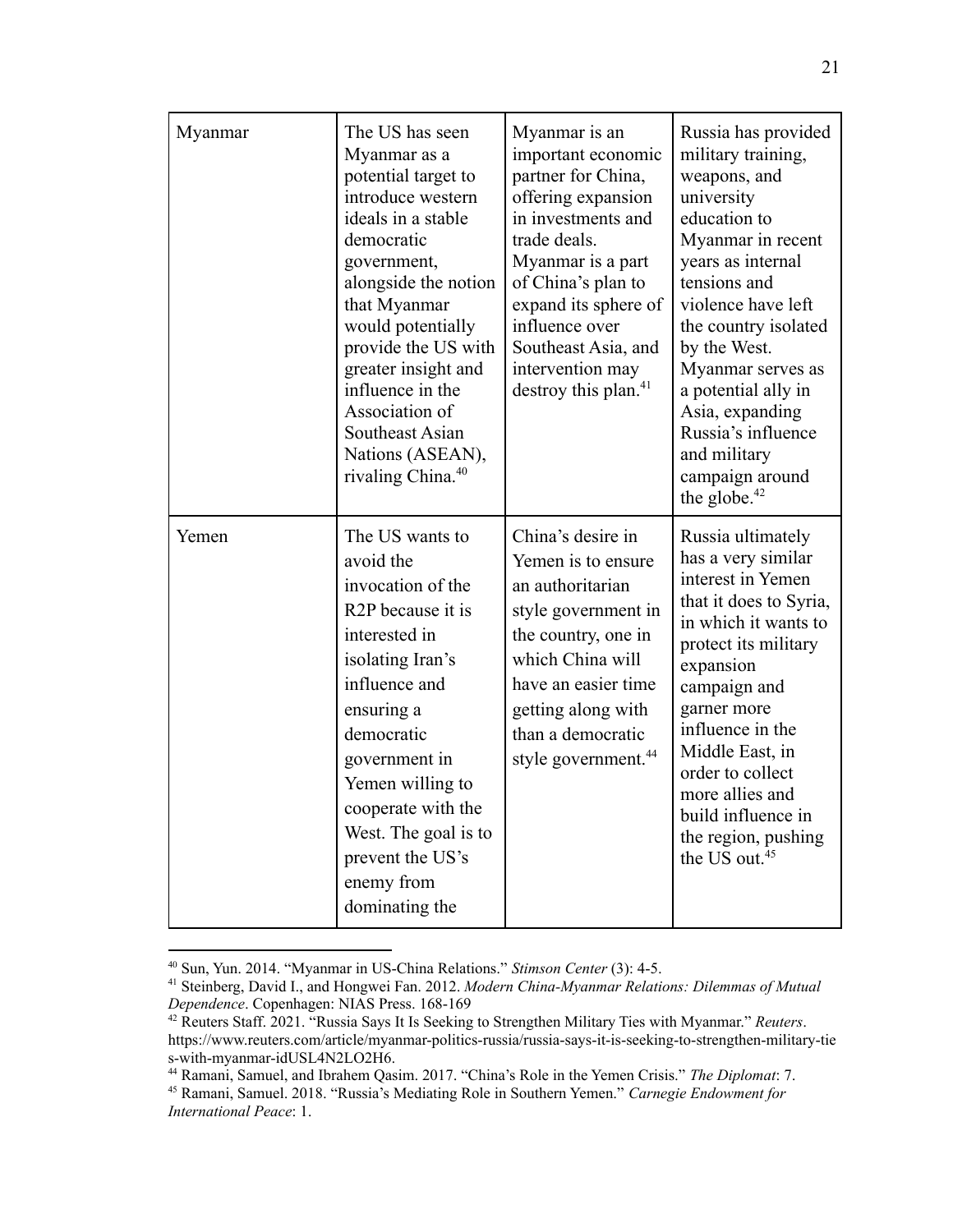| | | | |
|---|---|---|---|
| Myanmar | The US has seen Myanmar as a potential target to introduce western ideals in a stable democratic government, alongside the notion that Myanmar would potentially provide the US with greater insight and influence in the Association of Southeast Asian Nations (ASEAN), rivaling China.[40] | Myanmar is an important economic partner for China, offering expansion in investments and trade deals. Myanmar is a part of China's plan to expand its sphere of influence over Southeast Asia, and intervention may destroy this plan.[41] | Russia has provided military training, weapons, and university education to Myanmar in recent years as internal tensions and violence have left the country isolated by the West. Myanmar serves as a potential ally in Asia, expanding Russia's influence and military campaign around the globe.[42] |
| Yemen | The US wants to avoid the invocation of the R2P because it is interested in isolating Iran's influence and ensuring a democratic government in Yemen willing to cooperate with the West. The goal is to prevent the US's enemy from dominating the | China's desire in Yemen is to ensure an authoritarian style government in the country, one in which China will have an easier time getting along with than a democratic style government.[44] | Russia ultimately has a very similar interest in Yemen that it does to Syria, in which it wants to protect its military expansion campaign and garner more influence in the Middle East, in order to collect more allies and build influence in the region, pushing the US out.[45] |

[40] Sun, Yun. 2014. "Myanmar in US-China Relations." *Stimson Center* (3): 4-5.

[41] Steinberg, David I., and Hongwei Fan. 2012. *Modern China-Myanmar Relations: Dilemmas of Mutual Dependence*. Copenhagen: NIAS Press. 168-169

[42] Reuters Staff. 2021. "Russia Says It Is Seeking to Strengthen Military Ties with Myanmar." *Reuters*. https://www.reuters.com/article/myanmar-politics-russia/russia-says-it-is-seeking-to-strengthen-military-ties-with-myanmar-idUSL4N2LO2H6.

[44] Ramani, Samuel, and Ibrahem Qasim. 2017. "China's Role in the Yemen Crisis." *The Diplomat*: 7.

[45] Ramani, Samuel. 2018. "Russia's Mediating Role in Southern Yemen." *Carnegie Endowment for International Peace*: 1.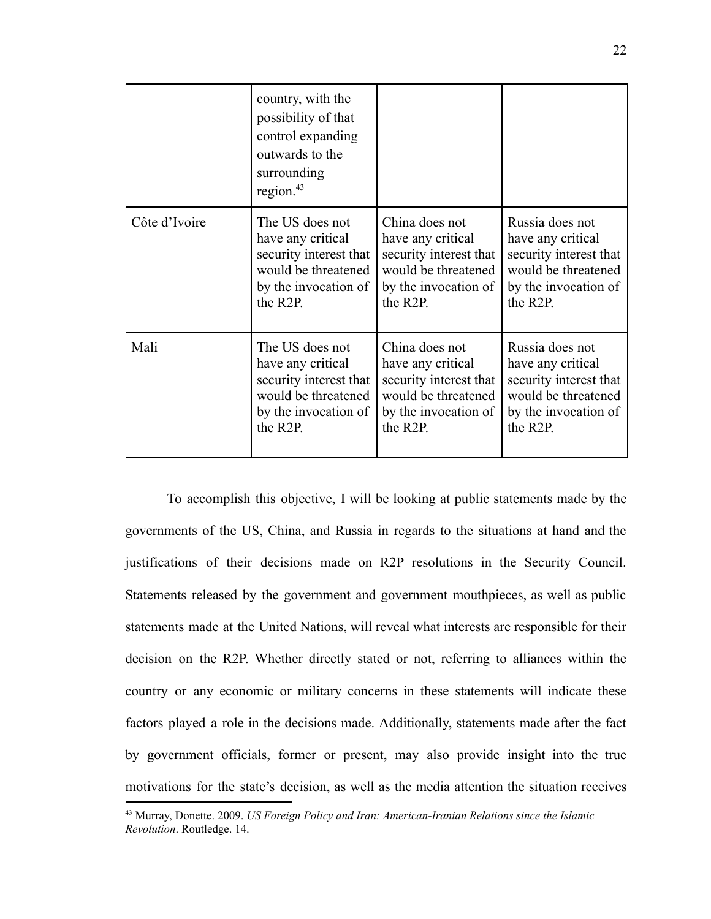| | | | |
|---|---|---|---|
| | country, with the possibility of that control expanding outwards to the surrounding region.[43] | | |
| Côte d'Ivoire | The US does not have any critical security interest that would be threatened by the invocation of the R2P. | China does not have any critical security interest that would be threatened by the invocation of the R2P. | Russia does not have any critical security interest that would be threatened by the invocation of the R2P. |
| Mali | The US does not have any critical security interest that would be threatened by the invocation of the R2P. | China does not have any critical security interest that would be threatened by the invocation of the R2P. | Russia does not have any critical security interest that would be threatened by the invocation of the R2P. |

To accomplish this objective, I will be looking at public statements made by the governments of the US, China, and Russia in regards to the situations at hand and the justifications of their decisions made on R2P resolutions in the Security Council. Statements released by the government and government mouthpieces, as well as public statements made at the United Nations, will reveal what interests are responsible for their decision on the R2P. Whether directly stated or not, referring to alliances within the country or any economic or military concerns in these statements will indicate these factors played a role in the decisions made. Additionally, statements made after the fact by government officials, former or present, may also provide insight into the true motivations for the state's decision, as well as the media attention the situation receives

[43] Murray, Donette. 2009. *US Foreign Policy and Iran: American-Iranian Relations since the Islamic Revolution*. Routledge. 14.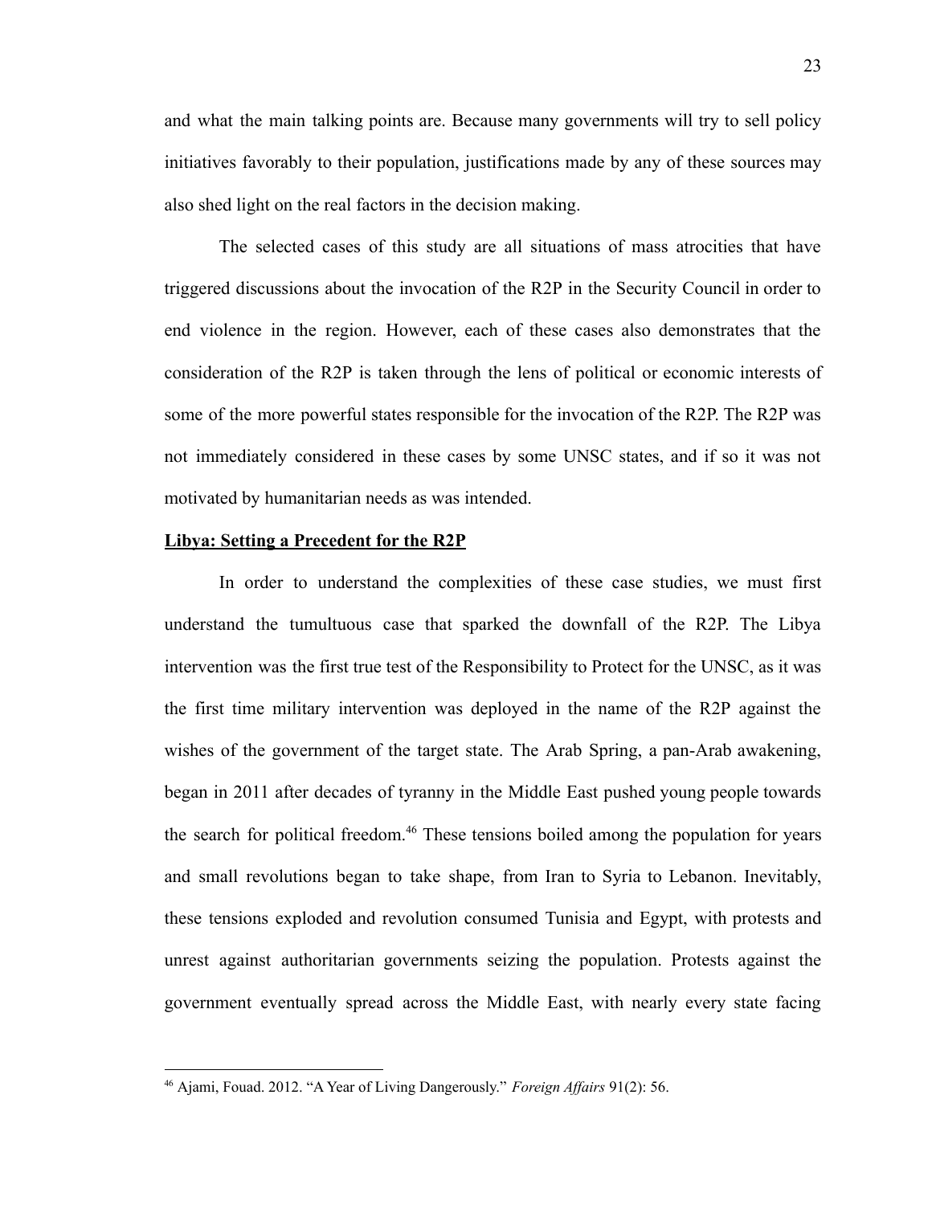and what the main talking points are. Because many governments will try to sell policy initiatives favorably to their population, justifications made by any of these sources may also shed light on the real factors in the decision making.

The selected cases of this study are all situations of mass atrocities that have triggered discussions about the invocation of the R2P in the Security Council in order to end violence in the region. However, each of these cases also demonstrates that the consideration of the R2P is taken through the lens of political or economic interests of some of the more powerful states responsible for the invocation of the R2P. The R2P was not immediately considered in these cases by some UNSC states, and if so it was not motivated by humanitarian needs as was intended.

**Libya: Setting a Precedent for the R2P**

In order to understand the complexities of these case studies, we must first understand the tumultuous case that sparked the downfall of the R2P. The Libya intervention was the first true test of the Responsibility to Protect for the UNSC, as it was the first time military intervention was deployed in the name of the R2P against the wishes of the government of the target state. The Arab Spring, a pan-Arab awakening, began in 2011 after decades of tyranny in the Middle East pushed young people towards the search for political freedom.[46] These tensions boiled among the population for years and small revolutions began to take shape, from Iran to Syria to Lebanon. Inevitably, these tensions exploded and revolution consumed Tunisia and Egypt, with protests and unrest against authoritarian governments seizing the population. Protests against the government eventually spread across the Middle East, with nearly every state facing

---

[46] Ajami, Fouad. 2012. "A Year of Living Dangerously." *Foreign Affairs* 91(2): 56.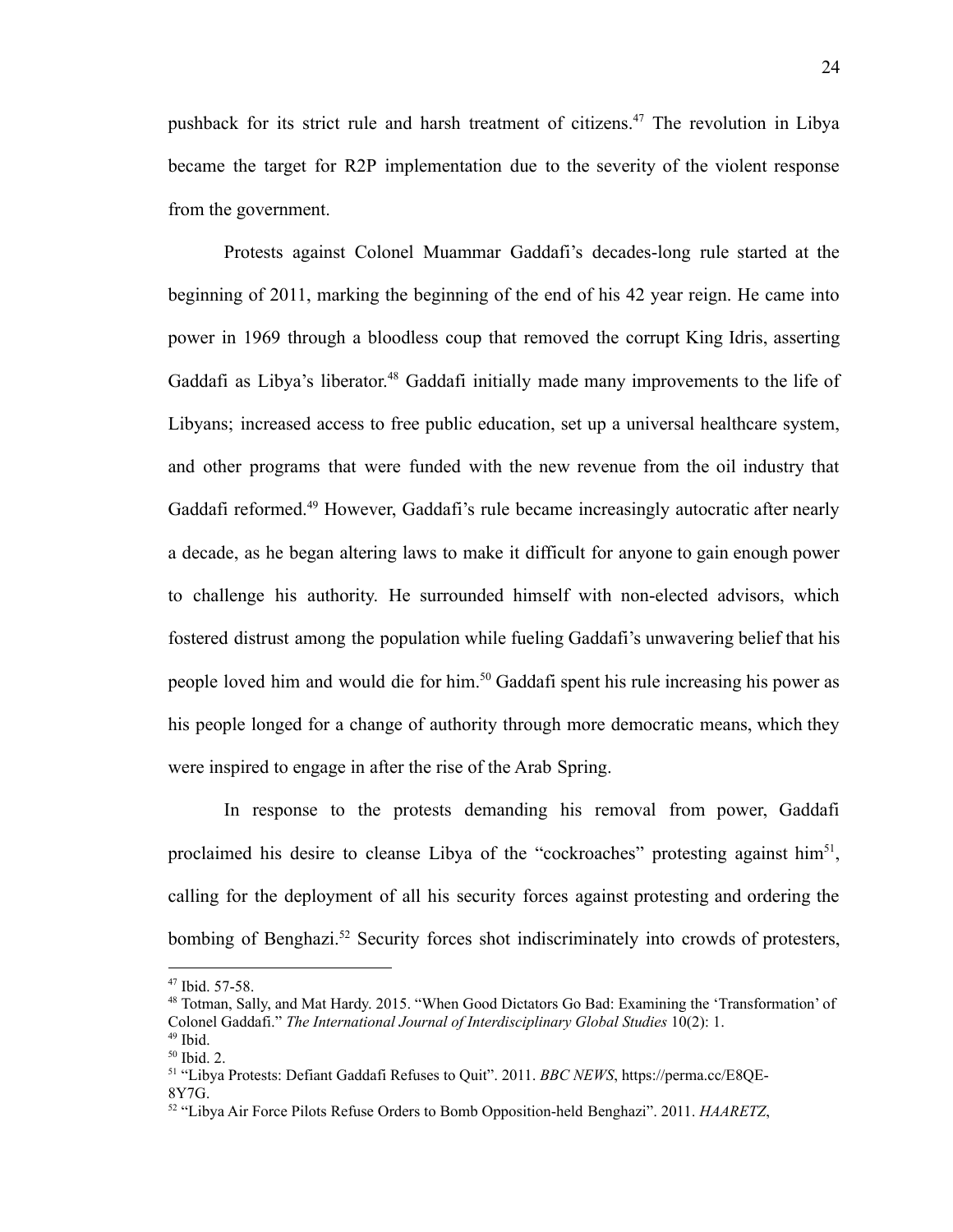pushback for its strict rule and harsh treatment of citizens.[47] The revolution in Libya became the target for R2P implementation due to the severity of the violent response from the government.

Protests against Colonel Muammar Gaddafi's decades-long rule started at the beginning of 2011, marking the beginning of the end of his 42 year reign. He came into power in 1969 through a bloodless coup that removed the corrupt King Idris, asserting Gaddafi as Libya's liberator.[48] Gaddafi initially made many improvements to the life of Libyans; increased access to free public education, set up a universal healthcare system, and other programs that were funded with the new revenue from the oil industry that Gaddafi reformed.[49] However, Gaddafi's rule became increasingly autocratic after nearly a decade, as he began altering laws to make it difficult for anyone to gain enough power to challenge his authority. He surrounded himself with non-elected advisors, which fostered distrust among the population while fueling Gaddafi's unwavering belief that his people loved him and would die for him.[50] Gaddafi spent his rule increasing his power as his people longed for a change of authority through more democratic means, which they were inspired to engage in after the rise of the Arab Spring.

In response to the protests demanding his removal from power, Gaddafi proclaimed his desire to cleanse Libya of the "cockroaches" protesting against him[51], calling for the deployment of all his security forces against protesting and ordering the bombing of Benghazi.[52] Security forces shot indiscriminately into crowds of protesters,

---

[47] Ibid. 57-58.

[48] Totman, Sally, and Mat Hardy. 2015. "When Good Dictators Go Bad: Examining the 'Transformation' of Colonel Gaddafi." *The International Journal of Interdisciplinary Global Studies* 10(2): 1.

[49] Ibid.

[50] Ibid. 2.

[51] "Libya Protests: Defiant Gaddafi Refuses to Quit". 2011. *BBC NEWS*, https://perma.cc/E8QE-8Y7G.

[52] "Libya Air Force Pilots Refuse Orders to Bomb Opposition-held Benghazi". 2011. *HAARETZ*,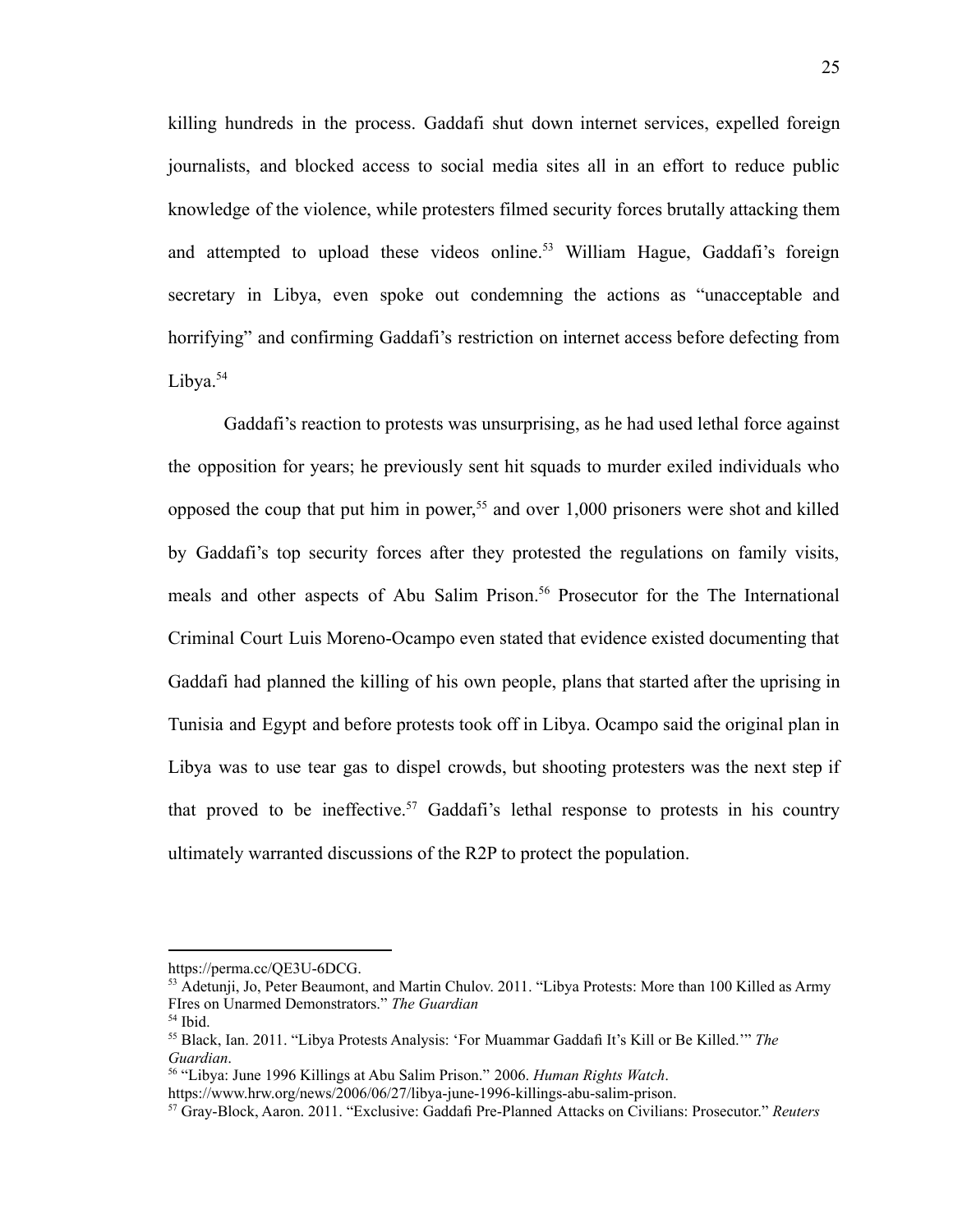killing hundreds in the process. Gaddafi shut down internet services, expelled foreign journalists, and blocked access to social media sites all in an effort to reduce public knowledge of the violence, while protesters filmed security forces brutally attacking them and attempted to upload these videos online.[53] William Hague, Gaddafi's foreign secretary in Libya, even spoke out condemning the actions as "unacceptable and horrifying" and confirming Gaddafi's restriction on internet access before defecting from Libya.[54]

Gaddafi's reaction to protests was unsurprising, as he had used lethal force against the opposition for years; he previously sent hit squads to murder exiled individuals who opposed the coup that put him in power,[55] and over 1,000 prisoners were shot and killed by Gaddafi's top security forces after they protested the regulations on family visits, meals and other aspects of Abu Salim Prison.[56] Prosecutor for the The International Criminal Court Luis Moreno-Ocampo even stated that evidence existed documenting that Gaddafi had planned the killing of his own people, plans that started after the uprising in Tunisia and Egypt and before protests took off in Libya. Ocampo said the original plan in Libya was to use tear gas to dispel crowds, but shooting protesters was the next step if that proved to be ineffective.[57] Gaddafi's lethal response to protests in his country ultimately warranted discussions of the R2P to protect the population.

---

https://perma.cc/QE3U-6DCG.

[53] Adetunji, Jo, Peter Beaumont, and Martin Chulov. 2011. "Libya Protests: More than 100 Killed as Army FIres on Unarmed Demonstrators." *The Guardian*

[54] Ibid.

[55] Black, Ian. 2011. "Libya Protests Analysis: 'For Muammar Gaddafi It's Kill or Be Killed.'" *The Guardian*.

[56] "Libya: June 1996 Killings at Abu Salim Prison." 2006. *Human Rights Watch*. https://www.hrw.org/news/2006/06/27/libya-june-1996-killings-abu-salim-prison.

[57] Gray-Block, Aaron. 2011. "Exclusive: Gaddafi Pre-Planned Attacks on Civilians: Prosecutor." *Reuters*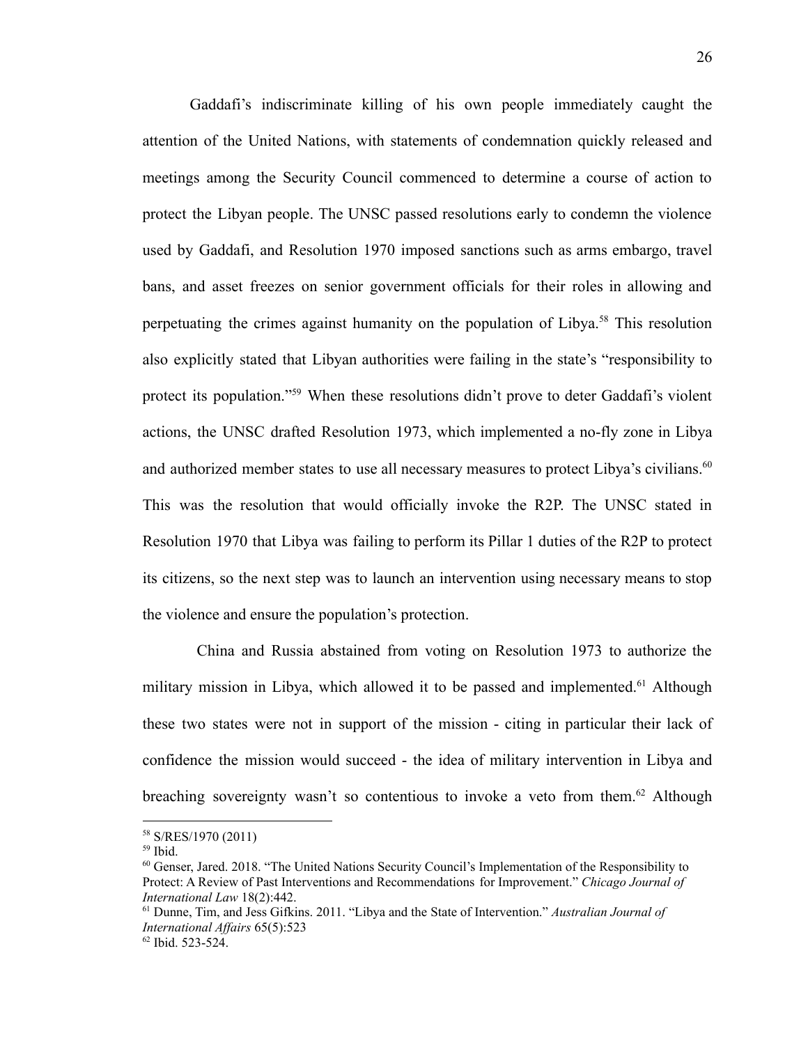Gaddafi's indiscriminate killing of his own people immediately caught the attention of the United Nations, with statements of condemnation quickly released and meetings among the Security Council commenced to determine a course of action to protect the Libyan people. The UNSC passed resolutions early to condemn the violence used by Gaddafi, and Resolution 1970 imposed sanctions such as arms embargo, travel bans, and asset freezes on senior government officials for their roles in allowing and perpetuating the crimes against humanity on the population of Libya.[58] This resolution also explicitly stated that Libyan authorities were failing in the state's "responsibility to protect its population."[59] When these resolutions didn't prove to deter Gaddafi's violent actions, the UNSC drafted Resolution 1973, which implemented a no-fly zone in Libya and authorized member states to use all necessary measures to protect Libya's civilians.[60] This was the resolution that would officially invoke the R2P. The UNSC stated in Resolution 1970 that Libya was failing to perform its Pillar 1 duties of the R2P to protect its citizens, so the next step was to launch an intervention using necessary means to stop the violence and ensure the population's protection.

China and Russia abstained from voting on Resolution 1973 to authorize the military mission in Libya, which allowed it to be passed and implemented.[61] Although these two states were not in support of the mission - citing in particular their lack of confidence the mission would succeed - the idea of military intervention in Libya and breaching sovereignty wasn't so contentious to invoke a veto from them.[62] Although

---

[58] S/RES/1970 (2011)

[59] Ibid.

[60] Genser, Jared. 2018. "The United Nations Security Council's Implementation of the Responsibility to Protect: A Review of Past Interventions and Recommendations for Improvement." *Chicago Journal of International Law* 18(2):442.

[61] Dunne, Tim, and Jess Gifkins. 2011. "Libya and the State of Intervention." *Australian Journal of International Affairs* 65(5):523

[62] Ibid. 523-524.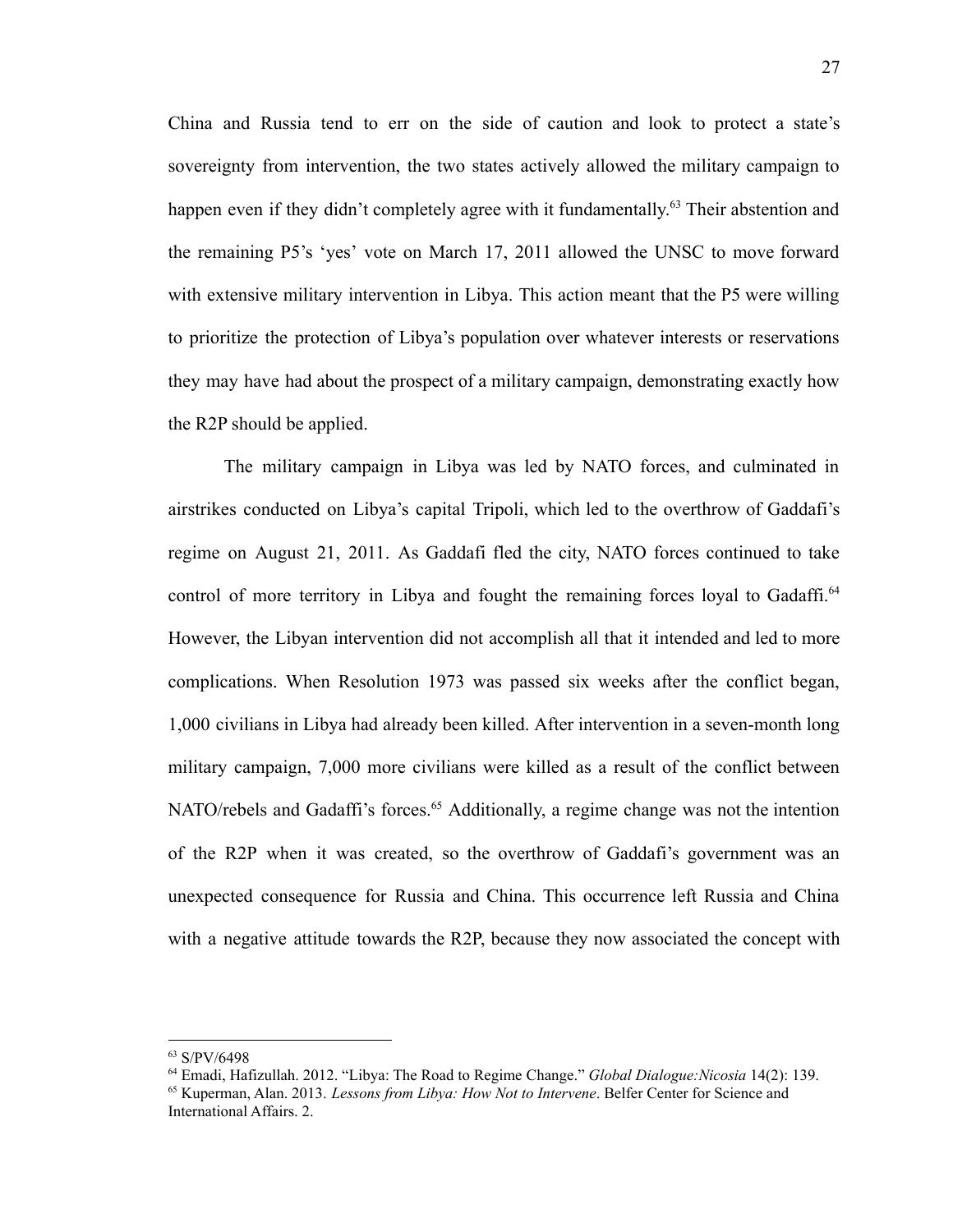China and Russia tend to err on the side of caution and look to protect a state's sovereignty from intervention, the two states actively allowed the military campaign to happen even if they didn't completely agree with it fundamentally.[63] Their abstention and the remaining P5's 'yes' vote on March 17, 2011 allowed the UNSC to move forward with extensive military intervention in Libya. This action meant that the P5 were willing to prioritize the protection of Libya's population over whatever interests or reservations they may have had about the prospect of a military campaign, demonstrating exactly how the R2P should be applied.

The military campaign in Libya was led by NATO forces, and culminated in airstrikes conducted on Libya's capital Tripoli, which led to the overthrow of Gaddafi's regime on August 21, 2011. As Gaddafi fled the city, NATO forces continued to take control of more territory in Libya and fought the remaining forces loyal to Gadaffi.[64] However, the Libyan intervention did not accomplish all that it intended and led to more complications. When Resolution 1973 was passed six weeks after the conflict began, 1,000 civilians in Libya had already been killed. After intervention in a seven-month long military campaign, 7,000 more civilians were killed as a result of the conflict between NATO/rebels and Gadaffi's forces.[65] Additionally, a regime change was not the intention of the R2P when it was created, so the overthrow of Gaddafi's government was an unexpected consequence for Russia and China. This occurrence left Russia and China with a negative attitude towards the R2P, because they now associated the concept with

---

[63] S/PV/6498

[64] Emadi, Hafizullah. 2012. "Libya: The Road to Regime Change." *Global Dialogue:Nicosia* 14(2): 139.

[65] Kuperman, Alan. 2013. *Lessons from Libya: How Not to Intervene*. Belfer Center for Science and International Affairs. 2.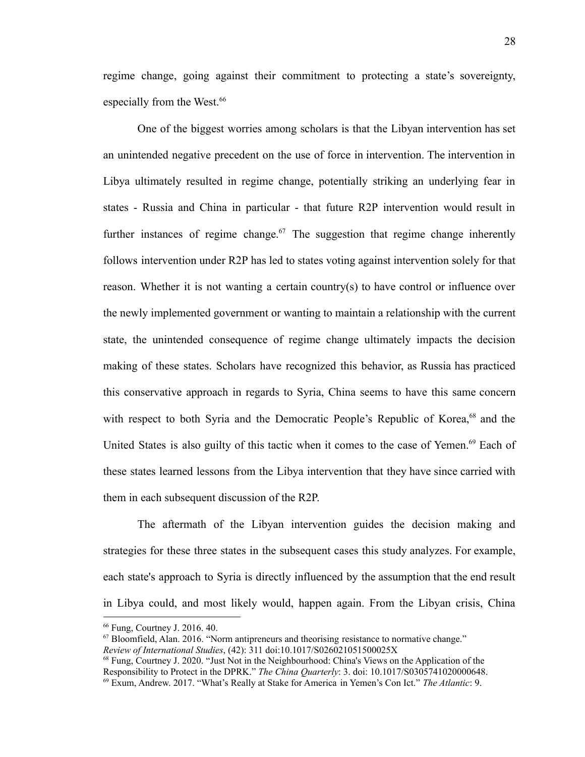regime change, going against their commitment to protecting a state's sovereignty, especially from the West.[66]

One of the biggest worries among scholars is that the Libyan intervention has set an unintended negative precedent on the use of force in intervention. The intervention in Libya ultimately resulted in regime change, potentially striking an underlying fear in states - Russia and China in particular - that future R2P intervention would result in further instances of regime change.[67] The suggestion that regime change inherently follows intervention under R2P has led to states voting against intervention solely for that reason. Whether it is not wanting a certain country(s) to have control or influence over the newly implemented government or wanting to maintain a relationship with the current state, the unintended consequence of regime change ultimately impacts the decision making of these states. Scholars have recognized this behavior, as Russia has practiced this conservative approach in regards to Syria, China seems to have this same concern with respect to both Syria and the Democratic People's Republic of Korea,[68] and the United States is also guilty of this tactic when it comes to the case of Yemen.[69] Each of these states learned lessons from the Libya intervention that they have since carried with them in each subsequent discussion of the R2P.

The aftermath of the Libyan intervention guides the decision making and strategies for these three states in the subsequent cases this study analyzes. For example, each state's approach to Syria is directly influenced by the assumption that the end result in Libya could, and most likely would, happen again. From the Libyan crisis, China

---

[66] Fung, Courtney J. 2016. 40.

[67] Bloomfield, Alan. 2016. "Norm antipreneurs and theorising resistance to normative change." *Review of International Studies*, (42): 311 doi:10.1017/S026021051500025X

[68] Fung, Courtney J. 2020. "Just Not in the Neighbourhood: China's Views on the Application of the Responsibility to Protect in the DPRK." *The China Quarterly*: 3. doi: 10.1017/S0305741020000648.

[69] Exum, Andrew. 2017. "What's Really at Stake for America in Yemen's Con Ict." *The Atlantic*: 9.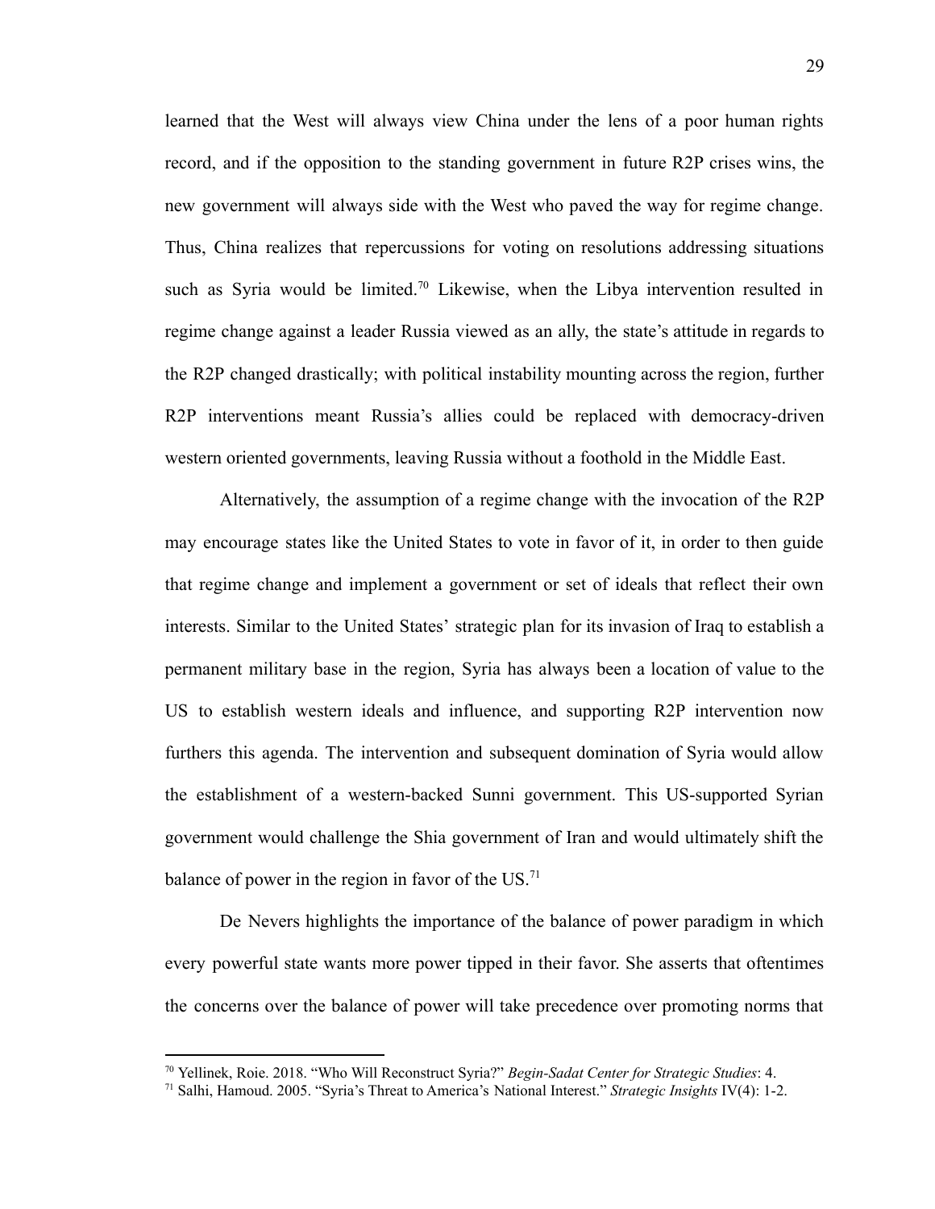learned that the West will always view China under the lens of a poor human rights record, and if the opposition to the standing government in future R2P crises wins, the new government will always side with the West who paved the way for regime change. Thus, China realizes that repercussions for voting on resolutions addressing situations such as Syria would be limited.[70] Likewise, when the Libya intervention resulted in regime change against a leader Russia viewed as an ally, the state's attitude in regards to the R2P changed drastically; with political instability mounting across the region, further R2P interventions meant Russia's allies could be replaced with democracy-driven western oriented governments, leaving Russia without a foothold in the Middle East.

Alternatively, the assumption of a regime change with the invocation of the R2P may encourage states like the United States to vote in favor of it, in order to then guide that regime change and implement a government or set of ideals that reflect their own interests. Similar to the United States' strategic plan for its invasion of Iraq to establish a permanent military base in the region, Syria has always been a location of value to the US to establish western ideals and influence, and supporting R2P intervention now furthers this agenda. The intervention and subsequent domination of Syria would allow the establishment of a western-backed Sunni government. This US-supported Syrian government would challenge the Shia government of Iran and would ultimately shift the balance of power in the region in favor of the US.[71]

De Nevers highlights the importance of the balance of power paradigm in which every powerful state wants more power tipped in their favor. She asserts that oftentimes the concerns over the balance of power will take precedence over promoting norms that

---

[70] Yellinek, Roie. 2018. "Who Will Reconstruct Syria?" *Begin-Sadat Center for Strategic Studies*: 4.

[71] Salhi, Hamoud. 2005. "Syria's Threat to America's National Interest." *Strategic Insights* IV(4): 1-2.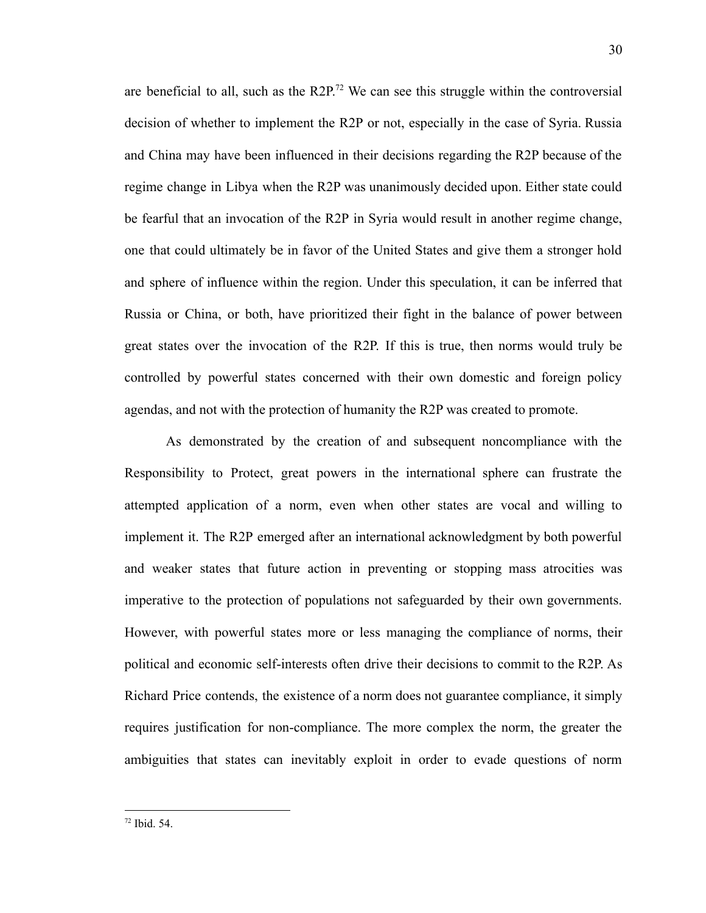are beneficial to all, such as the R2P.[72] We can see this struggle within the controversial decision of whether to implement the R2P or not, especially in the case of Syria. Russia and China may have been influenced in their decisions regarding the R2P because of the regime change in Libya when the R2P was unanimously decided upon. Either state could be fearful that an invocation of the R2P in Syria would result in another regime change, one that could ultimately be in favor of the United States and give them a stronger hold and sphere of influence within the region. Under this speculation, it can be inferred that Russia or China, or both, have prioritized their fight in the balance of power between great states over the invocation of the R2P. If this is true, then norms would truly be controlled by powerful states concerned with their own domestic and foreign policy agendas, and not with the protection of humanity the R2P was created to promote.

As demonstrated by the creation of and subsequent noncompliance with the Responsibility to Protect, great powers in the international sphere can frustrate the attempted application of a norm, even when other states are vocal and willing to implement it. The R2P emerged after an international acknowledgment by both powerful and weaker states that future action in preventing or stopping mass atrocities was imperative to the protection of populations not safeguarded by their own governments. However, with powerful states more or less managing the compliance of norms, their political and economic self-interests often drive their decisions to commit to the R2P. As Richard Price contends, the existence of a norm does not guarantee compliance, it simply requires justification for non-compliance. The more complex the norm, the greater the ambiguities that states can inevitably exploit in order to evade questions of norm

---

[72] Ibid. 54.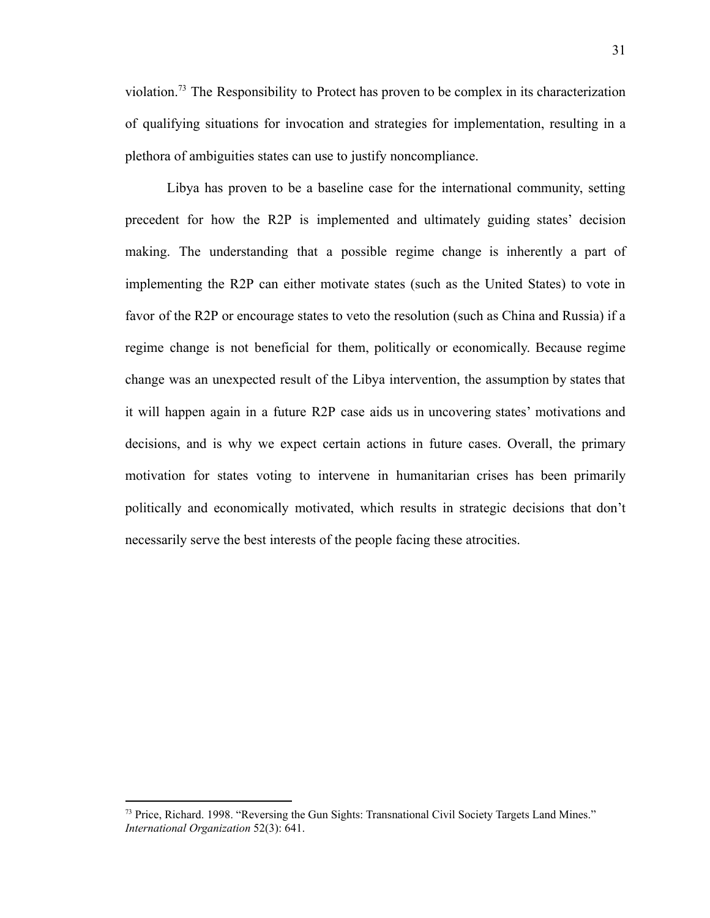violation.[73] The Responsibility to Protect has proven to be complex in its characterization of qualifying situations for invocation and strategies for implementation, resulting in a plethora of ambiguities states can use to justify noncompliance.

Libya has proven to be a baseline case for the international community, setting precedent for how the R2P is implemented and ultimately guiding states' decision making. The understanding that a possible regime change is inherently a part of implementing the R2P can either motivate states (such as the United States) to vote in favor of the R2P or encourage states to veto the resolution (such as China and Russia) if a regime change is not beneficial for them, politically or economically. Because regime change was an unexpected result of the Libya intervention, the assumption by states that it will happen again in a future R2P case aids us in uncovering states' motivations and decisions, and is why we expect certain actions in future cases. Overall, the primary motivation for states voting to intervene in humanitarian crises has been primarily politically and economically motivated, which results in strategic decisions that don't necessarily serve the best interests of the people facing these atrocities.

---

[73] Price, Richard. 1998. "Reversing the Gun Sights: Transnational Civil Society Targets Land Mines." *International Organization* 52(3): 641.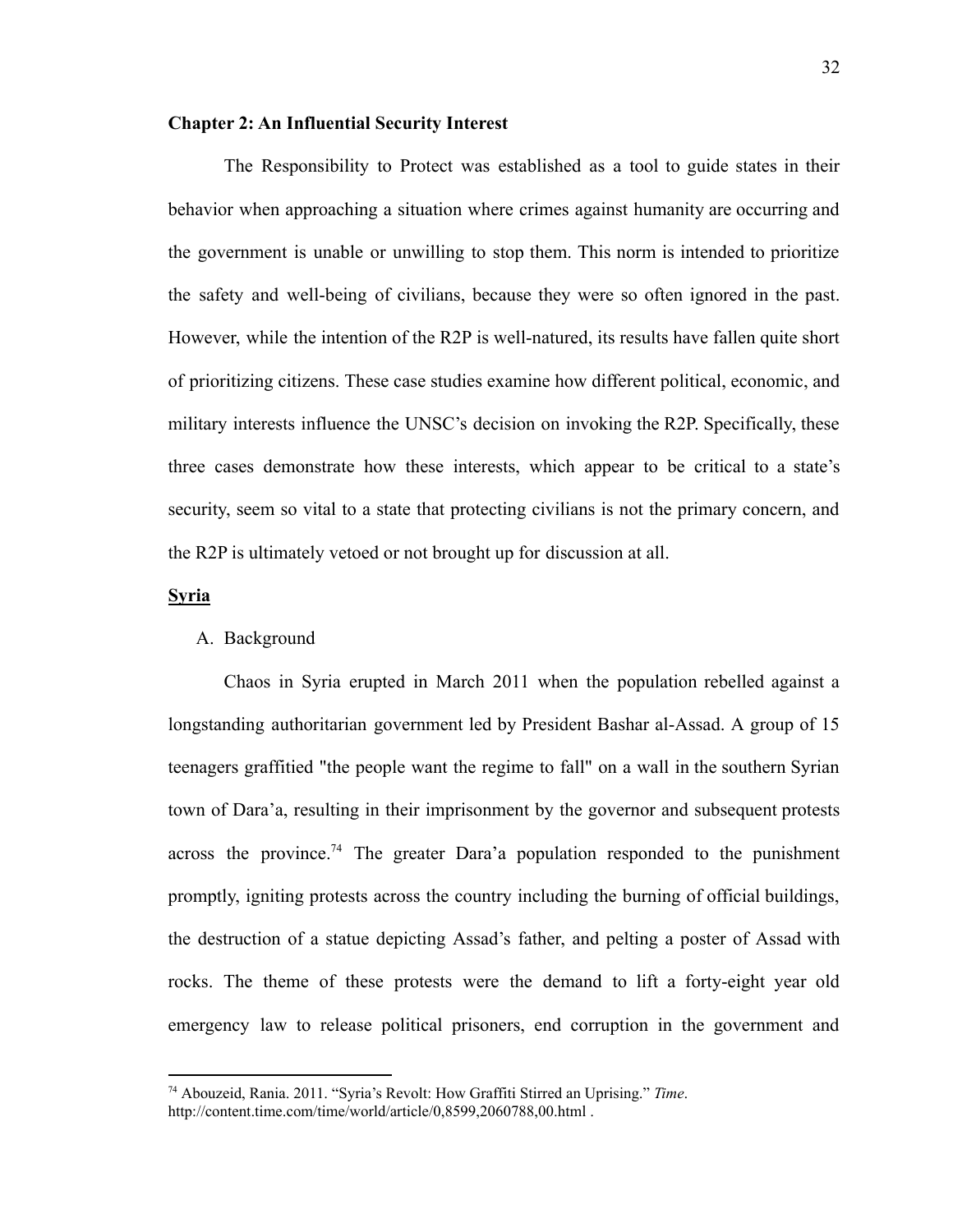## Chapter 2: An Influential Security Interest

The Responsibility to Protect was established as a tool to guide states in their behavior when approaching a situation where crimes against humanity are occurring and the government is unable or unwilling to stop them. This norm is intended to prioritize the safety and well-being of civilians, because they were so often ignored in the past. However, while the intention of the R2P is well-natured, its results have fallen quite short of prioritizing citizens. These case studies examine how different political, economic, and military interests influence the UNSC's decision on invoking the R2P. Specifically, these three cases demonstrate how these interests, which appear to be critical to a state's security, seem so vital to a state that protecting civilians is not the primary concern, and the R2P is ultimately vetoed or not brought up for discussion at all.

### Syria

A. Background

Chaos in Syria erupted in March 2011 when the population rebelled against a longstanding authoritarian government led by President Bashar al-Assad. A group of 15 teenagers graffitied "the people want the regime to fall" on a wall in the southern Syrian town of Dara'a, resulting in their imprisonment by the governor and subsequent protests across the province.[74] The greater Dara'a population responded to the punishment promptly, igniting protests across the country including the burning of official buildings, the destruction of a statue depicting Assad's father, and pelting a poster of Assad with rocks. The theme of these protests were the demand to lift a forty-eight year old emergency law to release political prisoners, end corruption in the government and

---

[74] Abouzeid, Rania. 2011. "Syria's Revolt: How Graffiti Stirred an Uprising." *Time*. http://content.time.com/time/world/article/0,8599,2060788,00.html .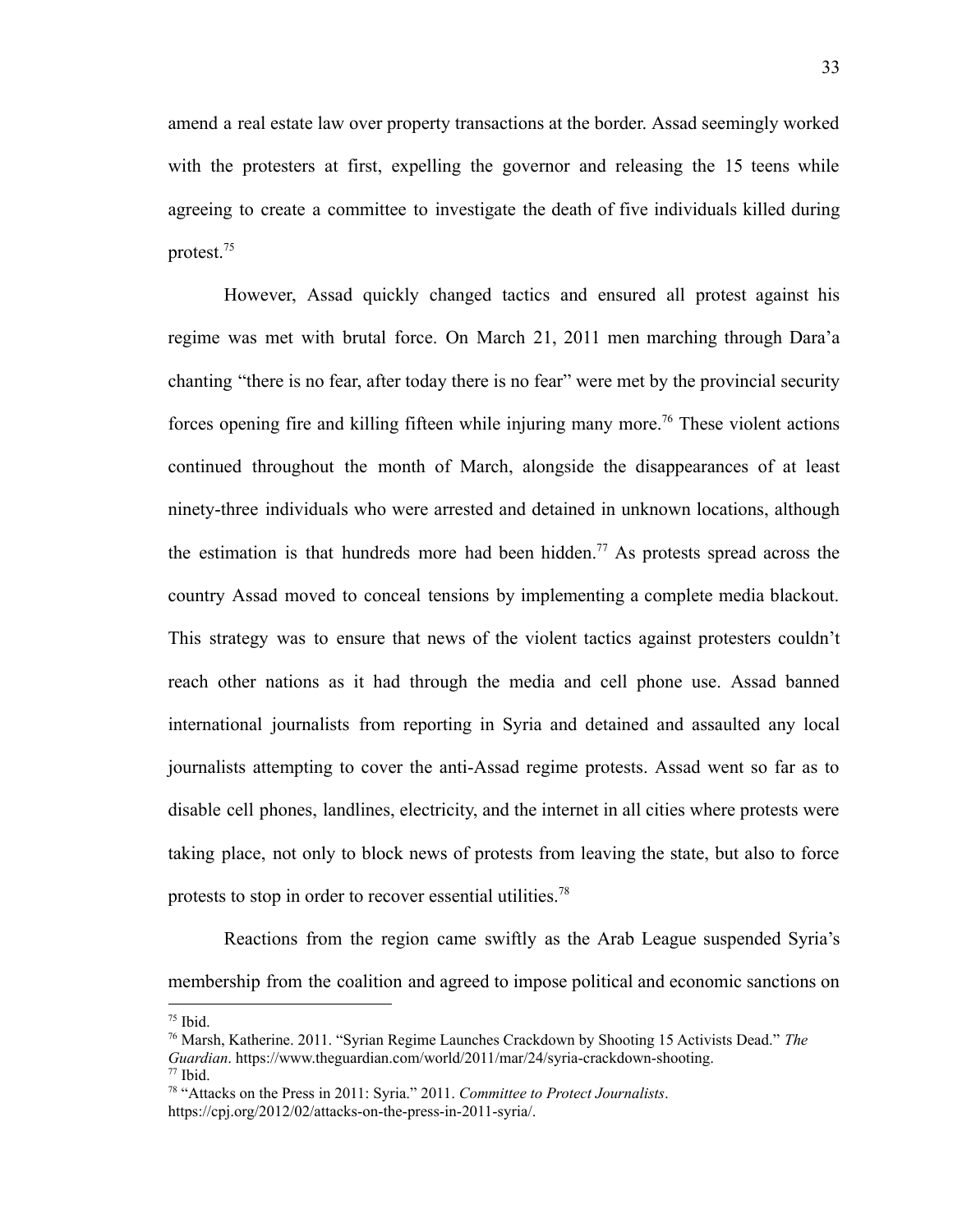amend a real estate law over property transactions at the border. Assad seemingly worked with the protesters at first, expelling the governor and releasing the 15 teens while agreeing to create a committee to investigate the death of five individuals killed during protest.[75]

However, Assad quickly changed tactics and ensured all protest against his regime was met with brutal force. On March 21, 2011 men marching through Dara'a chanting "there is no fear, after today there is no fear" were met by the provincial security forces opening fire and killing fifteen while injuring many more.[76] These violent actions continued throughout the month of March, alongside the disappearances of at least ninety-three individuals who were arrested and detained in unknown locations, although the estimation is that hundreds more had been hidden.[77] As protests spread across the country Assad moved to conceal tensions by implementing a complete media blackout. This strategy was to ensure that news of the violent tactics against protesters couldn't reach other nations as it had through the media and cell phone use. Assad banned international journalists from reporting in Syria and detained and assaulted any local journalists attempting to cover the anti-Assad regime protests. Assad went so far as to disable cell phones, landlines, electricity, and the internet in all cities where protests were taking place, not only to block news of protests from leaving the state, but also to force protests to stop in order to recover essential utilities.[78]

Reactions from the region came swiftly as the Arab League suspended Syria's membership from the coalition and agreed to impose political and economic sanctions on

---

[75] Ibid.

[76] Marsh, Katherine. 2011. "Syrian Regime Launches Crackdown by Shooting 15 Activists Dead." *The Guardian*. https://www.theguardian.com/world/2011/mar/24/syria-crackdown-shooting.

[77] Ibid.

[78] "Attacks on the Press in 2011: Syria." 2011. *Committee to Protect Journalists*. https://cpj.org/2012/02/attacks-on-the-press-in-2011-syria/.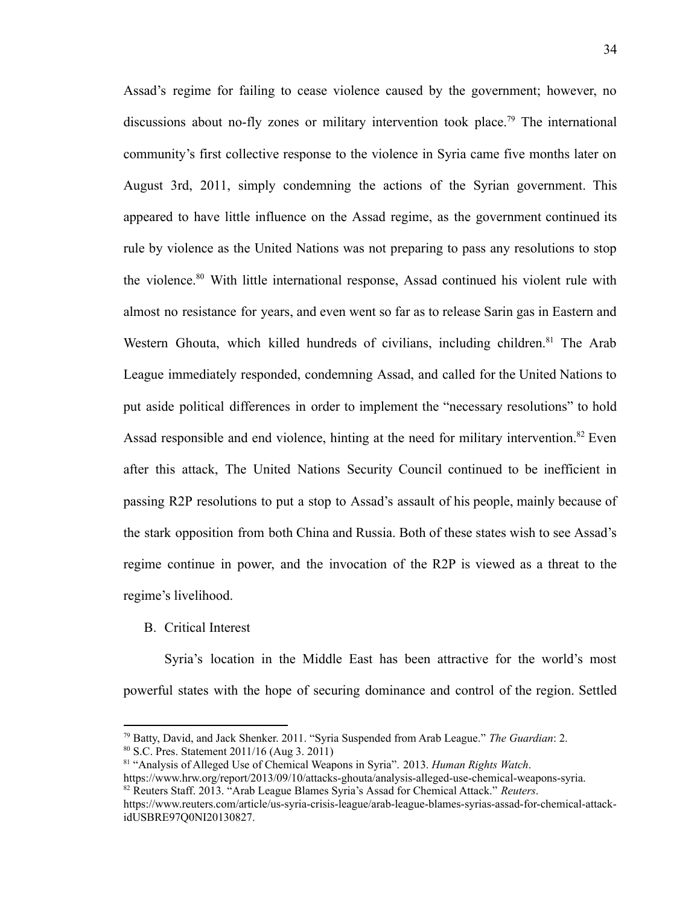Assad's regime for failing to cease violence caused by the government; however, no discussions about no-fly zones or military intervention took place.[79] The international community's first collective response to the violence in Syria came five months later on August 3rd, 2011, simply condemning the actions of the Syrian government. This appeared to have little influence on the Assad regime, as the government continued its rule by violence as the United Nations was not preparing to pass any resolutions to stop the violence.[80] With little international response, Assad continued his violent rule with almost no resistance for years, and even went so far as to release Sarin gas in Eastern and Western Ghouta, which killed hundreds of civilians, including children.[81] The Arab League immediately responded, condemning Assad, and called for the United Nations to put aside political differences in order to implement the "necessary resolutions" to hold Assad responsible and end violence, hinting at the need for military intervention.[82] Even after this attack, The United Nations Security Council continued to be inefficient in passing R2P resolutions to put a stop to Assad's assault of his people, mainly because of the stark opposition from both China and Russia. Both of these states wish to see Assad's regime continue in power, and the invocation of the R2P is viewed as a threat to the regime's livelihood.

B. Critical Interest

Syria's location in the Middle East has been attractive for the world's most powerful states with the hope of securing dominance and control of the region. Settled

---

[79] Batty, David, and Jack Shenker. 2011. "Syria Suspended from Arab League." *The Guardian*: 2.

[80] S.C. Pres. Statement 2011/16 (Aug 3. 2011)

[81] "Analysis of Alleged Use of Chemical Weapons in Syria". 2013. *Human Rights Watch*. https://www.hrw.org/report/2013/09/10/attacks-ghouta/analysis-alleged-use-chemical-weapons-syria.

[82] Reuters Staff. 2013. "Arab League Blames Syria's Assad for Chemical Attack." *Reuters*. https://www.reuters.com/article/us-syria-crisis-league/arab-league-blames-syrias-assad-for-chemical-attack-idUSBRE97Q0NI20130827.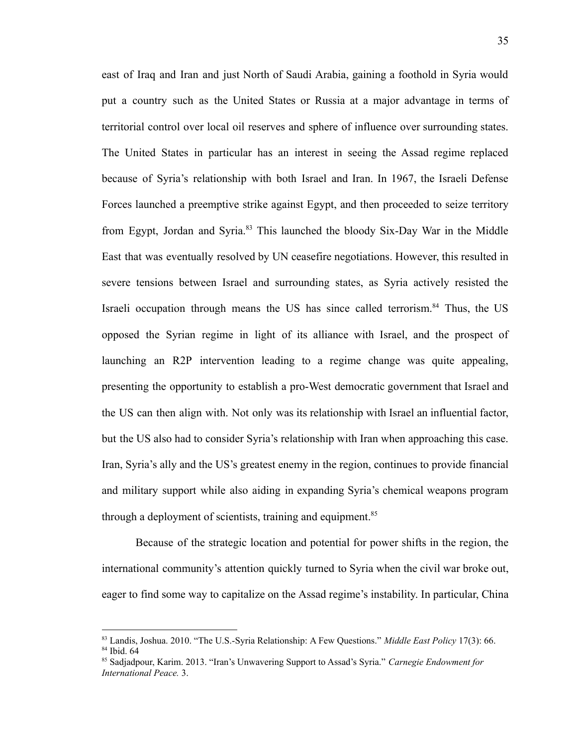east of Iraq and Iran and just North of Saudi Arabia, gaining a foothold in Syria would put a country such as the United States or Russia at a major advantage in terms of territorial control over local oil reserves and sphere of influence over surrounding states. The United States in particular has an interest in seeing the Assad regime replaced because of Syria's relationship with both Israel and Iran. In 1967, the Israeli Defense Forces launched a preemptive strike against Egypt, and then proceeded to seize territory from Egypt, Jordan and Syria.[83] This launched the bloody Six-Day War in the Middle East that was eventually resolved by UN ceasefire negotiations. However, this resulted in severe tensions between Israel and surrounding states, as Syria actively resisted the Israeli occupation through means the US has since called terrorism.[84] Thus, the US opposed the Syrian regime in light of its alliance with Israel, and the prospect of launching an R2P intervention leading to a regime change was quite appealing, presenting the opportunity to establish a pro-West democratic government that Israel and the US can then align with. Not only was its relationship with Israel an influential factor, but the US also had to consider Syria's relationship with Iran when approaching this case. Iran, Syria's ally and the US's greatest enemy in the region, continues to provide financial and military support while also aiding in expanding Syria's chemical weapons program through a deployment of scientists, training and equipment.[85]

Because of the strategic location and potential for power shifts in the region, the international community's attention quickly turned to Syria when the civil war broke out, eager to find some way to capitalize on the Assad regime's instability. In particular, China

---

[83] Landis, Joshua. 2010. "The U.S.-Syria Relationship: A Few Questions." *Middle East Policy* 17(3): 66.

[84] Ibid. 64

[85] Sadjadpour, Karim. 2013. "Iran's Unwavering Support to Assad's Syria." *Carnegie Endowment for International Peace.* 3.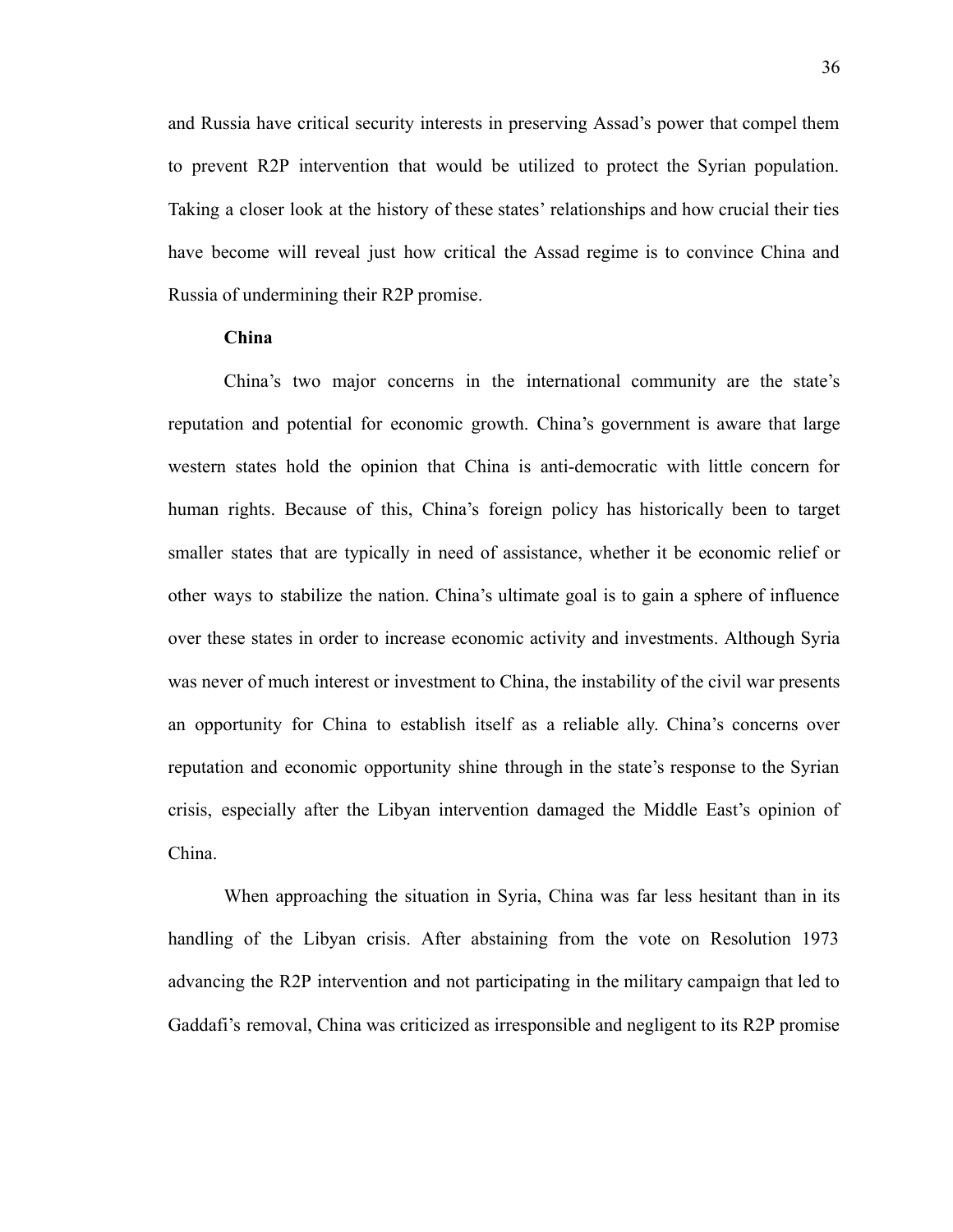and Russia have critical security interests in preserving Assad's power that compel them to prevent R2P intervention that would be utilized to protect the Syrian population. Taking a closer look at the history of these states' relationships and how crucial their ties have become will reveal just how critical the Assad regime is to convince China and Russia of undermining their R2P promise.

### China

China's two major concerns in the international community are the state's reputation and potential for economic growth. China's government is aware that large western states hold the opinion that China is anti-democratic with little concern for human rights. Because of this, China's foreign policy has historically been to target smaller states that are typically in need of assistance, whether it be economic relief or other ways to stabilize the nation. China's ultimate goal is to gain a sphere of influence over these states in order to increase economic activity and investments. Although Syria was never of much interest or investment to China, the instability of the civil war presents an opportunity for China to establish itself as a reliable ally. China's concerns over reputation and economic opportunity shine through in the state's response to the Syrian crisis, especially after the Libyan intervention damaged the Middle East's opinion of China.

When approaching the situation in Syria, China was far less hesitant than in its handling of the Libyan crisis. After abstaining from the vote on Resolution 1973 advancing the R2P intervention and not participating in the military campaign that led to Gaddafi's removal, China was criticized as irresponsible and negligent to its R2P promise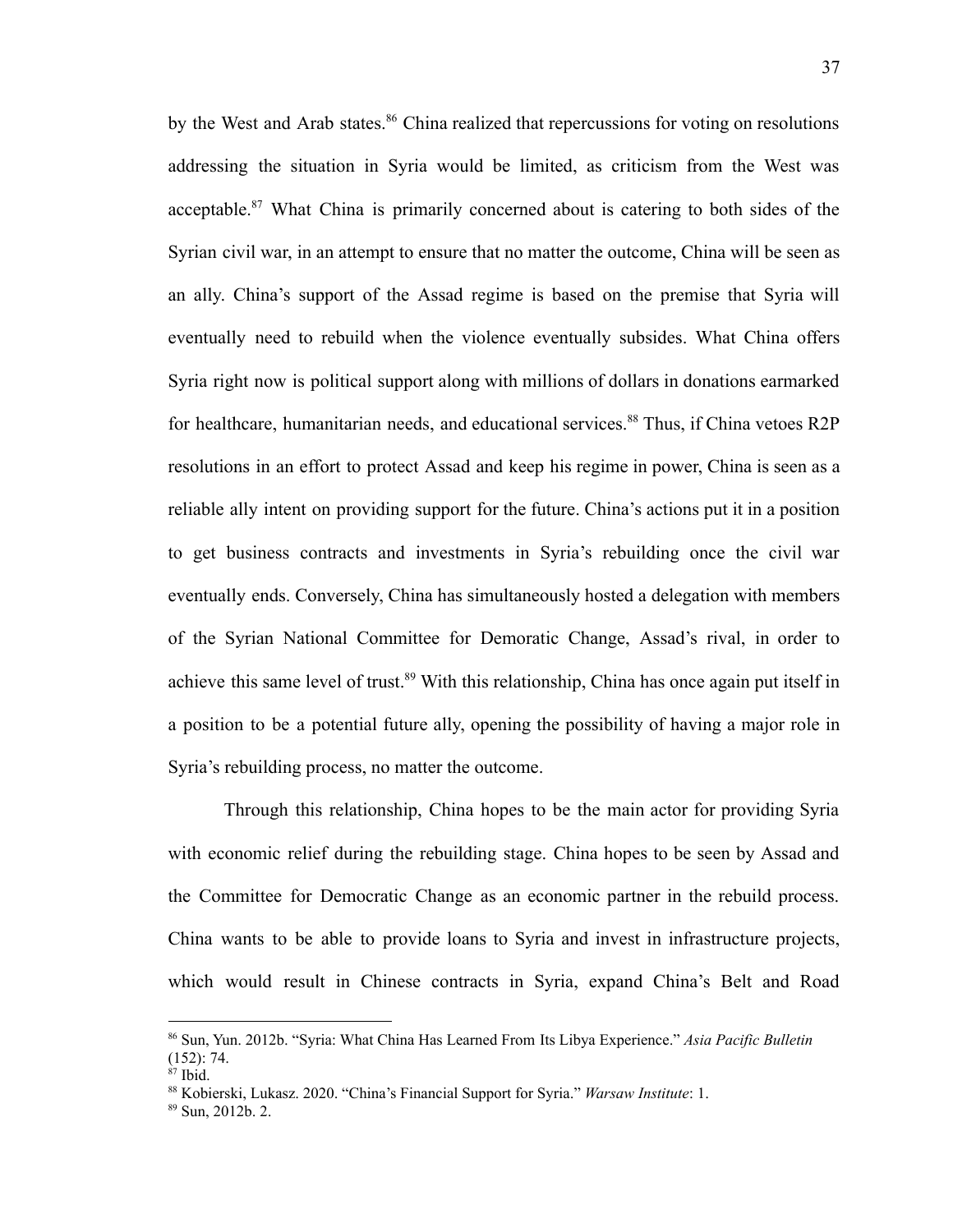by the West and Arab states.[86] China realized that repercussions for voting on resolutions addressing the situation in Syria would be limited, as criticism from the West was acceptable.[87] What China is primarily concerned about is catering to both sides of the Syrian civil war, in an attempt to ensure that no matter the outcome, China will be seen as an ally. China's support of the Assad regime is based on the premise that Syria will eventually need to rebuild when the violence eventually subsides. What China offers Syria right now is political support along with millions of dollars in donations earmarked for healthcare, humanitarian needs, and educational services.[88] Thus, if China vetoes R2P resolutions in an effort to protect Assad and keep his regime in power, China is seen as a reliable ally intent on providing support for the future. China's actions put it in a position to get business contracts and investments in Syria's rebuilding once the civil war eventually ends. Conversely, China has simultaneously hosted a delegation with members of the Syrian National Committee for Demoratic Change, Assad's rival, in order to achieve this same level of trust.[89] With this relationship, China has once again put itself in a position to be a potential future ally, opening the possibility of having a major role in Syria's rebuilding process, no matter the outcome.

Through this relationship, China hopes to be the main actor for providing Syria with economic relief during the rebuilding stage. China hopes to be seen by Assad and the Committee for Democratic Change as an economic partner in the rebuild process. China wants to be able to provide loans to Syria and invest in infrastructure projects, which would result in Chinese contracts in Syria, expand China's Belt and Road

---

[86] Sun, Yun. 2012b. "Syria: What China Has Learned From Its Libya Experience." *Asia Pacific Bulletin* (152): 74.

[87] Ibid.

[88] Kobierski, Lukasz. 2020. "China's Financial Support for Syria." *Warsaw Institute*: 1.

[89] Sun, 2012b. 2.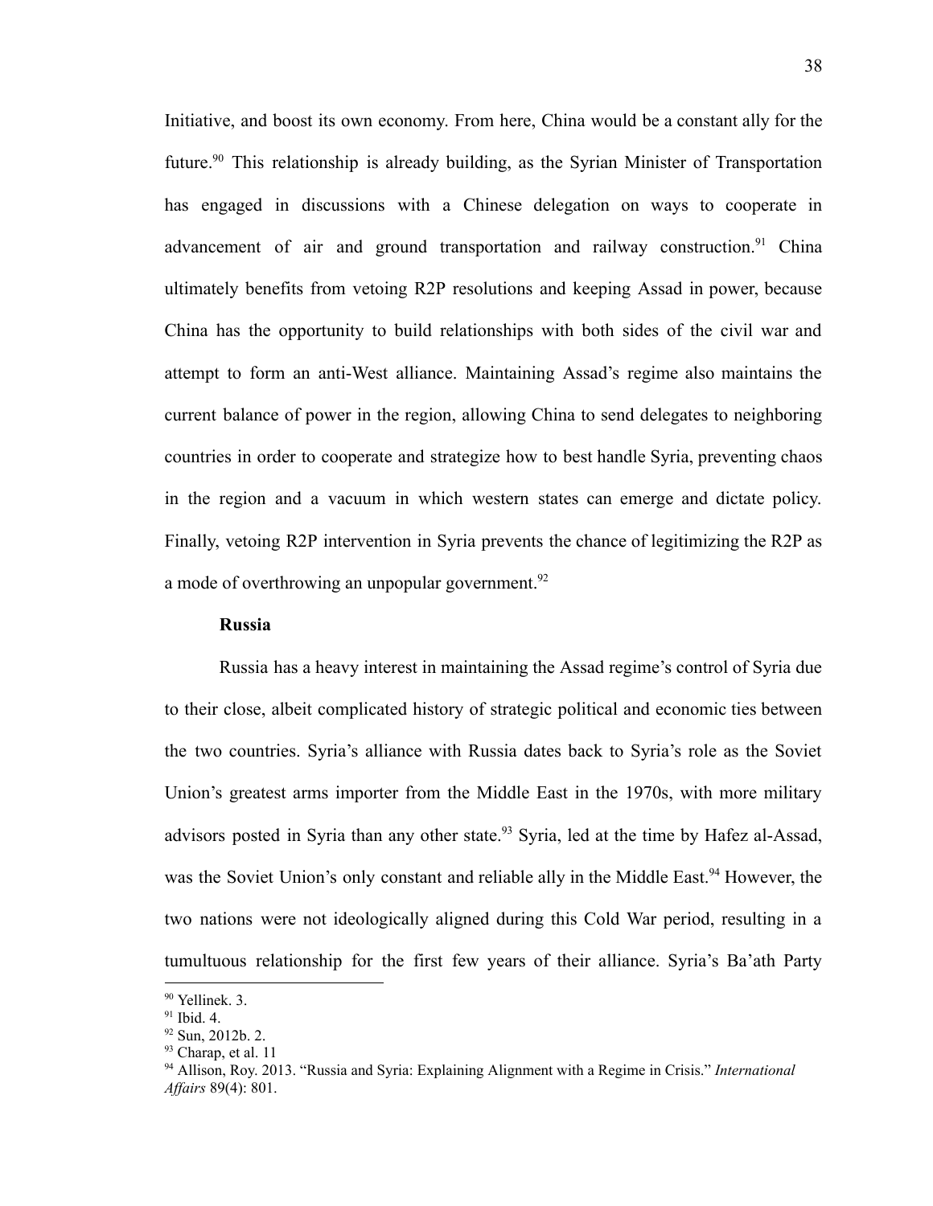Initiative, and boost its own economy. From here, China would be a constant ally for the future.[90] This relationship is already building, as the Syrian Minister of Transportation has engaged in discussions with a Chinese delegation on ways to cooperate in advancement of air and ground transportation and railway construction.[91] China ultimately benefits from vetoing R2P resolutions and keeping Assad in power, because China has the opportunity to build relationships with both sides of the civil war and attempt to form an anti-West alliance. Maintaining Assad's regime also maintains the current balance of power in the region, allowing China to send delegates to neighboring countries in order to cooperate and strategize how to best handle Syria, preventing chaos in the region and a vacuum in which western states can emerge and dictate policy. Finally, vetoing R2P intervention in Syria prevents the chance of legitimizing the R2P as a mode of overthrowing an unpopular government.[92]

**Russia**

Russia has a heavy interest in maintaining the Assad regime's control of Syria due to their close, albeit complicated history of strategic political and economic ties between the two countries. Syria's alliance with Russia dates back to Syria's role as the Soviet Union's greatest arms importer from the Middle East in the 1970s, with more military advisors posted in Syria than any other state.[93] Syria, led at the time by Hafez al-Assad, was the Soviet Union's only constant and reliable ally in the Middle East.[94] However, the two nations were not ideologically aligned during this Cold War period, resulting in a tumultuous relationship for the first few years of their alliance. Syria's Ba'ath Party

---

[90] Yellinek. 3.

[91] Ibid. 4.

[92] Sun, 2012b. 2.

[93] Charap, et al. 11

[94] Allison, Roy. 2013. "Russia and Syria: Explaining Alignment with a Regime in Crisis." *International Affairs* 89(4): 801.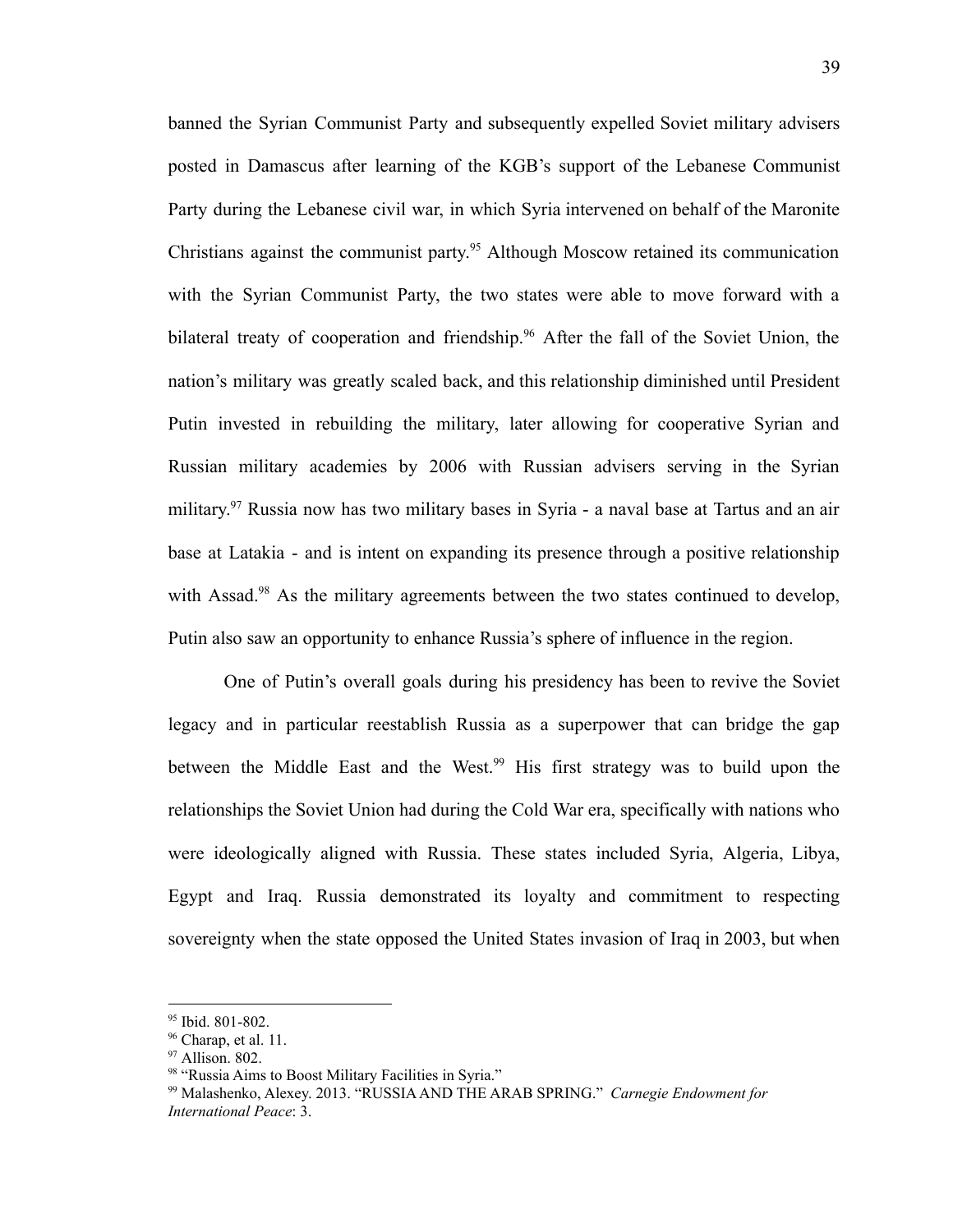banned the Syrian Communist Party and subsequently expelled Soviet military advisers posted in Damascus after learning of the KGB's support of the Lebanese Communist Party during the Lebanese civil war, in which Syria intervened on behalf of the Maronite Christians against the communist party.[95] Although Moscow retained its communication with the Syrian Communist Party, the two states were able to move forward with a bilateral treaty of cooperation and friendship.[96] After the fall of the Soviet Union, the nation's military was greatly scaled back, and this relationship diminished until President Putin invested in rebuilding the military, later allowing for cooperative Syrian and Russian military academies by 2006 with Russian advisers serving in the Syrian military.[97] Russia now has two military bases in Syria - a naval base at Tartus and an air base at Latakia - and is intent on expanding its presence through a positive relationship with Assad.[98] As the military agreements between the two states continued to develop, Putin also saw an opportunity to enhance Russia's sphere of influence in the region.

One of Putin's overall goals during his presidency has been to revive the Soviet legacy and in particular reestablish Russia as a superpower that can bridge the gap between the Middle East and the West.[99] His first strategy was to build upon the relationships the Soviet Union had during the Cold War era, specifically with nations who were ideologically aligned with Russia. These states included Syria, Algeria, Libya, Egypt and Iraq. Russia demonstrated its loyalty and commitment to respecting sovereignty when the state opposed the United States invasion of Iraq in 2003, but when

---

[95] Ibid. 801-802.

[96] Charap, et al. 11.

[97] Allison. 802.

[98] "Russia Aims to Boost Military Facilities in Syria."

[99] Malashenko, Alexey. 2013. "RUSSIA AND THE ARAB SPRING." *Carnegie Endowment for International Peace*: 3.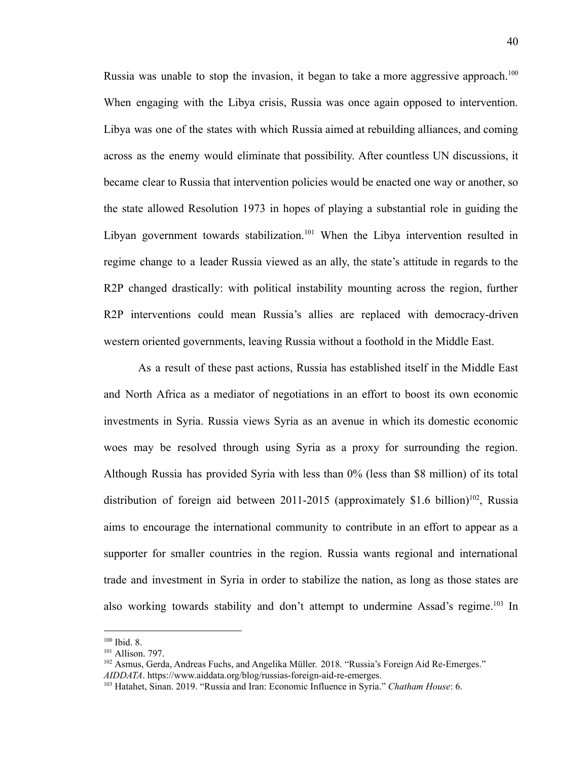Russia was unable to stop the invasion, it began to take a more aggressive approach.[100] When engaging with the Libya crisis, Russia was once again opposed to intervention. Libya was one of the states with which Russia aimed at rebuilding alliances, and coming across as the enemy would eliminate that possibility. After countless UN discussions, it became clear to Russia that intervention policies would be enacted one way or another, so the state allowed Resolution 1973 in hopes of playing a substantial role in guiding the Libyan government towards stabilization.[101] When the Libya intervention resulted in regime change to a leader Russia viewed as an ally, the state's attitude in regards to the R2P changed drastically: with political instability mounting across the region, further R2P interventions could mean Russia's allies are replaced with democracy-driven western oriented governments, leaving Russia without a foothold in the Middle East.

As a result of these past actions, Russia has established itself in the Middle East and North Africa as a mediator of negotiations in an effort to boost its own economic investments in Syria. Russia views Syria as an avenue in which its domestic economic woes may be resolved through using Syria as a proxy for surrounding the region. Although Russia has provided Syria with less than 0% (less than $8 million) of its total distribution of foreign aid between 2011-2015 (approximately $1.6 billion)[102], Russia aims to encourage the international community to contribute in an effort to appear as a supporter for smaller countries in the region. Russia wants regional and international trade and investment in Syria in order to stabilize the nation, as long as those states are also working towards stability and don't attempt to undermine Assad's regime.[103] In

---

[100] Ibid. 8.

[101] Allison. 797.

[102] Asmus, Gerda, Andreas Fuchs, and Angelika Müller. 2018. "Russia's Foreign Aid Re-Emerges." *AIDDATA*. https://www.aiddata.org/blog/russias-foreign-aid-re-emerges.

[103] Hatahet, Sinan. 2019. "Russia and Iran: Economic Influence in Syria." *Chatham House*: 6.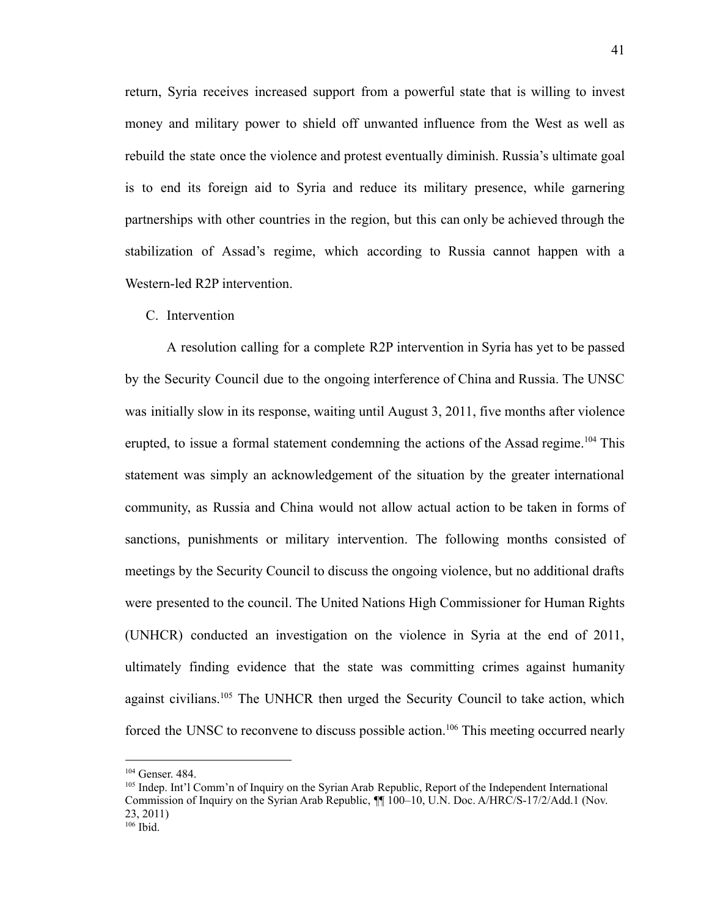return, Syria receives increased support from a powerful state that is willing to invest money and military power to shield off unwanted influence from the West as well as rebuild the state once the violence and protest eventually diminish. Russia's ultimate goal is to end its foreign aid to Syria and reduce its military presence, while garnering partnerships with other countries in the region, but this can only be achieved through the stabilization of Assad's regime, which according to Russia cannot happen with a Western-led R2P intervention.

C. Intervention

A resolution calling for a complete R2P intervention in Syria has yet to be passed by the Security Council due to the ongoing interference of China and Russia. The UNSC was initially slow in its response, waiting until August 3, 2011, five months after violence erupted, to issue a formal statement condemning the actions of the Assad regime.[104] This statement was simply an acknowledgement of the situation by the greater international community, as Russia and China would not allow actual action to be taken in forms of sanctions, punishments or military intervention. The following months consisted of meetings by the Security Council to discuss the ongoing violence, but no additional drafts were presented to the council. The United Nations High Commissioner for Human Rights (UNHCR) conducted an investigation on the violence in Syria at the end of 2011, ultimately finding evidence that the state was committing crimes against humanity against civilians.[105] The UNHCR then urged the Security Council to take action, which forced the UNSC to reconvene to discuss possible action.[106] This meeting occurred nearly

---

[104] Genser. 484.

[105] Indep. Int'l Comm'n of Inquiry on the Syrian Arab Republic, Report of the Independent International Commission of Inquiry on the Syrian Arab Republic, ¶¶ 100–10, U.N. Doc. A/HRC/S-17/2/Add.1 (Nov. 23, 2011)

[106] Ibid.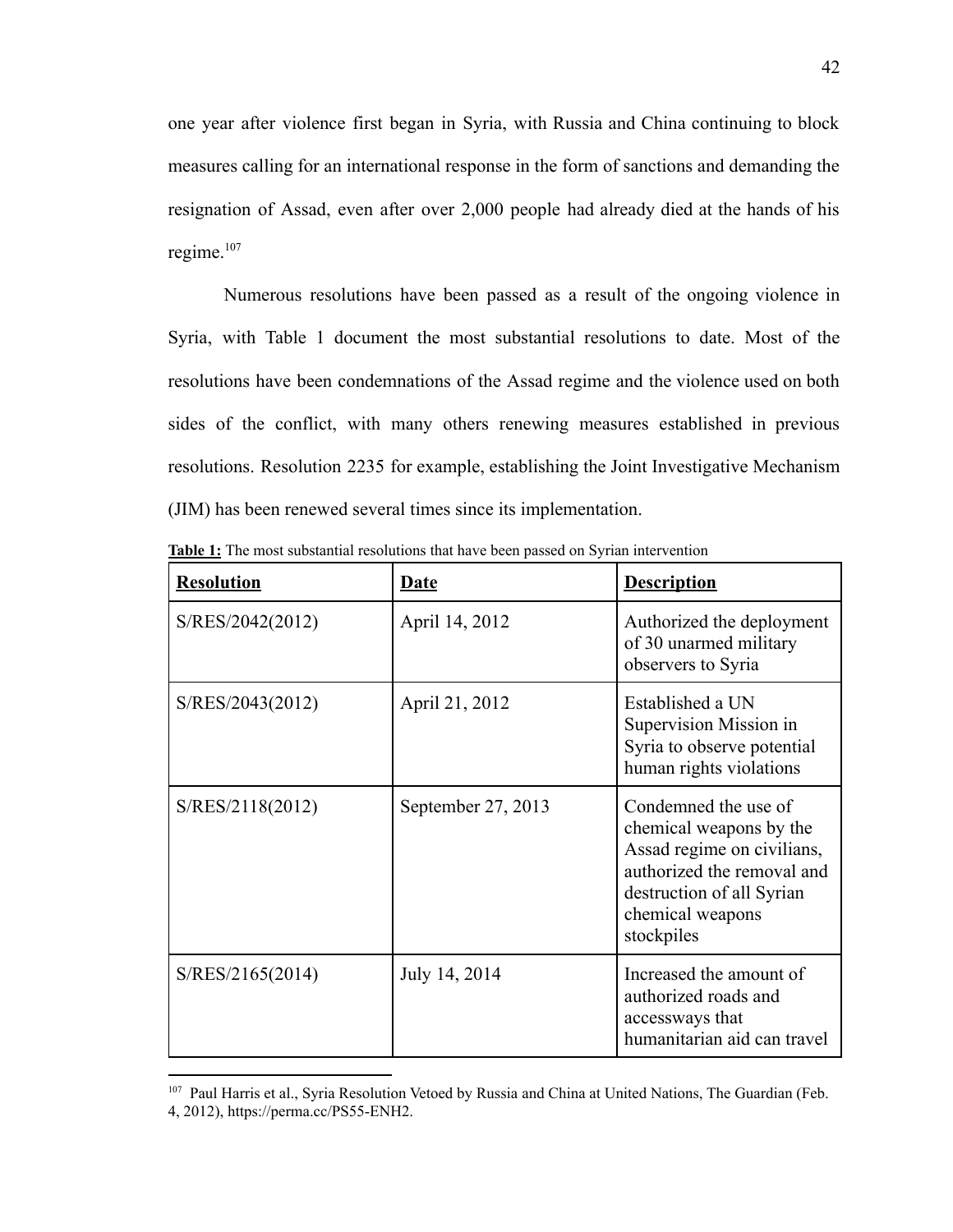one year after violence first began in Syria, with Russia and China continuing to block measures calling for an international response in the form of sanctions and demanding the resignation of Assad, even after over 2,000 people had already died at the hands of his regime.[107]

Numerous resolutions have been passed as a result of the ongoing violence in Syria, with Table 1 document the most substantial resolutions to date. Most of the resolutions have been condemnations of the Assad regime and the violence used on both sides of the conflict, with many others renewing measures established in previous resolutions. Resolution 2235 for example, establishing the Joint Investigative Mechanism (JIM) has been renewed several times since its implementation.

**Table 1:** The most substantial resolutions that have been passed on Syrian intervention

| **Resolution** | **Date** | **Description** |
|---|---|---|
| S/RES/2042(2012) | April 14, 2012 | Authorized the deployment of 30 unarmed military observers to Syria |
| S/RES/2043(2012) | April 21, 2012 | Established a UN Supervision Mission in Syria to observe potential human rights violations |
| S/RES/2118(2012) | September 27, 2013 | Condemned the use of chemical weapons by the Assad regime on civilians, authorized the removal and destruction of all Syrian chemical weapons stockpiles |
| S/RES/2165(2014) | July 14, 2014 | Increased the amount of authorized roads and accessways that humanitarian aid can travel |

[107] Paul Harris et al., Syria Resolution Vetoed by Russia and China at United Nations, The Guardian (Feb. 4, 2012), https://perma.cc/PS55-ENH2.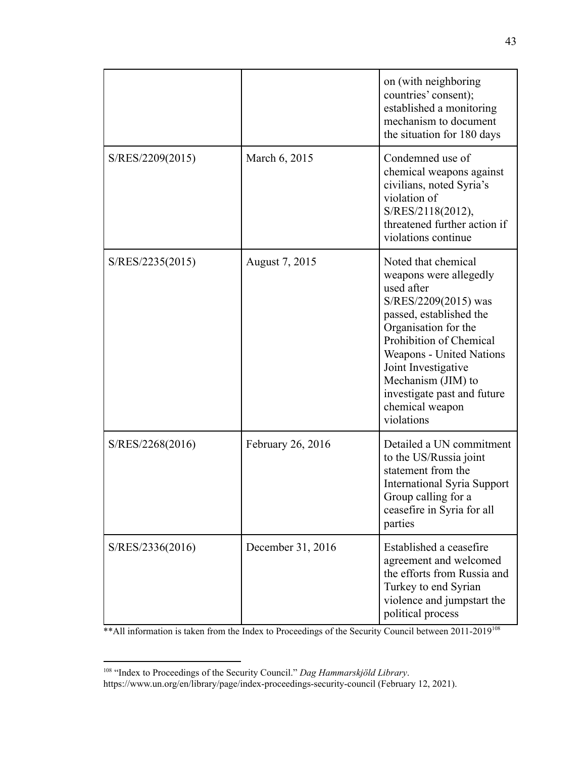| | | |
|---|---|---|
| | | on (with neighboring countries' consent); established a monitoring mechanism to document the situation for 180 days |
| S/RES/2209(2015) | March 6, 2015 | Condemned use of chemical weapons against civilians, noted Syria's violation of S/RES/2118(2012), threatened further action if violations continue |
| S/RES/2235(2015) | August 7, 2015 | Noted that chemical weapons were allegedly used after S/RES/2209(2015) was passed, established the Organisation for the Prohibition of Chemical Weapons - United Nations Joint Investigative Mechanism (JIM) to investigate past and future chemical weapon violations |
| S/RES/2268(2016) | February 26, 2016 | Detailed a UN commitment to the US/Russia joint statement from the International Syria Support Group calling for a ceasefire in Syria for all parties |
| S/RES/2336(2016) | December 31, 2016 | Established a ceasefire agreement and welcomed the efforts from Russia and Turkey to end Syrian violence and jumpstart the political process |

**All information is taken from the Index to Proceedings of the Security Council between 2011-2019[108]

[108] "Index to Proceedings of the Security Council." *Dag Hammarskjöld Library*. https://www.un.org/en/library/page/index-proceedings-security-council (February 12, 2021).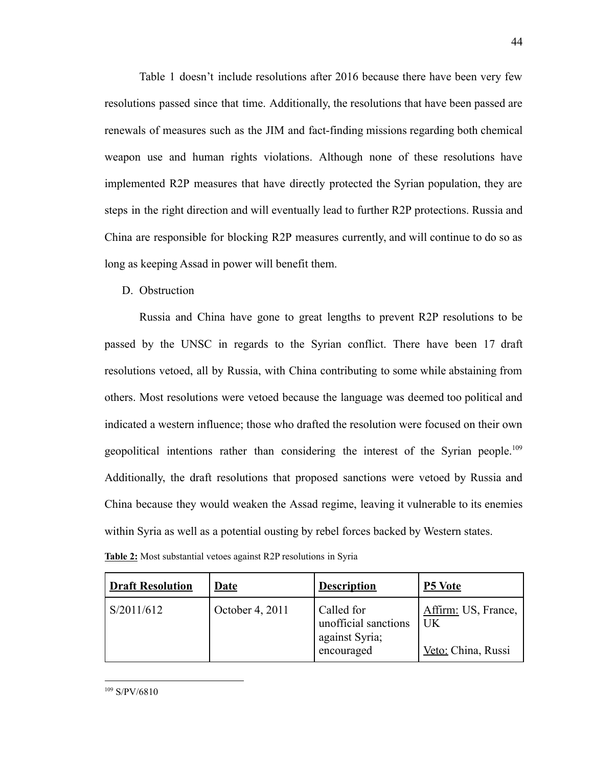Table 1 doesn't include resolutions after 2016 because there have been very few resolutions passed since that time. Additionally, the resolutions that have been passed are renewals of measures such as the JIM and fact-finding missions regarding both chemical weapon use and human rights violations. Although none of these resolutions have implemented R2P measures that have directly protected the Syrian population, they are steps in the right direction and will eventually lead to further R2P protections. Russia and China are responsible for blocking R2P measures currently, and will continue to do so as long as keeping Assad in power will benefit them.

D. Obstruction

Russia and China have gone to great lengths to prevent R2P resolutions to be passed by the UNSC in regards to the Syrian conflict. There have been 17 draft resolutions vetoed, all by Russia, with China contributing to some while abstaining from others. Most resolutions were vetoed because the language was deemed too political and indicated a western influence; those who drafted the resolution were focused on their own geopolitical intentions rather than considering the interest of the Syrian people.[109] Additionally, the draft resolutions that proposed sanctions were vetoed by Russia and China because they would weaken the Assad regime, leaving it vulnerable to its enemies within Syria as well as a potential ousting by rebel forces backed by Western states.

**Table 2:** Most substantial vetoes against R2P resolutions in Syria

| **Draft Resolution** | **Date** | **Description** | **P5 Vote** |
|---|---|---|---|
| S/2011/612 | October 4, 2011 | Called for unofficial sanctions against Syria; encouraged | Affirm: US, France, UK<br><br>Veto: China, Russi |

[109] S/PV/6810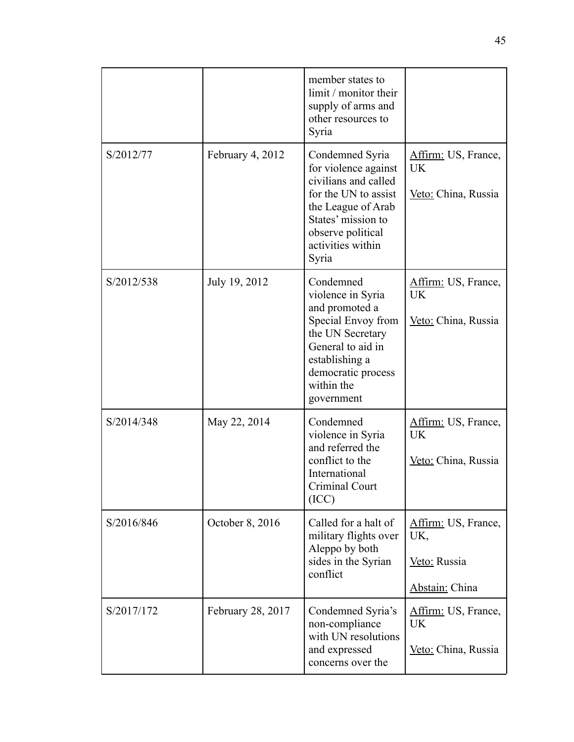| | | member states to limit / monitor their supply of arms and other resources to Syria | |
|---|---|---|---|
| S/2012/77 | February 4, 2012 | Condemned Syria for violence against civilians and called for the UN to assist the League of Arab States' mission to observe political activities within Syria | Affirm: US, France, UK<br><br>Veto: China, Russia |
| S/2012/538 | July 19, 2012 | Condemned violence in Syria and promoted a Special Envoy from the UN Secretary General to aid in establishing a democratic process within the government | Affirm: US, France, UK<br><br>Veto: China, Russia |
| S/2014/348 | May 22, 2014 | Condemned violence in Syria and referred the conflict to the International Criminal Court (ICC) | Affirm: US, France, UK<br><br>Veto: China, Russia |
| S/2016/846 | October 8, 2016 | Called for a halt of military flights over Aleppo by both sides in the Syrian conflict | Affirm: US, France, UK,<br><br>Veto: Russia<br><br>Abstain: China |
| S/2017/172 | February 28, 2017 | Condemned Syria's non-compliance with UN resolutions and expressed concerns over the | Affirm: US, France, UK<br><br>Veto: China, Russia |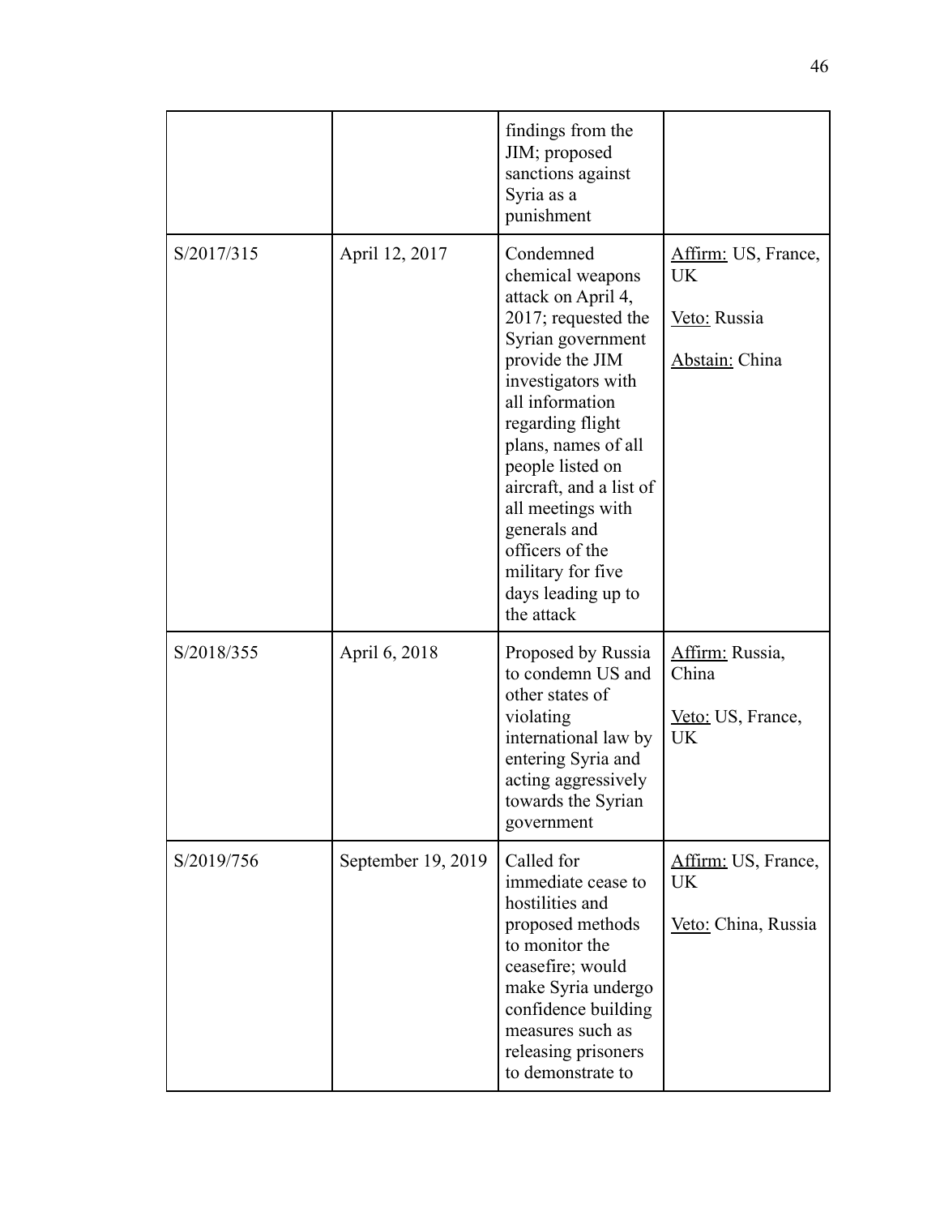| | | findings from the JIM; proposed sanctions against Syria as a punishment | |
|---|---|---|---|
| S/2017/315 | April 12, 2017 | Condemned chemical weapons attack on April 4, 2017; requested the Syrian government provide the JIM investigators with all information regarding flight plans, names of all people listed on aircraft, and a list of all meetings with generals and officers of the military for five days leading up to the attack | Affirm: US, France, UK<br><br>Veto: Russia<br><br>Abstain: China |
| S/2018/355 | April 6, 2018 | Proposed by Russia to condemn US and other states of violating international law by entering Syria and acting aggressively towards the Syrian government | Affirm: Russia, China<br><br>Veto: US, France, UK |
| S/2019/756 | September 19, 2019 | Called for immediate cease to hostilities and proposed methods to monitor the ceasefire; would make Syria undergo confidence building measures such as releasing prisoners to demonstrate to | Affirm: US, France, UK<br><br>Veto: China, Russia |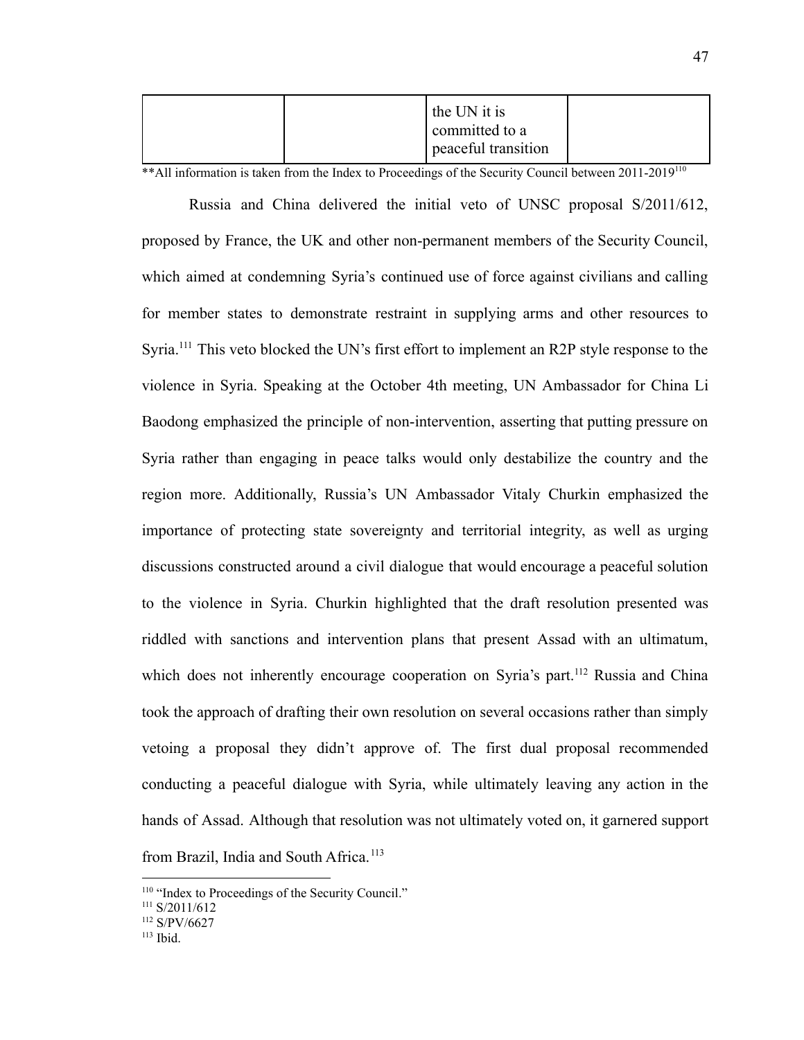| | | the UN it is committed to a peaceful transition | |
|---|---|---|---|

**All information is taken from the Index to Proceedings of the Security Council between 2011-2019[110]

Russia and China delivered the initial veto of UNSC proposal S/2011/612, proposed by France, the UK and other non-permanent members of the Security Council, which aimed at condemning Syria's continued use of force against civilians and calling for member states to demonstrate restraint in supplying arms and other resources to Syria.[111] This veto blocked the UN's first effort to implement an R2P style response to the violence in Syria. Speaking at the October 4th meeting, UN Ambassador for China Li Baodong emphasized the principle of non-intervention, asserting that putting pressure on Syria rather than engaging in peace talks would only destabilize the country and the region more. Additionally, Russia's UN Ambassador Vitaly Churkin emphasized the importance of protecting state sovereignty and territorial integrity, as well as urging discussions constructed around a civil dialogue that would encourage a peaceful solution to the violence in Syria. Churkin highlighted that the draft resolution presented was riddled with sanctions and intervention plans that present Assad with an ultimatum, which does not inherently encourage cooperation on Syria's part.[112] Russia and China took the approach of drafting their own resolution on several occasions rather than simply vetoing a proposal they didn't approve of. The first dual proposal recommended conducting a peaceful dialogue with Syria, while ultimately leaving any action in the hands of Assad. Although that resolution was not ultimately voted on, it garnered support from Brazil, India and South Africa.[113]

---

[110] "Index to Proceedings of the Security Council."

[111] S/2011/612

[112] S/PV/6627

[113] Ibid.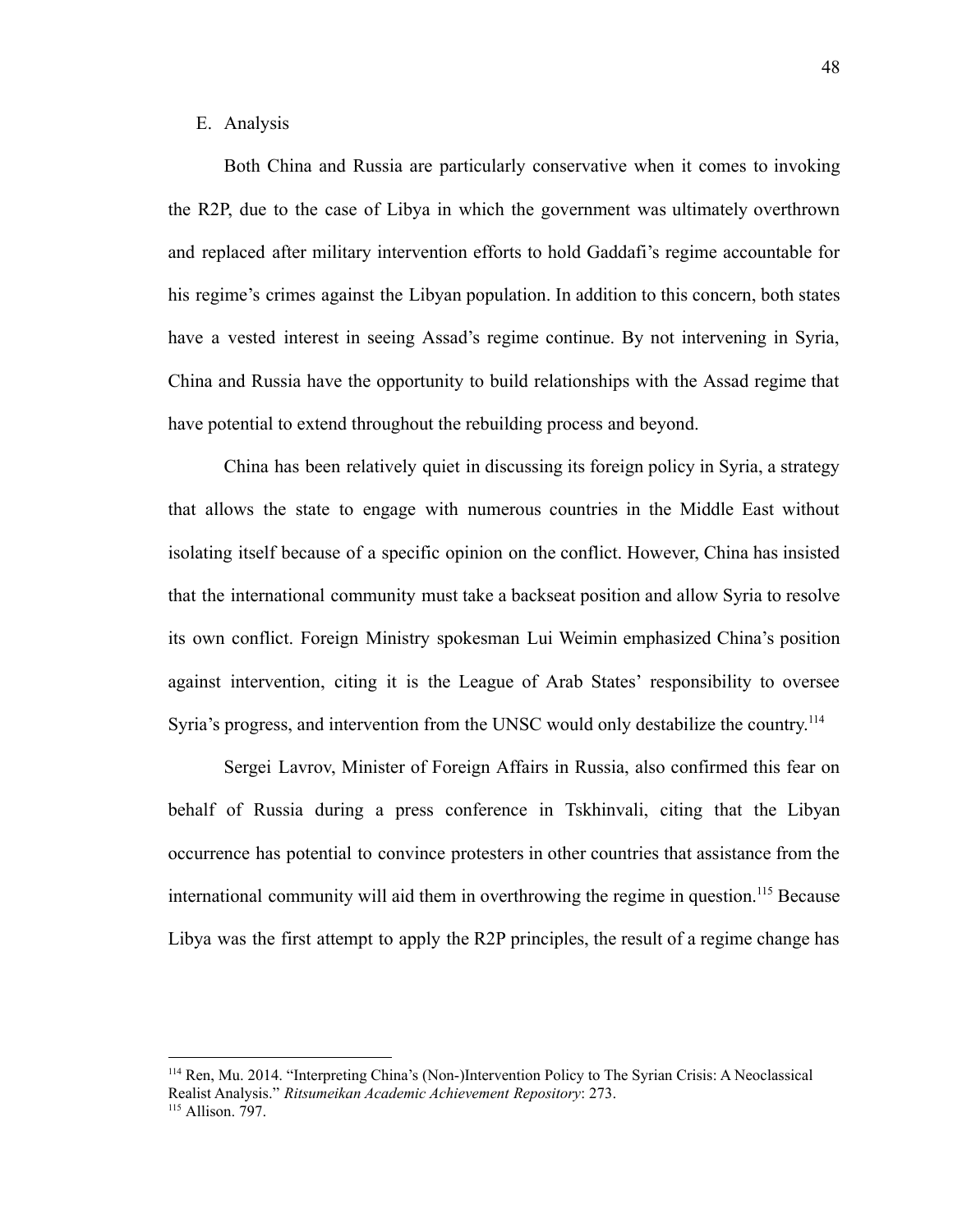E. Analysis

Both China and Russia are particularly conservative when it comes to invoking the R2P, due to the case of Libya in which the government was ultimately overthrown and replaced after military intervention efforts to hold Gaddafi's regime accountable for his regime's crimes against the Libyan population. In addition to this concern, both states have a vested interest in seeing Assad's regime continue. By not intervening in Syria, China and Russia have the opportunity to build relationships with the Assad regime that have potential to extend throughout the rebuilding process and beyond.

China has been relatively quiet in discussing its foreign policy in Syria, a strategy that allows the state to engage with numerous countries in the Middle East without isolating itself because of a specific opinion on the conflict. However, China has insisted that the international community must take a backseat position and allow Syria to resolve its own conflict. Foreign Ministry spokesman Lui Weimin emphasized China's position against intervention, citing it is the League of Arab States' responsibility to oversee Syria's progress, and intervention from the UNSC would only destabilize the country.[114]

Sergei Lavrov, Minister of Foreign Affairs in Russia, also confirmed this fear on behalf of Russia during a press conference in Tskhinvali, citing that the Libyan occurrence has potential to convince protesters in other countries that assistance from the international community will aid them in overthrowing the regime in question.[115] Because Libya was the first attempt to apply the R2P principles, the result of a regime change has

---

[114] Ren, Mu. 2014. "Interpreting China's (Non-)Intervention Policy to The Syrian Crisis: A Neoclassical Realist Analysis." *Ritsumeikan Academic Achievement Repository*: 273.

[115] Allison. 797.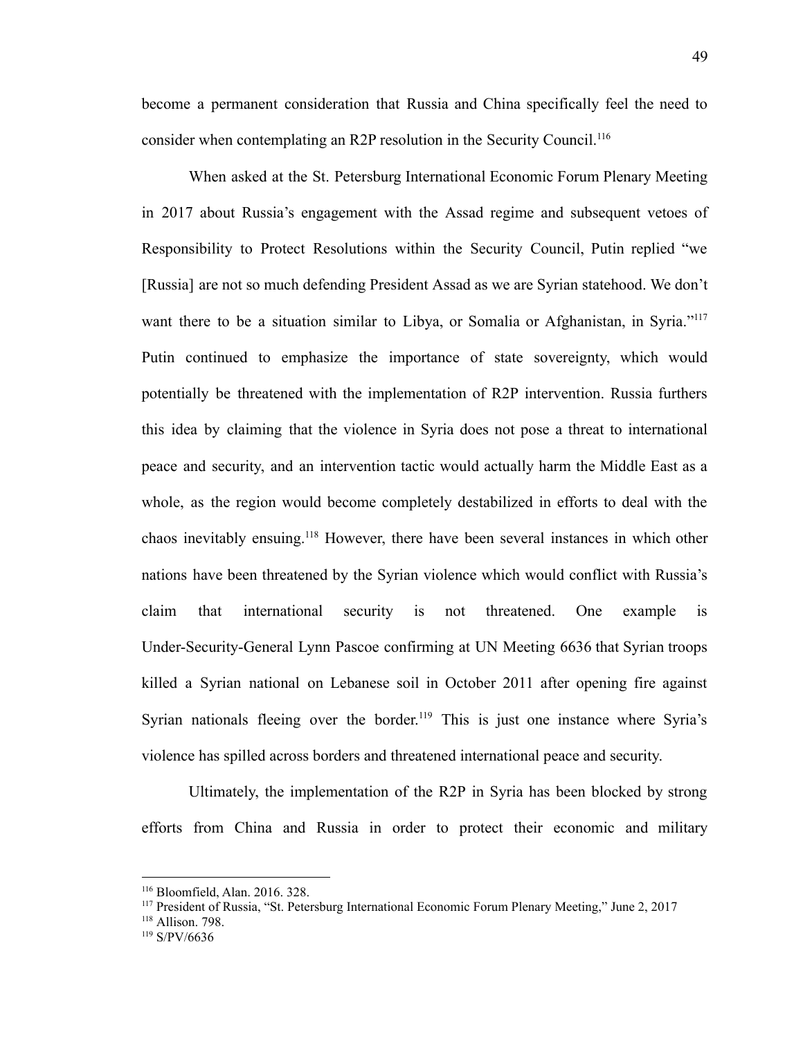become a permanent consideration that Russia and China specifically feel the need to consider when contemplating an R2P resolution in the Security Council.[116]

When asked at the St. Petersburg International Economic Forum Plenary Meeting in 2017 about Russia's engagement with the Assad regime and subsequent vetoes of Responsibility to Protect Resolutions within the Security Council, Putin replied "we [Russia] are not so much defending President Assad as we are Syrian statehood. We don't want there to be a situation similar to Libya, or Somalia or Afghanistan, in Syria."[117] Putin continued to emphasize the importance of state sovereignty, which would potentially be threatened with the implementation of R2P intervention. Russia furthers this idea by claiming that the violence in Syria does not pose a threat to international peace and security, and an intervention tactic would actually harm the Middle East as a whole, as the region would become completely destabilized in efforts to deal with the chaos inevitably ensuing.[118] However, there have been several instances in which other nations have been threatened by the Syrian violence which would conflict with Russia's claim that international security is not threatened. One example is Under-Security-General Lynn Pascoe confirming at UN Meeting 6636 that Syrian troops killed a Syrian national on Lebanese soil in October 2011 after opening fire against Syrian nationals fleeing over the border.[119] This is just one instance where Syria's violence has spilled across borders and threatened international peace and security.

Ultimately, the implementation of the R2P in Syria has been blocked by strong efforts from China and Russia in order to protect their economic and military

---

[116] Bloomfield, Alan. 2016. 328.

[117] President of Russia, "St. Petersburg International Economic Forum Plenary Meeting," June 2, 2017

[118] Allison. 798.

[119] S/PV/6636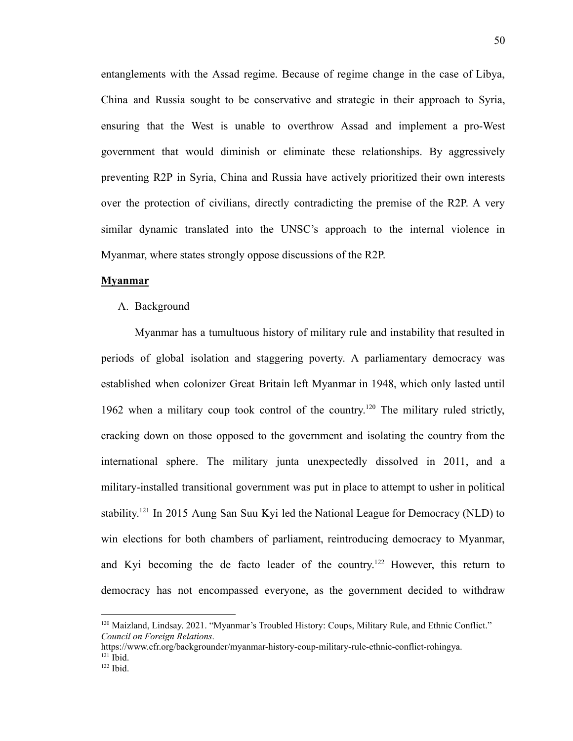entanglements with the Assad regime. Because of regime change in the case of Libya, China and Russia sought to be conservative and strategic in their approach to Syria, ensuring that the West is unable to overthrow Assad and implement a pro-West government that would diminish or eliminate these relationships. By aggressively preventing R2P in Syria, China and Russia have actively prioritized their own interests over the protection of civilians, directly contradicting the premise of the R2P. A very similar dynamic translated into the UNSC's approach to the internal violence in Myanmar, where states strongly oppose discussions of the R2P.

**Myanmar**

A. Background

Myanmar has a tumultuous history of military rule and instability that resulted in periods of global isolation and staggering poverty. A parliamentary democracy was established when colonizer Great Britain left Myanmar in 1948, which only lasted until 1962 when a military coup took control of the country.[120] The military ruled strictly, cracking down on those opposed to the government and isolating the country from the international sphere. The military junta unexpectedly dissolved in 2011, and a military-installed transitional government was put in place to attempt to usher in political stability.[121] In 2015 Aung San Suu Kyi led the National League for Democracy (NLD) to win elections for both chambers of parliament, reintroducing democracy to Myanmar, and Kyi becoming the de facto leader of the country.[122] However, this return to democracy has not encompassed everyone, as the government decided to withdraw

---

[120] Maizland, Lindsay. 2021. "Myanmar's Troubled History: Coups, Military Rule, and Ethnic Conflict." *Council on Foreign Relations*. https://www.cfr.org/backgrounder/myanmar-history-coup-military-rule-ethnic-conflict-rohingya.

[121] Ibid.

[122] Ibid.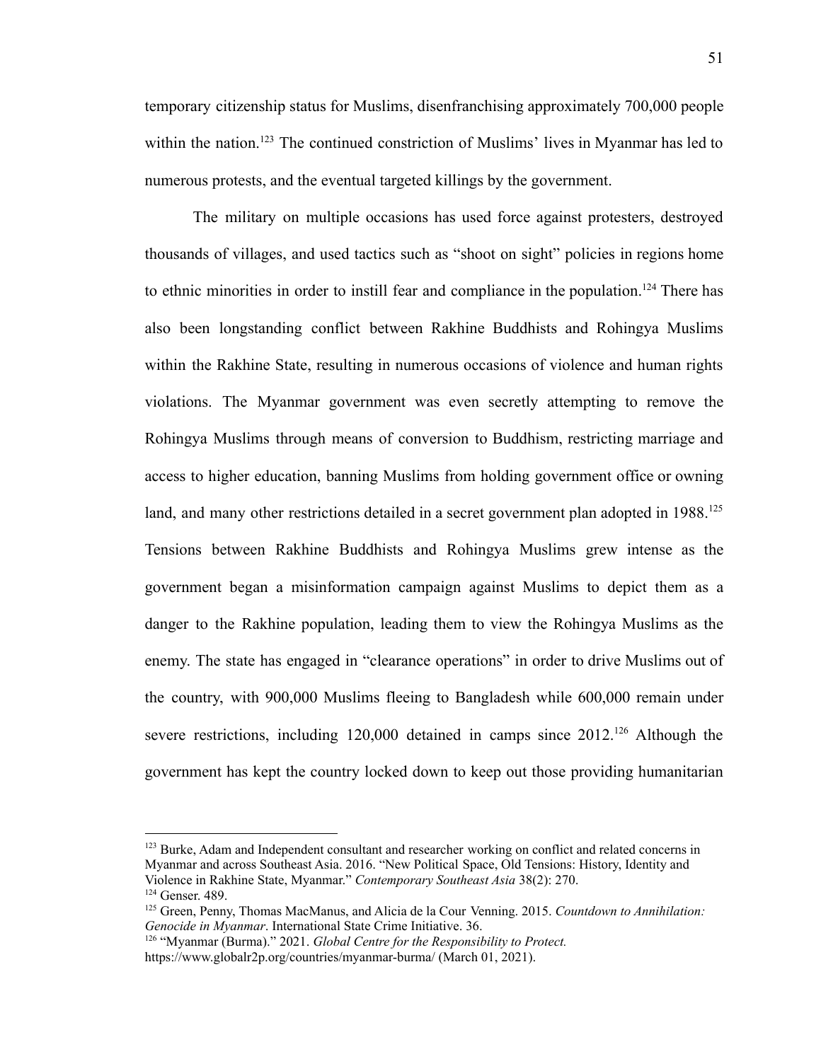temporary citizenship status for Muslims, disenfranchising approximately 700,000 people within the nation.[123] The continued constriction of Muslims' lives in Myanmar has led to numerous protests, and the eventual targeted killings by the government.

The military on multiple occasions has used force against protesters, destroyed thousands of villages, and used tactics such as "shoot on sight" policies in regions home to ethnic minorities in order to instill fear and compliance in the population.[124] There has also been longstanding conflict between Rakhine Buddhists and Rohingya Muslims within the Rakhine State, resulting in numerous occasions of violence and human rights violations. The Myanmar government was even secretly attempting to remove the Rohingya Muslims through means of conversion to Buddhism, restricting marriage and access to higher education, banning Muslims from holding government office or owning land, and many other restrictions detailed in a secret government plan adopted in 1988.[125] Tensions between Rakhine Buddhists and Rohingya Muslims grew intense as the government began a misinformation campaign against Muslims to depict them as a danger to the Rakhine population, leading them to view the Rohingya Muslims as the enemy. The state has engaged in "clearance operations" in order to drive Muslims out of the country, with 900,000 Muslims fleeing to Bangladesh while 600,000 remain under severe restrictions, including 120,000 detained in camps since 2012.[126] Although the government has kept the country locked down to keep out those providing humanitarian

---

[123] Burke, Adam and Independent consultant and researcher working on conflict and related concerns in Myanmar and across Southeast Asia. 2016. "New Political Space, Old Tensions: History, Identity and Violence in Rakhine State, Myanmar." *Contemporary Southeast Asia* 38(2): 270.

[124] Genser. 489.

[125] Green, Penny, Thomas MacManus, and Alicia de la Cour Venning. 2015. *Countdown to Annihilation: Genocide in Myanmar*. International State Crime Initiative. 36.

[126] "Myanmar (Burma)." 2021. *Global Centre for the Responsibility to Protect.* https://www.globalr2p.org/countries/myanmar-burma/ (March 01, 2021).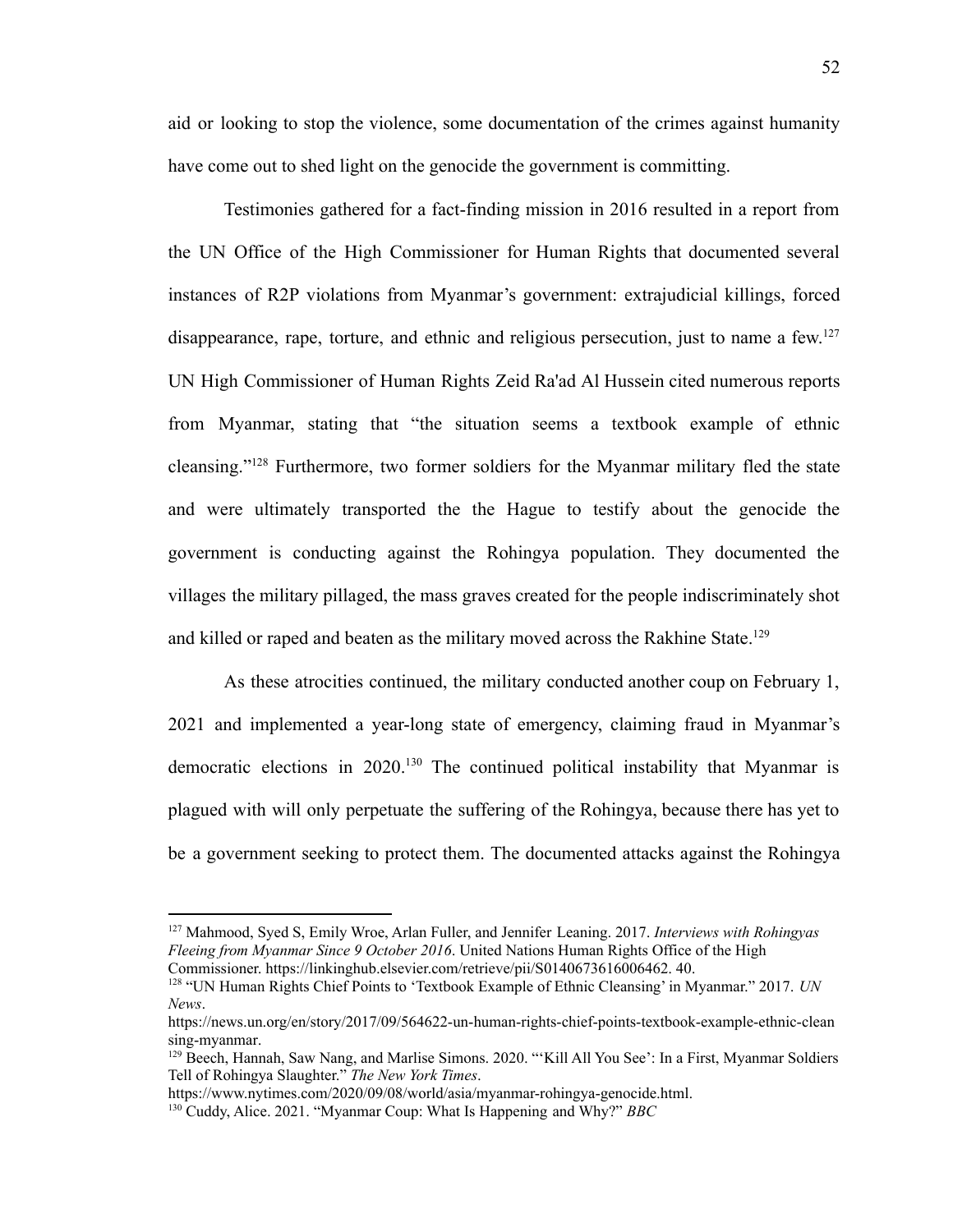aid or looking to stop the violence, some documentation of the crimes against humanity have come out to shed light on the genocide the government is committing.

Testimonies gathered for a fact-finding mission in 2016 resulted in a report from the UN Office of the High Commissioner for Human Rights that documented several instances of R2P violations from Myanmar's government: extrajudicial killings, forced disappearance, rape, torture, and ethnic and religious persecution, just to name a few.[127] UN High Commissioner of Human Rights Zeid Ra'ad Al Hussein cited numerous reports from Myanmar, stating that "the situation seems a textbook example of ethnic cleansing."[128] Furthermore, two former soldiers for the Myanmar military fled the state and were ultimately transported the the Hague to testify about the genocide the government is conducting against the Rohingya population. They documented the villages the military pillaged, the mass graves created for the people indiscriminately shot and killed or raped and beaten as the military moved across the Rakhine State.[129]

As these atrocities continued, the military conducted another coup on February 1, 2021 and implemented a year-long state of emergency, claiming fraud in Myanmar's democratic elections in 2020.[130] The continued political instability that Myanmar is plagued with will only perpetuate the suffering of the Rohingya, because there has yet to be a government seeking to protect them. The documented attacks against the Rohingya

---

[127] Mahmood, Syed S, Emily Wroe, Arlan Fuller, and Jennifer Leaning. 2017. *Interviews with Rohingyas Fleeing from Myanmar Since 9 October 2016*. United Nations Human Rights Office of the High Commissioner. https://linkinghub.elsevier.com/retrieve/pii/S0140673616006462. 40.

[128] "UN Human Rights Chief Points to 'Textbook Example of Ethnic Cleansing' in Myanmar." 2017. *UN News*. https://news.un.org/en/story/2017/09/564622-un-human-rights-chief-points-textbook-example-ethnic-cleansing-myanmar.

[129] Beech, Hannah, Saw Nang, and Marlise Simons. 2020. "'Kill All You See': In a First, Myanmar Soldiers Tell of Rohingya Slaughter." *The New York Times*. https://www.nytimes.com/2020/09/08/world/asia/myanmar-rohingya-genocide.html.

[130] Cuddy, Alice. 2021. "Myanmar Coup: What Is Happening and Why?" *BBC*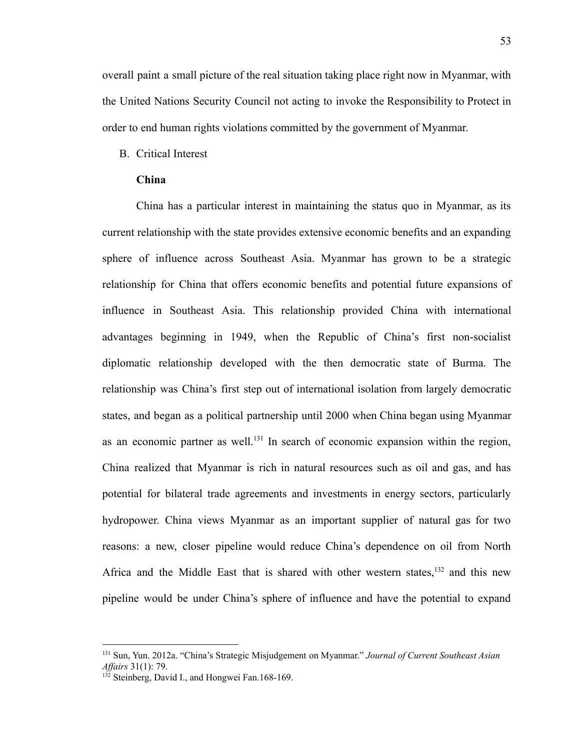overall paint a small picture of the real situation taking place right now in Myanmar, with the United Nations Security Council not acting to invoke the Responsibility to Protect in order to end human rights violations committed by the government of Myanmar.

B. Critical Interest

**China**

China has a particular interest in maintaining the status quo in Myanmar, as its current relationship with the state provides extensive economic benefits and an expanding sphere of influence across Southeast Asia. Myanmar has grown to be a strategic relationship for China that offers economic benefits and potential future expansions of influence in Southeast Asia. This relationship provided China with international advantages beginning in 1949, when the Republic of China's first non-socialist diplomatic relationship developed with the then democratic state of Burma. The relationship was China's first step out of international isolation from largely democratic states, and began as a political partnership until 2000 when China began using Myanmar as an economic partner as well.[131] In search of economic expansion within the region, China realized that Myanmar is rich in natural resources such as oil and gas, and has potential for bilateral trade agreements and investments in energy sectors, particularly hydropower. China views Myanmar as an important supplier of natural gas for two reasons: a new, closer pipeline would reduce China's dependence on oil from North Africa and the Middle East that is shared with other western states,[132] and this new pipeline would be under China's sphere of influence and have the potential to expand

---

[131] Sun, Yun. 2012a. "China's Strategic Misjudgement on Myanmar." *Journal of Current Southeast Asian Affairs* 31(1): 79.

[132] Steinberg, David I., and Hongwei Fan.168-169.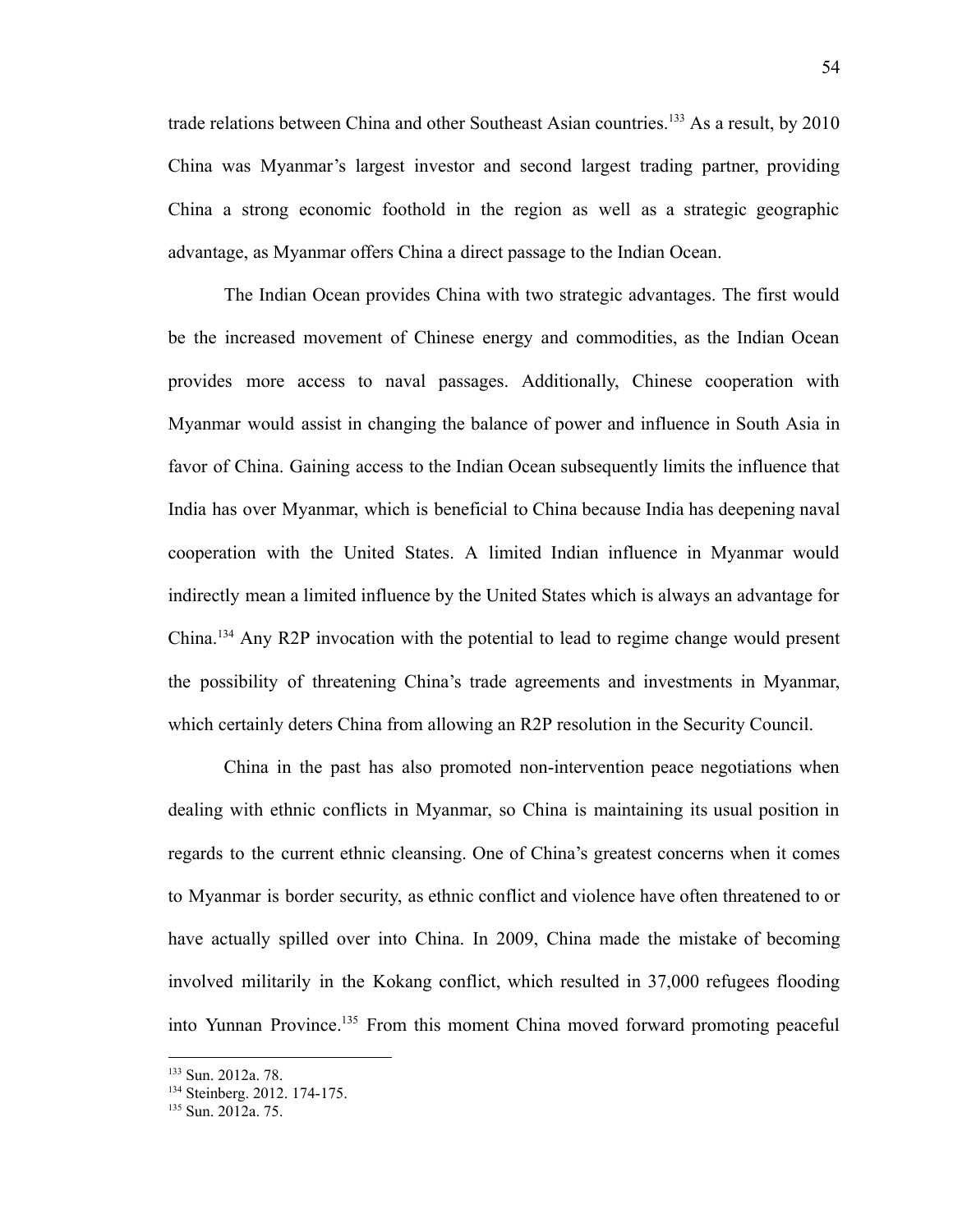trade relations between China and other Southeast Asian countries.[133] As a result, by 2010 China was Myanmar's largest investor and second largest trading partner, providing China a strong economic foothold in the region as well as a strategic geographic advantage, as Myanmar offers China a direct passage to the Indian Ocean.

The Indian Ocean provides China with two strategic advantages. The first would be the increased movement of Chinese energy and commodities, as the Indian Ocean provides more access to naval passages. Additionally, Chinese cooperation with Myanmar would assist in changing the balance of power and influence in South Asia in favor of China. Gaining access to the Indian Ocean subsequently limits the influence that India has over Myanmar, which is beneficial to China because India has deepening naval cooperation with the United States. A limited Indian influence in Myanmar would indirectly mean a limited influence by the United States which is always an advantage for China.[134] Any R2P invocation with the potential to lead to regime change would present the possibility of threatening China's trade agreements and investments in Myanmar, which certainly deters China from allowing an R2P resolution in the Security Council.

China in the past has also promoted non-intervention peace negotiations when dealing with ethnic conflicts in Myanmar, so China is maintaining its usual position in regards to the current ethnic cleansing. One of China's greatest concerns when it comes to Myanmar is border security, as ethnic conflict and violence have often threatened to or have actually spilled over into China. In 2009, China made the mistake of becoming involved militarily in the Kokang conflict, which resulted in 37,000 refugees flooding into Yunnan Province.[135] From this moment China moved forward promoting peaceful

---

[133] Sun. 2012a. 78.

[134] Steinberg. 2012. 174-175.

[135] Sun. 2012a. 75.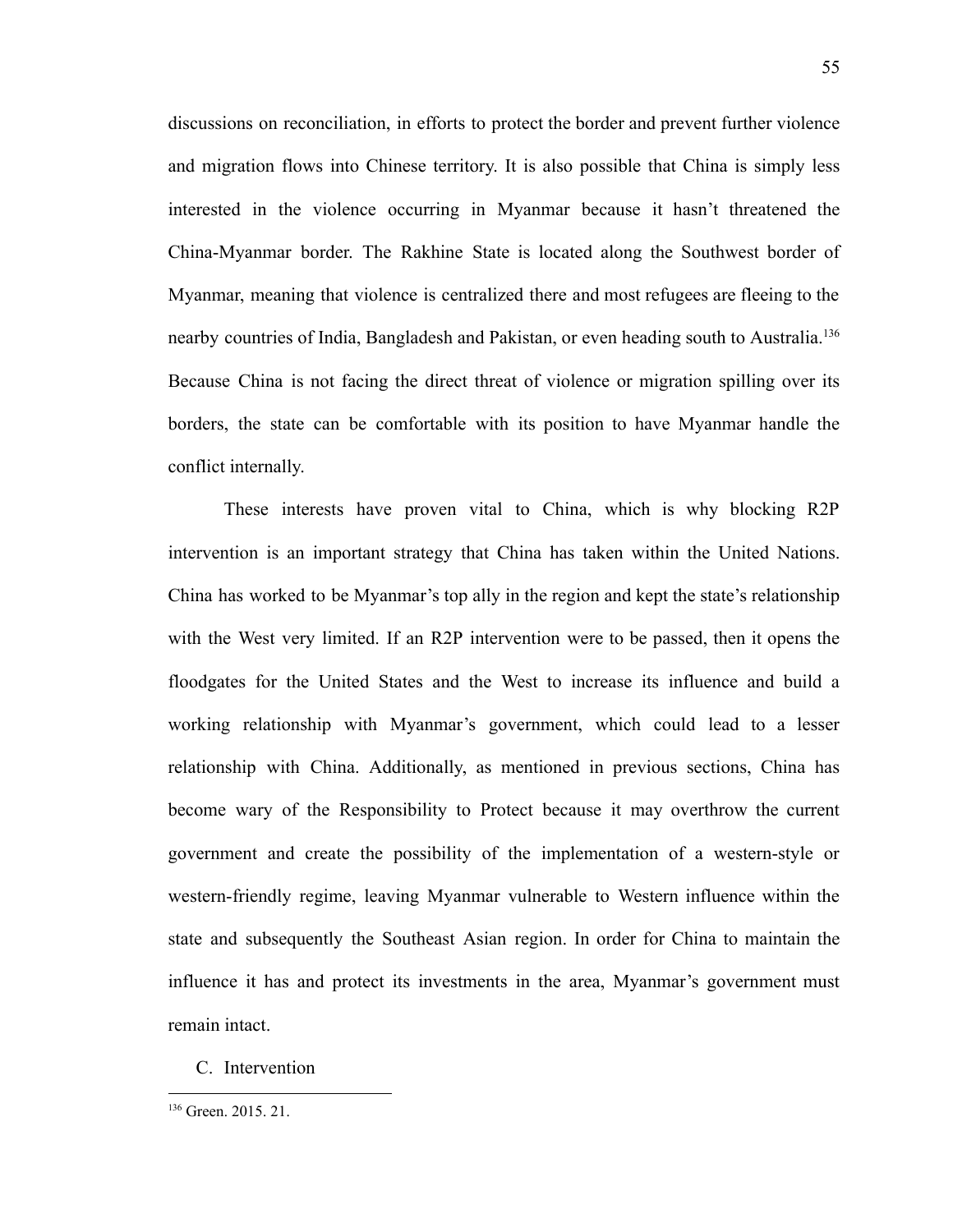discussions on reconciliation, in efforts to protect the border and prevent further violence and migration flows into Chinese territory. It is also possible that China is simply less interested in the violence occurring in Myanmar because it hasn't threatened the China-Myanmar border. The Rakhine State is located along the Southwest border of Myanmar, meaning that violence is centralized there and most refugees are fleeing to the nearby countries of India, Bangladesh and Pakistan, or even heading south to Australia.[136] Because China is not facing the direct threat of violence or migration spilling over its borders, the state can be comfortable with its position to have Myanmar handle the conflict internally.

These interests have proven vital to China, which is why blocking R2P intervention is an important strategy that China has taken within the United Nations. China has worked to be Myanmar's top ally in the region and kept the state's relationship with the West very limited. If an R2P intervention were to be passed, then it opens the floodgates for the United States and the West to increase its influence and build a working relationship with Myanmar's government, which could lead to a lesser relationship with China. Additionally, as mentioned in previous sections, China has become wary of the Responsibility to Protect because it may overthrow the current government and create the possibility of the implementation of a western-style or western-friendly regime, leaving Myanmar vulnerable to Western influence within the state and subsequently the Southeast Asian region. In order for China to maintain the influence it has and protect its investments in the area, Myanmar's government must remain intact.

## C. Intervention

[136] Green. 2015. 21.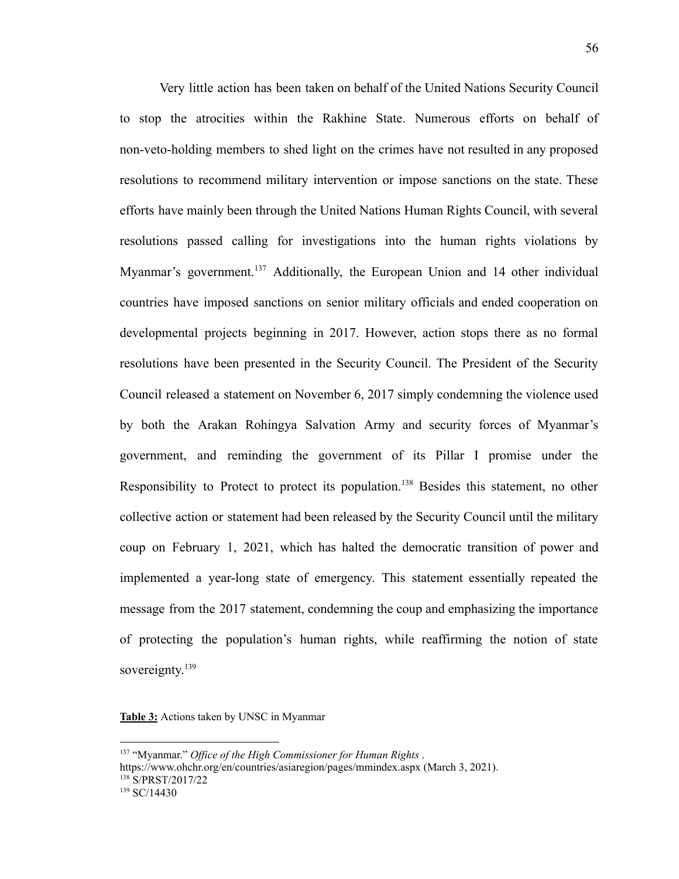Very little action has been taken on behalf of the United Nations Security Council to stop the atrocities within the Rakhine State. Numerous efforts on behalf of non-veto-holding members to shed light on the crimes have not resulted in any proposed resolutions to recommend military intervention or impose sanctions on the state. These efforts have mainly been through the United Nations Human Rights Council, with several resolutions passed calling for investigations into the human rights violations by Myanmar's government.[137] Additionally, the European Union and 14 other individual countries have imposed sanctions on senior military officials and ended cooperation on developmental projects beginning in 2017. However, action stops there as no formal resolutions have been presented in the Security Council. The President of the Security Council released a statement on November 6, 2017 simply condemning the violence used by both the Arakan Rohingya Salvation Army and security forces of Myanmar's government, and reminding the government of its Pillar I promise under the Responsibility to Protect to protect its population.[138] Besides this statement, no other collective action or statement had been released by the Security Council until the military coup on February 1, 2021, which has halted the democratic transition of power and implemented a year-long state of emergency. This statement essentially repeated the message from the 2017 statement, condemning the coup and emphasizing the importance of protecting the population's human rights, while reaffirming the notion of state sovereignty.[139]

**Table 3:** Actions taken by UNSC in Myanmar

---

[137] "Myanmar." *Office of the High Commissioner for Human Rights* . https://www.ohchr.org/en/countries/asiaregion/pages/mmindex.aspx (March 3, 2021).

[138] S/PRST/2017/22

[139] SC/14430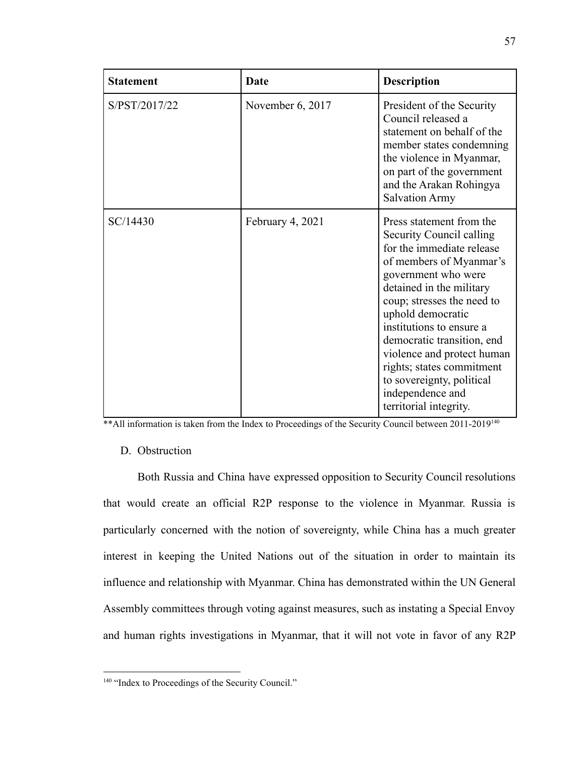| Statement | Date | Description |
|---|---|---|
| S/PST/2017/22 | November 6, 2017 | President of the Security Council released a statement on behalf of the member states condemning the violence in Myanmar, on part of the government and the Arakan Rohingya Salvation Army |
| SC/14430 | February 4, 2021 | Press statement from the Security Council calling for the immediate release of members of Myanmar's government who were detained in the military coup; stresses the need to uphold democratic institutions to ensure a democratic transition, end violence and protect human rights; states commitment to sovereignty, political independence and territorial integrity. |

**All information is taken from the Index to Proceedings of the Security Council between 2011-2019[140]

D. Obstruction

Both Russia and China have expressed opposition to Security Council resolutions that would create an official R2P response to the violence in Myanmar. Russia is particularly concerned with the notion of sovereignty, while China has a much greater interest in keeping the United Nations out of the situation in order to maintain its influence and relationship with Myanmar. China has demonstrated within the UN General Assembly committees through voting against measures, such as instating a Special Envoy and human rights investigations in Myanmar, that it will not vote in favor of any R2P

[140] "Index to Proceedings of the Security Council."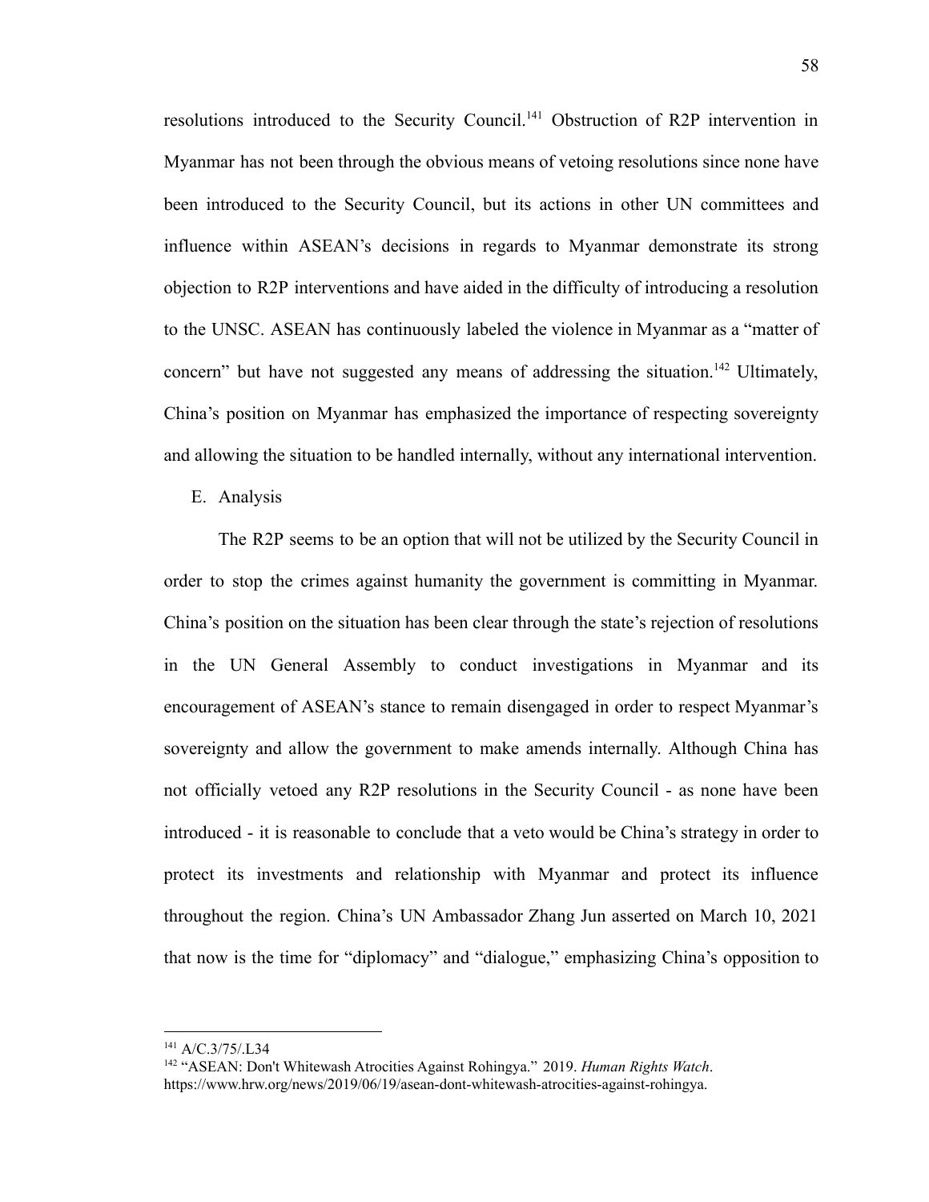resolutions introduced to the Security Council.[141] Obstruction of R2P intervention in Myanmar has not been through the obvious means of vetoing resolutions since none have been introduced to the Security Council, but its actions in other UN committees and influence within ASEAN's decisions in regards to Myanmar demonstrate its strong objection to R2P interventions and have aided in the difficulty of introducing a resolution to the UNSC. ASEAN has continuously labeled the violence in Myanmar as a "matter of concern" but have not suggested any means of addressing the situation.[142] Ultimately, China's position on Myanmar has emphasized the importance of respecting sovereignty and allowing the situation to be handled internally, without any international intervention.

E. Analysis

The R2P seems to be an option that will not be utilized by the Security Council in order to stop the crimes against humanity the government is committing in Myanmar. China's position on the situation has been clear through the state's rejection of resolutions in the UN General Assembly to conduct investigations in Myanmar and its encouragement of ASEAN's stance to remain disengaged in order to respect Myanmar's sovereignty and allow the government to make amends internally. Although China has not officially vetoed any R2P resolutions in the Security Council - as none have been introduced - it is reasonable to conclude that a veto would be China's strategy in order to protect its investments and relationship with Myanmar and protect its influence throughout the region. China's UN Ambassador Zhang Jun asserted on March 10, 2021 that now is the time for "diplomacy" and "dialogue," emphasizing China's opposition to

---

[141] A/C.3/75/.L34

[142] "ASEAN: Don't Whitewash Atrocities Against Rohingya." 2019. *Human Rights Watch*. https://www.hrw.org/news/2019/06/19/asean-dont-whitewash-atrocities-against-rohingya.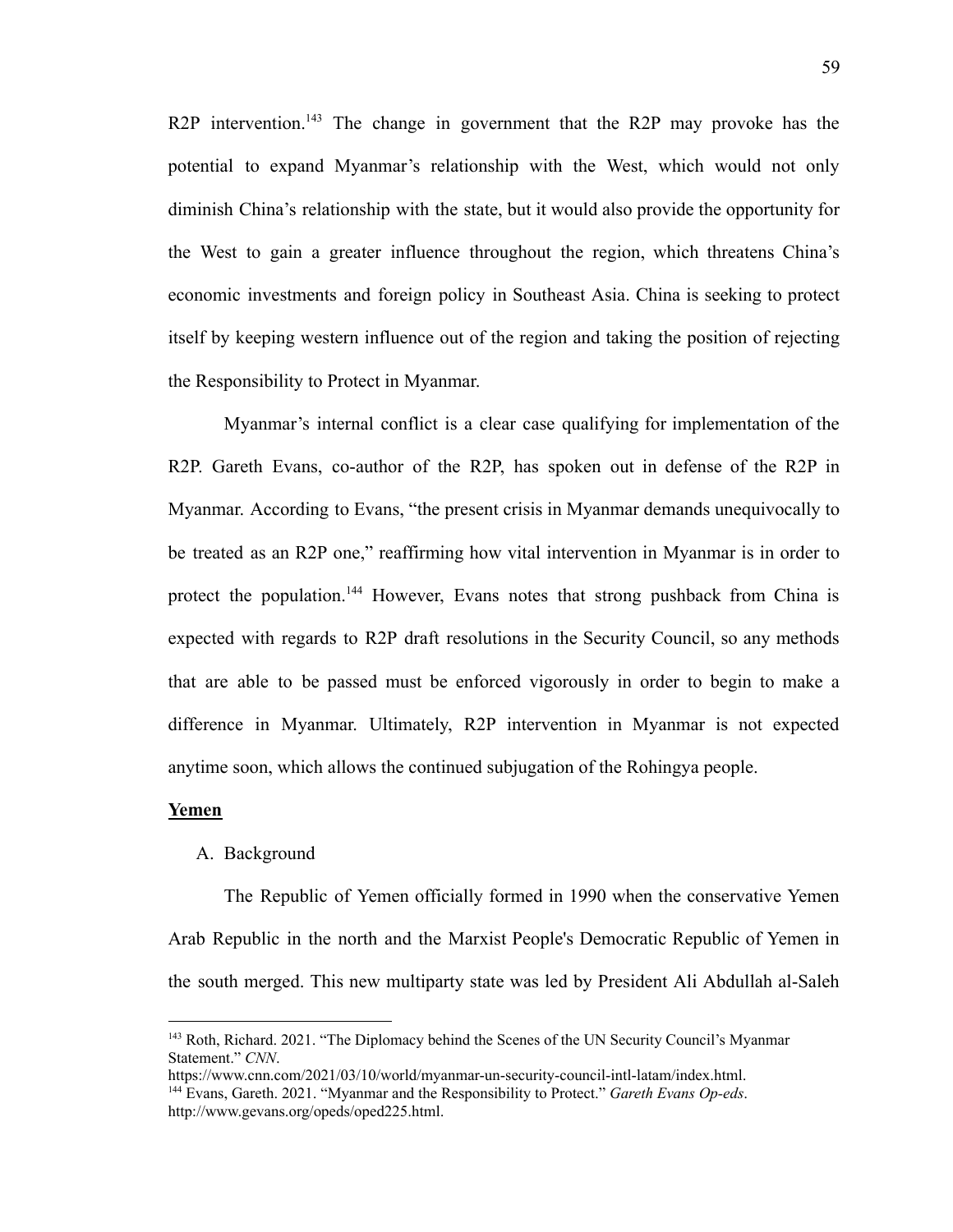R2P intervention.[143] The change in government that the R2P may provoke has the potential to expand Myanmar's relationship with the West, which would not only diminish China's relationship with the state, but it would also provide the opportunity for the West to gain a greater influence throughout the region, which threatens China's economic investments and foreign policy in Southeast Asia. China is seeking to protect itself by keeping western influence out of the region and taking the position of rejecting the Responsibility to Protect in Myanmar.

Myanmar's internal conflict is a clear case qualifying for implementation of the R2P. Gareth Evans, co-author of the R2P, has spoken out in defense of the R2P in Myanmar. According to Evans, "the present crisis in Myanmar demands unequivocally to be treated as an R2P one," reaffirming how vital intervention in Myanmar is in order to protect the population.[144] However, Evans notes that strong pushback from China is expected with regards to R2P draft resolutions in the Security Council, so any methods that are able to be passed must be enforced vigorously in order to begin to make a difference in Myanmar. Ultimately, R2P intervention in Myanmar is not expected anytime soon, which allows the continued subjugation of the Rohingya people.

**Yemen**

A. Background

The Republic of Yemen officially formed in 1990 when the conservative Yemen Arab Republic in the north and the Marxist People's Democratic Republic of Yemen in the south merged. This new multiparty state was led by President Ali Abdullah al-Saleh

---

[143] Roth, Richard. 2021. "The Diplomacy behind the Scenes of the UN Security Council's Myanmar Statement." *CNN*. https://www.cnn.com/2021/03/10/world/myanmar-un-security-council-intl-latam/index.html.

[144] Evans, Gareth. 2021. "Myanmar and the Responsibility to Protect." *Gareth Evans Op-eds*. http://www.gevans.org/opeds/oped225.html.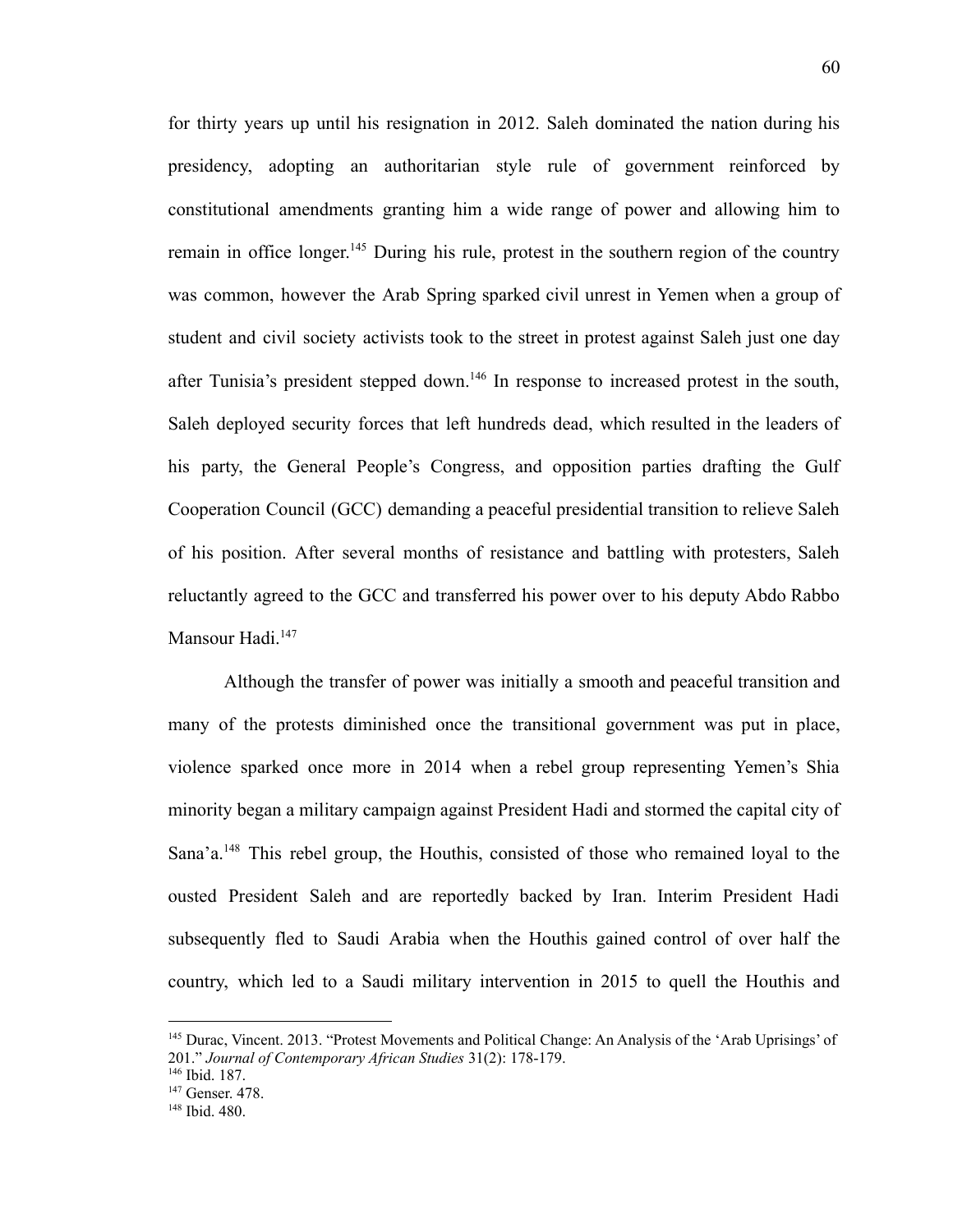for thirty years up until his resignation in 2012. Saleh dominated the nation during his presidency, adopting an authoritarian style rule of government reinforced by constitutional amendments granting him a wide range of power and allowing him to remain in office longer.[145] During his rule, protest in the southern region of the country was common, however the Arab Spring sparked civil unrest in Yemen when a group of student and civil society activists took to the street in protest against Saleh just one day after Tunisia's president stepped down.[146] In response to increased protest in the south, Saleh deployed security forces that left hundreds dead, which resulted in the leaders of his party, the General People's Congress, and opposition parties drafting the Gulf Cooperation Council (GCC) demanding a peaceful presidential transition to relieve Saleh of his position. After several months of resistance and battling with protesters, Saleh reluctantly agreed to the GCC and transferred his power over to his deputy Abdo Rabbo Mansour Hadi.[147]

Although the transfer of power was initially a smooth and peaceful transition and many of the protests diminished once the transitional government was put in place, violence sparked once more in 2014 when a rebel group representing Yemen's Shia minority began a military campaign against President Hadi and stormed the capital city of Sana'a.[148] This rebel group, the Houthis, consisted of those who remained loyal to the ousted President Saleh and are reportedly backed by Iran. Interim President Hadi subsequently fled to Saudi Arabia when the Houthis gained control of over half the country, which led to a Saudi military intervention in 2015 to quell the Houthis and

---

[145] Durac, Vincent. 2013. "Protest Movements and Political Change: An Analysis of the 'Arab Uprisings' of 201." *Journal of Contemporary African Studies* 31(2): 178-179.

[146] Ibid. 187.

[147] Genser. 478.

[148] Ibid. 480.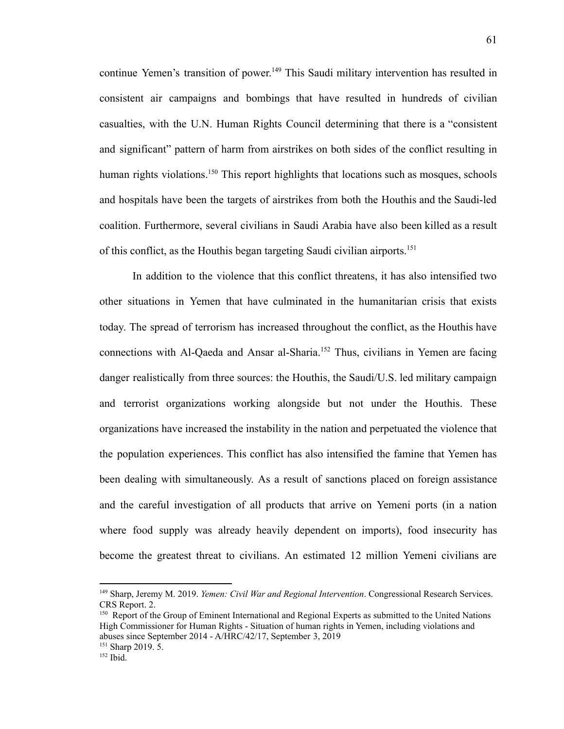continue Yemen's transition of power.[149] This Saudi military intervention has resulted in consistent air campaigns and bombings that have resulted in hundreds of civilian casualties, with the U.N. Human Rights Council determining that there is a "consistent and significant" pattern of harm from airstrikes on both sides of the conflict resulting in human rights violations.[150] This report highlights that locations such as mosques, schools and hospitals have been the targets of airstrikes from both the Houthis and the Saudi-led coalition. Furthermore, several civilians in Saudi Arabia have also been killed as a result of this conflict, as the Houthis began targeting Saudi civilian airports.[151]

In addition to the violence that this conflict threatens, it has also intensified two other situations in Yemen that have culminated in the humanitarian crisis that exists today. The spread of terrorism has increased throughout the conflict, as the Houthis have connections with Al-Qaeda and Ansar al-Sharia.[152] Thus, civilians in Yemen are facing danger realistically from three sources: the Houthis, the Saudi/U.S. led military campaign and terrorist organizations working alongside but not under the Houthis. These organizations have increased the instability in the nation and perpetuated the violence that the population experiences. This conflict has also intensified the famine that Yemen has been dealing with simultaneously. As a result of sanctions placed on foreign assistance and the careful investigation of all products that arrive on Yemeni ports (in a nation where food supply was already heavily dependent on imports), food insecurity has become the greatest threat to civilians. An estimated 12 million Yemeni civilians are

---

[149] Sharp, Jeremy M. 2019. *Yemen: Civil War and Regional Intervention*. Congressional Research Services. CRS Report. 2.

[150] Report of the Group of Eminent International and Regional Experts as submitted to the United Nations High Commissioner for Human Rights - Situation of human rights in Yemen, including violations and abuses since September 2014 - A/HRC/42/17, September 3, 2019

[151] Sharp 2019. 5.

[152] Ibid.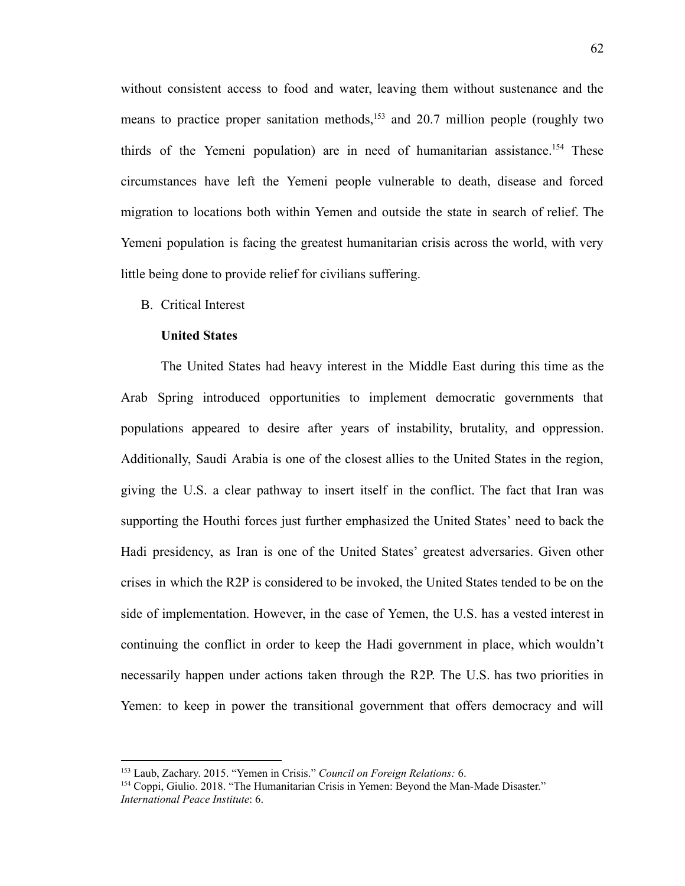without consistent access to food and water, leaving them without sustenance and the means to practice proper sanitation methods,[153] and 20.7 million people (roughly two thirds of the Yemeni population) are in need of humanitarian assistance.[154] These circumstances have left the Yemeni people vulnerable to death, disease and forced migration to locations both within Yemen and outside the state in search of relief. The Yemeni population is facing the greatest humanitarian crisis across the world, with very little being done to provide relief for civilians suffering.

B. Critical Interest

**United States**

The United States had heavy interest in the Middle East during this time as the Arab Spring introduced opportunities to implement democratic governments that populations appeared to desire after years of instability, brutality, and oppression. Additionally, Saudi Arabia is one of the closest allies to the United States in the region, giving the U.S. a clear pathway to insert itself in the conflict. The fact that Iran was supporting the Houthi forces just further emphasized the United States' need to back the Hadi presidency, as Iran is one of the United States' greatest adversaries. Given other crises in which the R2P is considered to be invoked, the United States tended to be on the side of implementation. However, in the case of Yemen, the U.S. has a vested interest in continuing the conflict in order to keep the Hadi government in place, which wouldn't necessarily happen under actions taken through the R2P. The U.S. has two priorities in Yemen: to keep in power the transitional government that offers democracy and will

---

[153] Laub, Zachary. 2015. "Yemen in Crisis." *Council on Foreign Relations:* 6.

[154] Coppi, Giulio. 2018. "The Humanitarian Crisis in Yemen: Beyond the Man-Made Disaster." *International Peace Institute*: 6.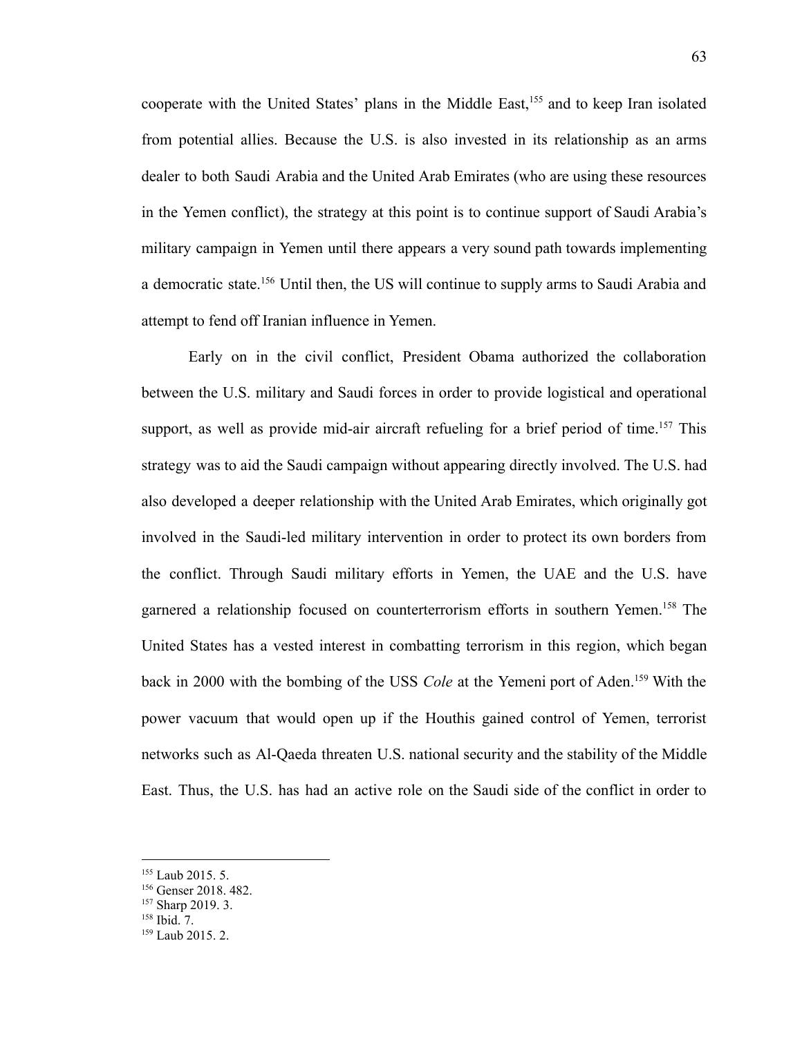cooperate with the United States' plans in the Middle East,[155] and to keep Iran isolated from potential allies. Because the U.S. is also invested in its relationship as an arms dealer to both Saudi Arabia and the United Arab Emirates (who are using these resources in the Yemen conflict), the strategy at this point is to continue support of Saudi Arabia's military campaign in Yemen until there appears a very sound path towards implementing a democratic state.[156] Until then, the US will continue to supply arms to Saudi Arabia and attempt to fend off Iranian influence in Yemen.

Early on in the civil conflict, President Obama authorized the collaboration between the U.S. military and Saudi forces in order to provide logistical and operational support, as well as provide mid-air aircraft refueling for a brief period of time.[157] This strategy was to aid the Saudi campaign without appearing directly involved. The U.S. had also developed a deeper relationship with the United Arab Emirates, which originally got involved in the Saudi-led military intervention in order to protect its own borders from the conflict. Through Saudi military efforts in Yemen, the UAE and the U.S. have garnered a relationship focused on counterterrorism efforts in southern Yemen.[158] The United States has a vested interest in combatting terrorism in this region, which began back in 2000 with the bombing of the USS *Cole* at the Yemeni port of Aden.[159] With the power vacuum that would open up if the Houthis gained control of Yemen, terrorist networks such as Al-Qaeda threaten U.S. national security and the stability of the Middle East. Thus, the U.S. has had an active role on the Saudi side of the conflict in order to

---

[155] Laub 2015. 5.

[156] Genser 2018. 482.

[157] Sharp 2019. 3.

[158] Ibid. 7.

[159] Laub 2015. 2.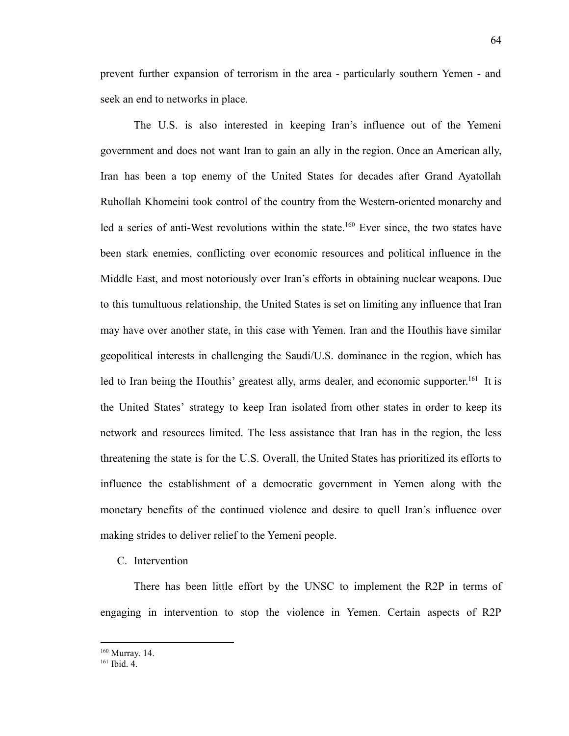prevent further expansion of terrorism in the area - particularly southern Yemen - and seek an end to networks in place.

The U.S. is also interested in keeping Iran's influence out of the Yemeni government and does not want Iran to gain an ally in the region. Once an American ally, Iran has been a top enemy of the United States for decades after Grand Ayatollah Ruhollah Khomeini took control of the country from the Western-oriented monarchy and led a series of anti-West revolutions within the state.[160] Ever since, the two states have been stark enemies, conflicting over economic resources and political influence in the Middle East, and most notoriously over Iran's efforts in obtaining nuclear weapons. Due to this tumultuous relationship, the United States is set on limiting any influence that Iran may have over another state, in this case with Yemen. Iran and the Houthis have similar geopolitical interests in challenging the Saudi/U.S. dominance in the region, which has led to Iran being the Houthis' greatest ally, arms dealer, and economic supporter.[161] It is the United States' strategy to keep Iran isolated from other states in order to keep its network and resources limited. The less assistance that Iran has in the region, the less threatening the state is for the U.S. Overall, the United States has prioritized its efforts to influence the establishment of a democratic government in Yemen along with the monetary benefits of the continued violence and desire to quell Iran's influence over making strides to deliver relief to the Yemeni people.

C. Intervention

There has been little effort by the UNSC to implement the R2P in terms of engaging in intervention to stop the violence in Yemen. Certain aspects of R2P

---

[160] Murray. 14.
[161] Ibid. 4.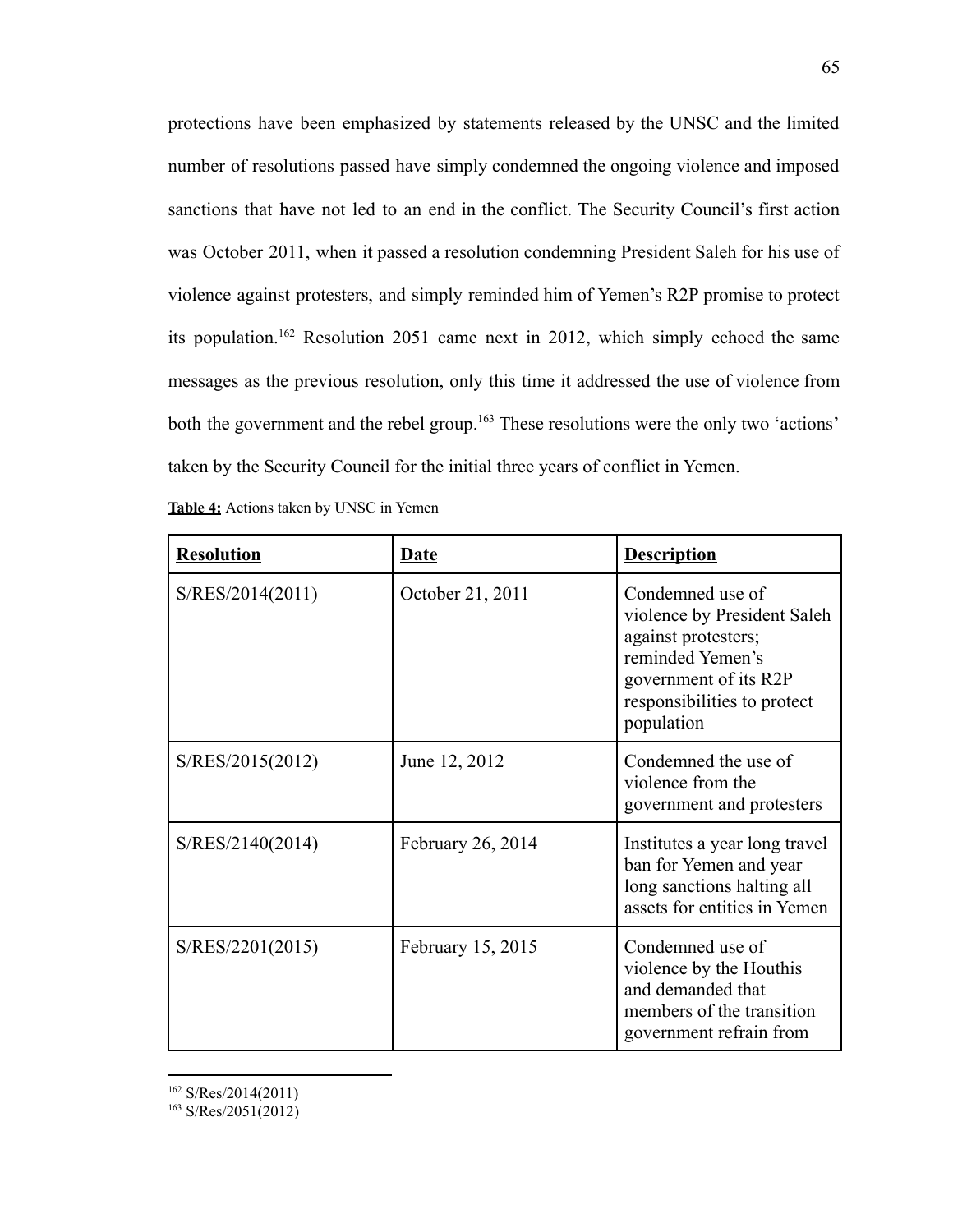protections have been emphasized by statements released by the UNSC and the limited number of resolutions passed have simply condemned the ongoing violence and imposed sanctions that have not led to an end in the conflict. The Security Council's first action was October 2011, when it passed a resolution condemning President Saleh for his use of violence against protesters, and simply reminded him of Yemen's R2P promise to protect its population.[162] Resolution 2051 came next in 2012, which simply echoed the same messages as the previous resolution, only this time it addressed the use of violence from both the government and the rebel group.[163] These resolutions were the only two 'actions' taken by the Security Council for the initial three years of conflict in Yemen.

**<u>Table 4:</u>** Actions taken by UNSC in Yemen

| **<u>Resolution</u>** | **<u>Date</u>** | **<u>Description</u>** |
|---|---|---|
| S/RES/2014(2011) | October 21, 2011 | Condemned use of violence by President Saleh against protesters; reminded Yemen's government of its R2P responsibilities to protect population |
| S/RES/2015(2012) | June 12, 2012 | Condemned the use of violence from the government and protesters |
| S/RES/2140(2014) | February 26, 2014 | Institutes a year long travel ban for Yemen and year long sanctions halting all assets for entities in Yemen |
| S/RES/2201(2015) | February 15, 2015 | Condemned use of violence by the Houthis and demanded that members of the transition government refrain from |

[162] S/Res/2014(2011)

[163] S/Res/2051(2012)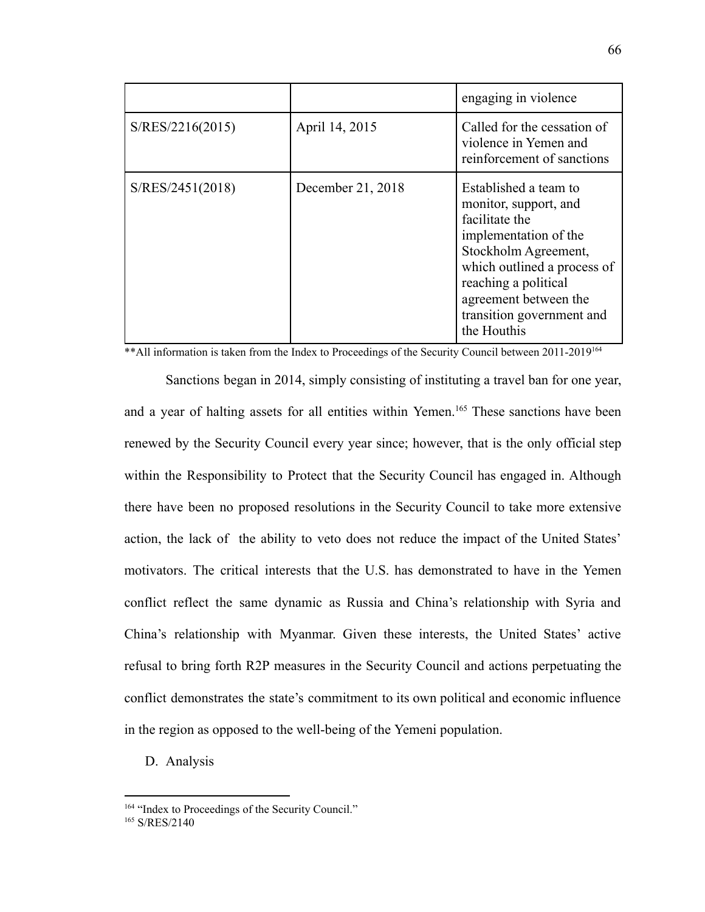| | | |
|---|---|---|
| | | engaging in violence |
| S/RES/2216(2015) | April 14, 2015 | Called for the cessation of violence in Yemen and reinforcement of sanctions |
| S/RES/2451(2018) | December 21, 2018 | Established a team to monitor, support, and facilitate the implementation of the Stockholm Agreement, which outlined a process of reaching a political agreement between the transition government and the Houthis |

**All information is taken from the Index to Proceedings of the Security Council between 2011-2019[164]

Sanctions began in 2014, simply consisting of instituting a travel ban for one year, and a year of halting assets for all entities within Yemen.[165] These sanctions have been renewed by the Security Council every year since; however, that is the only official step within the Responsibility to Protect that the Security Council has engaged in. Although there have been no proposed resolutions in the Security Council to take more extensive action, the lack of the ability to veto does not reduce the impact of the United States' motivators. The critical interests that the U.S. has demonstrated to have in the Yemen conflict reflect the same dynamic as Russia and China's relationship with Syria and China's relationship with Myanmar. Given these interests, the United States' active refusal to bring forth R2P measures in the Security Council and actions perpetuating the conflict demonstrates the state's commitment to its own political and economic influence in the region as opposed to the well-being of the Yemeni population.

D. Analysis

[164] "Index to Proceedings of the Security Council."

[165] S/RES/2140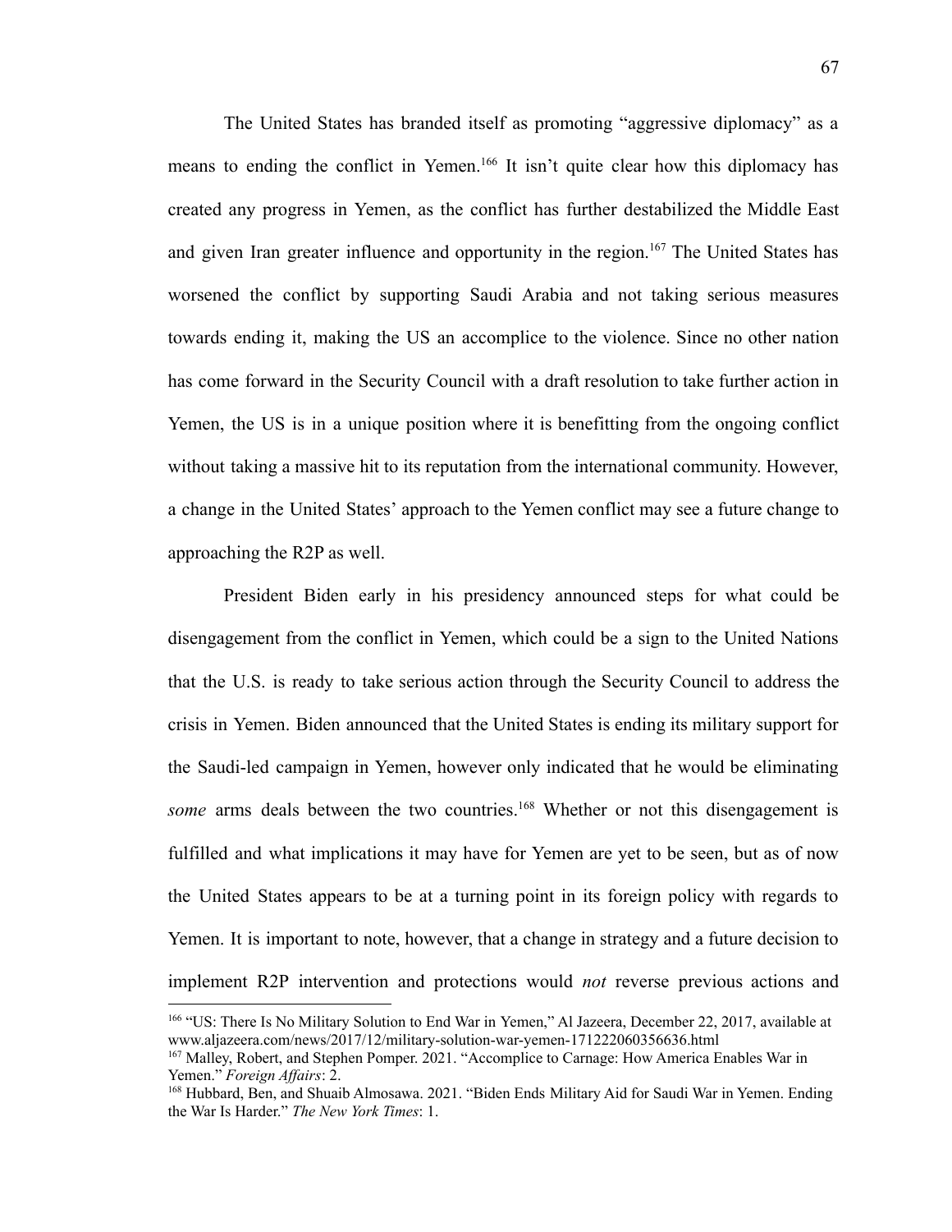The United States has branded itself as promoting "aggressive diplomacy" as a means to ending the conflict in Yemen.[166] It isn't quite clear how this diplomacy has created any progress in Yemen, as the conflict has further destabilized the Middle East and given Iran greater influence and opportunity in the region.[167] The United States has worsened the conflict by supporting Saudi Arabia and not taking serious measures towards ending it, making the US an accomplice to the violence. Since no other nation has come forward in the Security Council with a draft resolution to take further action in Yemen, the US is in a unique position where it is benefitting from the ongoing conflict without taking a massive hit to its reputation from the international community. However, a change in the United States' approach to the Yemen conflict may see a future change to approaching the R2P as well.

President Biden early in his presidency announced steps for what could be disengagement from the conflict in Yemen, which could be a sign to the United Nations that the U.S. is ready to take serious action through the Security Council to address the crisis in Yemen. Biden announced that the United States is ending its military support for the Saudi-led campaign in Yemen, however only indicated that he would be eliminating *some* arms deals between the two countries.[168] Whether or not this disengagement is fulfilled and what implications it may have for Yemen are yet to be seen, but as of now the United States appears to be at a turning point in its foreign policy with regards to Yemen. It is important to note, however, that a change in strategy and a future decision to implement R2P intervention and protections would *not* reverse previous actions and

[166] "US: There Is No Military Solution to End War in Yemen," Al Jazeera, December 22, 2017, available at www.aljazeera.com/news/2017/12/military-solution-war-yemen-171222060356636.html

[167] Malley, Robert, and Stephen Pomper. 2021. "Accomplice to Carnage: How America Enables War in Yemen." *Foreign Affairs*: 2.

[168] Hubbard, Ben, and Shuaib Almosawa. 2021. "Biden Ends Military Aid for Saudi War in Yemen. Ending the War Is Harder." *The New York Times*: 1.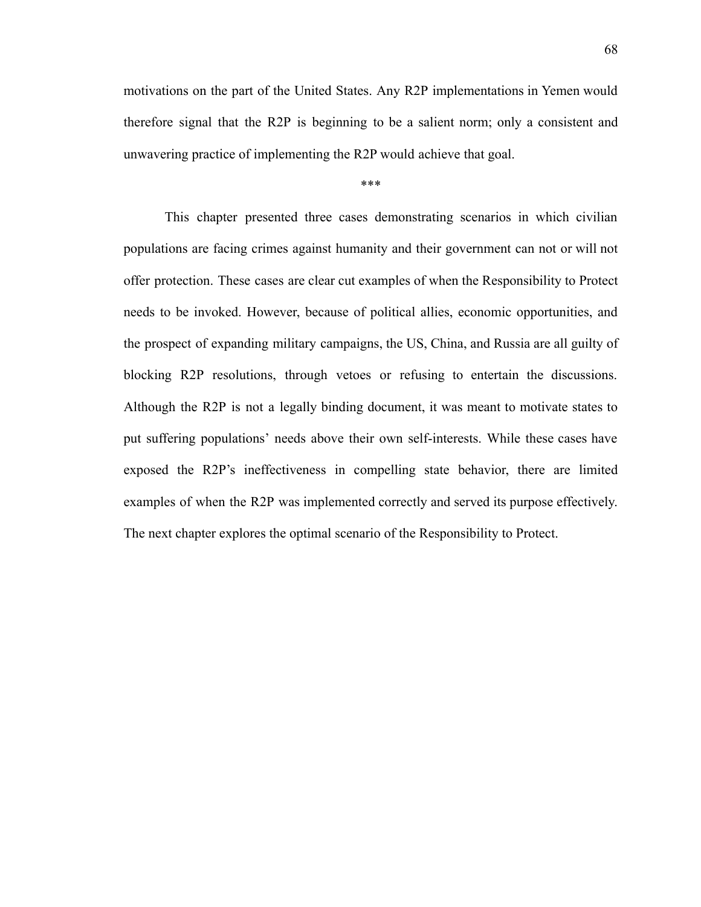motivations on the part of the United States. Any R2P implementations in Yemen would therefore signal that the R2P is beginning to be a salient norm; only a consistent and unwavering practice of implementing the R2P would achieve that goal.

***

This chapter presented three cases demonstrating scenarios in which civilian populations are facing crimes against humanity and their government can not or will not offer protection. These cases are clear cut examples of when the Responsibility to Protect needs to be invoked. However, because of political allies, economic opportunities, and the prospect of expanding military campaigns, the US, China, and Russia are all guilty of blocking R2P resolutions, through vetoes or refusing to entertain the discussions. Although the R2P is not a legally binding document, it was meant to motivate states to put suffering populations' needs above their own self-interests. While these cases have exposed the R2P's ineffectiveness in compelling state behavior, there are limited examples of when the R2P was implemented correctly and served its purpose effectively. The next chapter explores the optimal scenario of the Responsibility to Protect.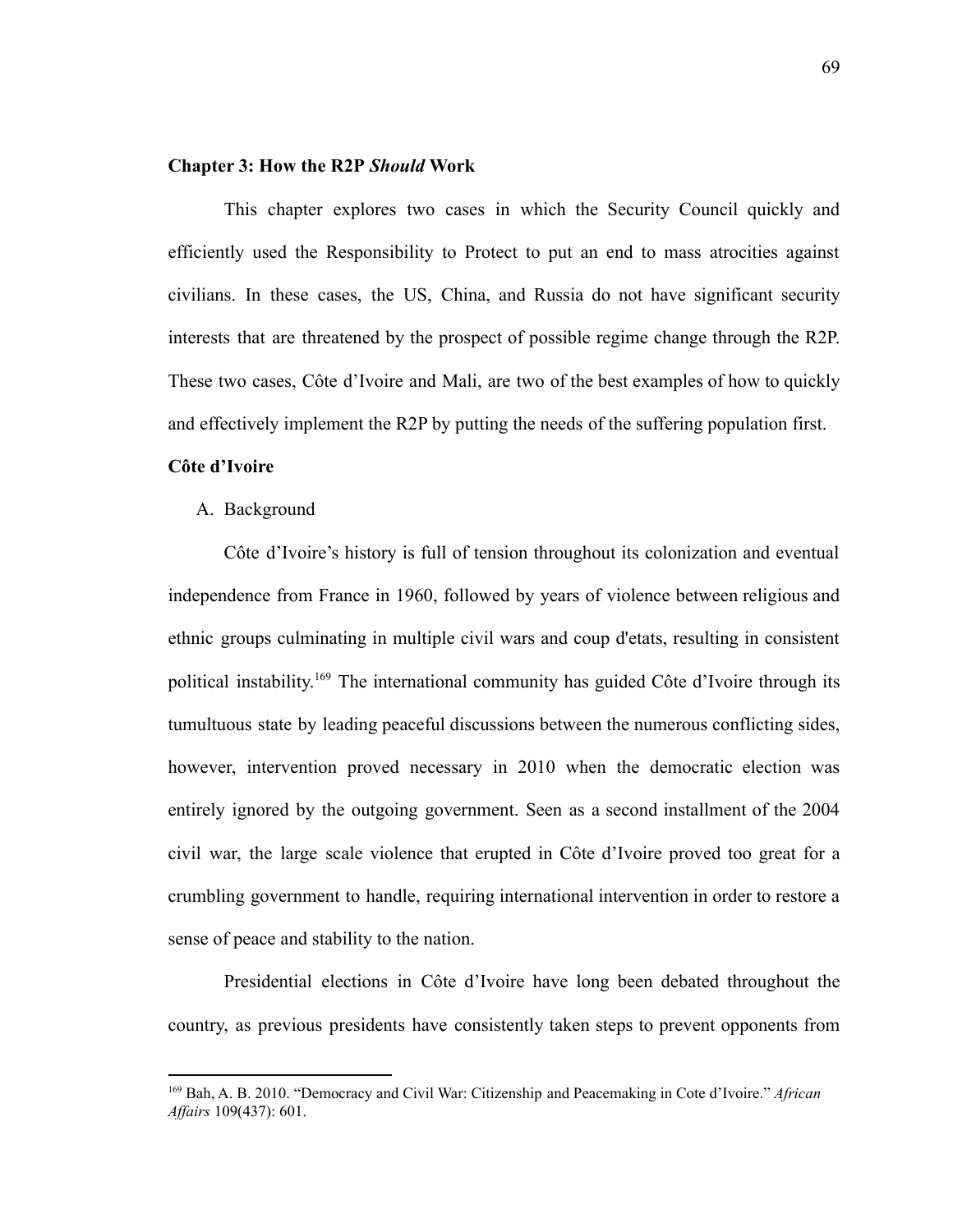## Chapter 3: How the R2P *Should* Work

This chapter explores two cases in which the Security Council quickly and efficiently used the Responsibility to Protect to put an end to mass atrocities against civilians. In these cases, the US, China, and Russia do not have significant security interests that are threatened by the prospect of possible regime change through the R2P. These two cases, Côte d'Ivoire and Mali, are two of the best examples of how to quickly and effectively implement the R2P by putting the needs of the suffering population first.

### Côte d'Ivoire

A. Background

Côte d'Ivoire's history is full of tension throughout its colonization and eventual independence from France in 1960, followed by years of violence between religious and ethnic groups culminating in multiple civil wars and coup d'etats, resulting in consistent political instability.[169] The international community has guided Côte d'Ivoire through its tumultuous state by leading peaceful discussions between the numerous conflicting sides, however, intervention proved necessary in 2010 when the democratic election was entirely ignored by the outgoing government. Seen as a second installment of the 2004 civil war, the large scale violence that erupted in Côte d'Ivoire proved too great for a crumbling government to handle, requiring international intervention in order to restore a sense of peace and stability to the nation.

Presidential elections in Côte d'Ivoire have long been debated throughout the country, as previous presidents have consistently taken steps to prevent opponents from

---

[169] Bah, A. B. 2010. "Democracy and Civil War: Citizenship and Peacemaking in Cote d'Ivoire." *African Affairs* 109(437): 601.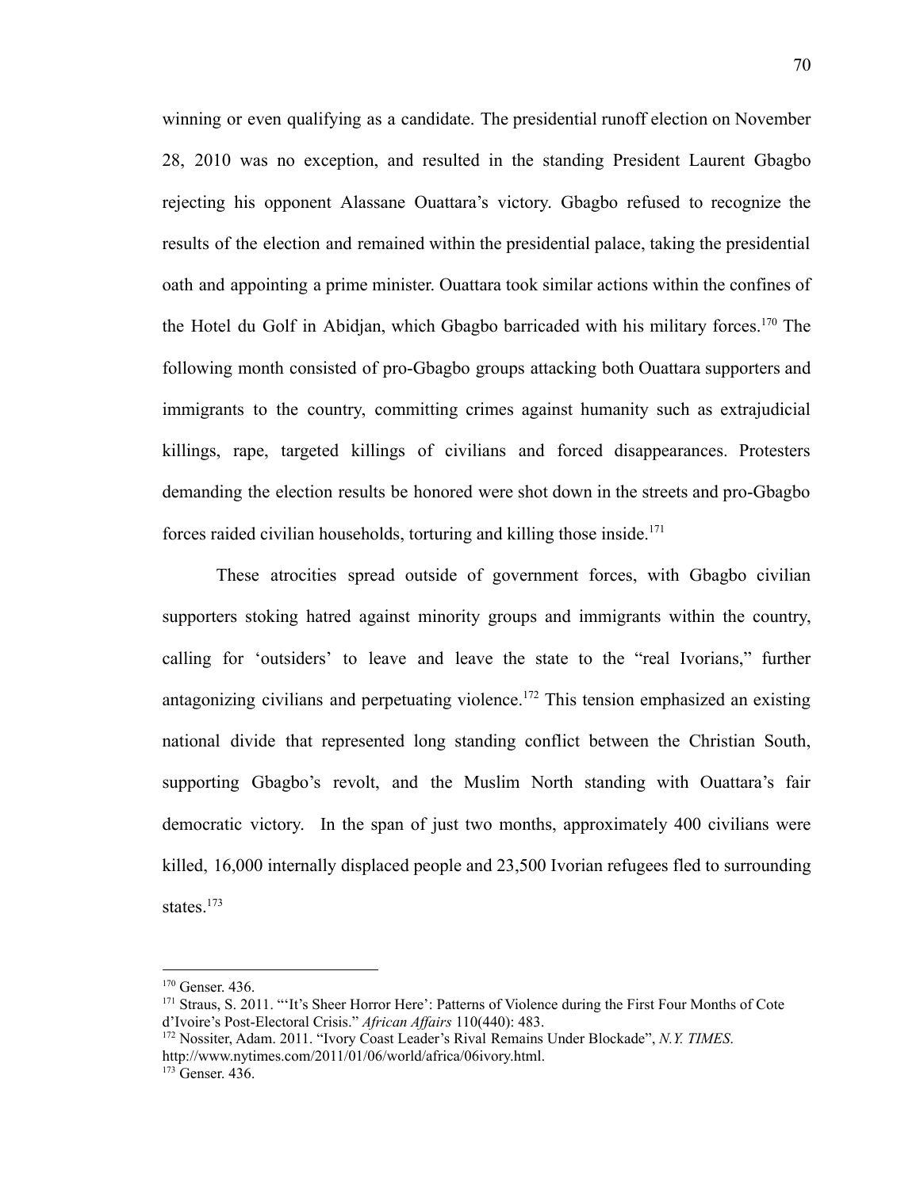winning or even qualifying as a candidate. The presidential runoff election on November 28, 2010 was no exception, and resulted in the standing President Laurent Gbagbo rejecting his opponent Alassane Ouattara's victory. Gbagbo refused to recognize the results of the election and remained within the presidential palace, taking the presidential oath and appointing a prime minister. Ouattara took similar actions within the confines of the Hotel du Golf in Abidjan, which Gbagbo barricaded with his military forces.[170] The following month consisted of pro-Gbagbo groups attacking both Ouattara supporters and immigrants to the country, committing crimes against humanity such as extrajudicial killings, rape, targeted killings of civilians and forced disappearances. Protesters demanding the election results be honored were shot down in the streets and pro-Gbagbo forces raided civilian households, torturing and killing those inside.[171]

These atrocities spread outside of government forces, with Gbagbo civilian supporters stoking hatred against minority groups and immigrants within the country, calling for 'outsiders' to leave and leave the state to the "real Ivorians," further antagonizing civilians and perpetuating violence.[172] This tension emphasized an existing national divide that represented long standing conflict between the Christian South, supporting Gbagbo's revolt, and the Muslim North standing with Ouattara's fair democratic victory. In the span of just two months, approximately 400 civilians were killed, 16,000 internally displaced people and 23,500 Ivorian refugees fled to surrounding states.[173]

---

[170] Genser. 436.

[171] Straus, S. 2011. "'It's Sheer Horror Here': Patterns of Violence during the First Four Months of Cote d'Ivoire's Post-Electoral Crisis." *African Affairs* 110(440): 483.

[172] Nossiter, Adam. 2011. "Ivory Coast Leader's Rival Remains Under Blockade", *N.Y. TIMES*. http://www.nytimes.com/2011/01/06/world/africa/06ivory.html.

[173] Genser. 436.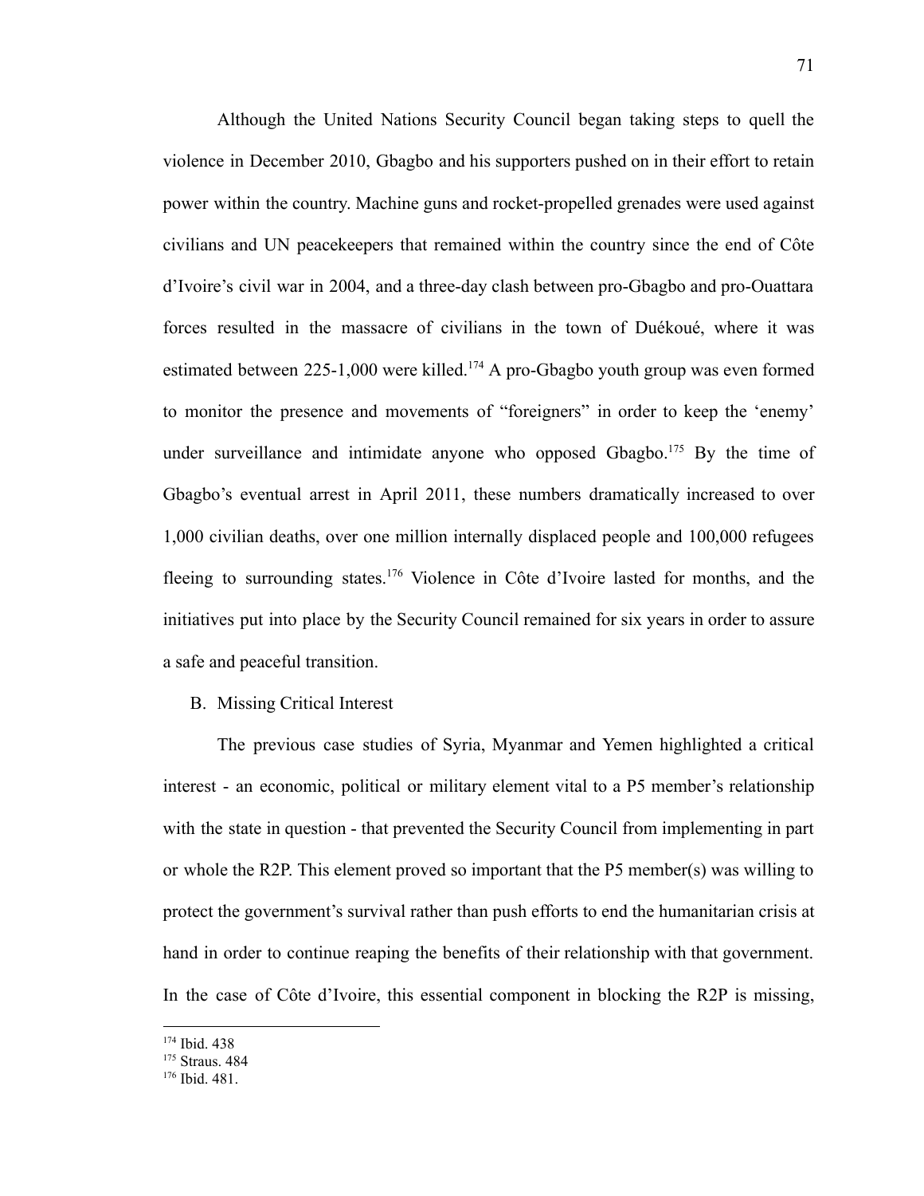Although the United Nations Security Council began taking steps to quell the violence in December 2010, Gbagbo and his supporters pushed on in their effort to retain power within the country. Machine guns and rocket-propelled grenades were used against civilians and UN peacekeepers that remained within the country since the end of Côte d'Ivoire's civil war in 2004, and a three-day clash between pro-Gbagbo and pro-Ouattara forces resulted in the massacre of civilians in the town of Duékoué, where it was estimated between 225-1,000 were killed.[174] A pro-Gbagbo youth group was even formed to monitor the presence and movements of "foreigners" in order to keep the 'enemy' under surveillance and intimidate anyone who opposed Gbagbo.[175] By the time of Gbagbo's eventual arrest in April 2011, these numbers dramatically increased to over 1,000 civilian deaths, over one million internally displaced people and 100,000 refugees fleeing to surrounding states.[176] Violence in Côte d'Ivoire lasted for months, and the initiatives put into place by the Security Council remained for six years in order to assure a safe and peaceful transition.

B. Missing Critical Interest

The previous case studies of Syria, Myanmar and Yemen highlighted a critical interest - an economic, political or military element vital to a P5 member's relationship with the state in question - that prevented the Security Council from implementing in part or whole the R2P. This element proved so important that the P5 member(s) was willing to protect the government's survival rather than push efforts to end the humanitarian crisis at hand in order to continue reaping the benefits of their relationship with that government. In the case of Côte d'Ivoire, this essential component in blocking the R2P is missing,

---

[174] Ibid. 438

[175] Straus. 484

[176] Ibid. 481.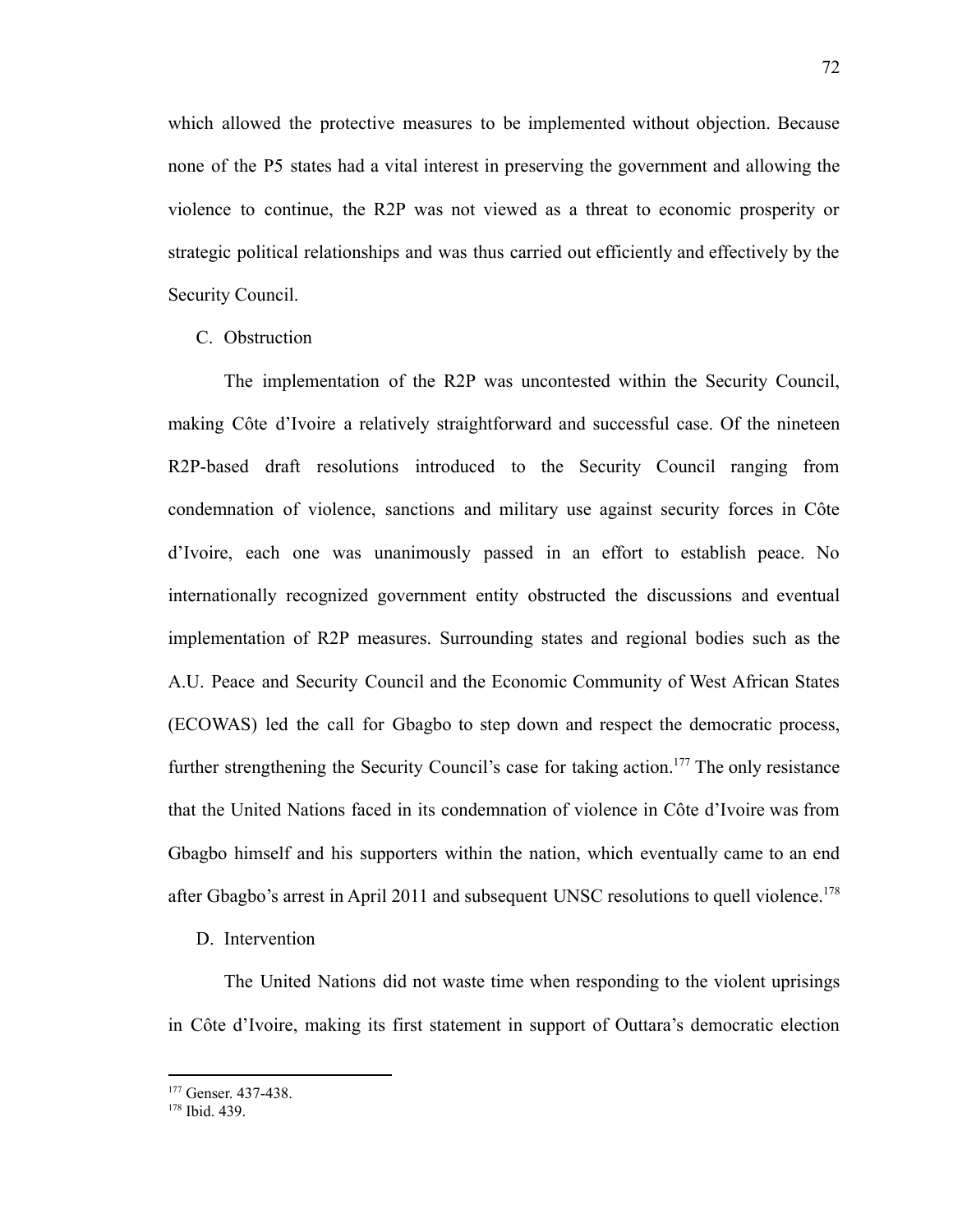which allowed the protective measures to be implemented without objection. Because none of the P5 states had a vital interest in preserving the government and allowing the violence to continue, the R2P was not viewed as a threat to economic prosperity or strategic political relationships and was thus carried out efficiently and effectively by the Security Council.

C. Obstruction

The implementation of the R2P was uncontested within the Security Council, making Côte d'Ivoire a relatively straightforward and successful case. Of the nineteen R2P-based draft resolutions introduced to the Security Council ranging from condemnation of violence, sanctions and military use against security forces in Côte d'Ivoire, each one was unanimously passed in an effort to establish peace. No internationally recognized government entity obstructed the discussions and eventual implementation of R2P measures. Surrounding states and regional bodies such as the A.U. Peace and Security Council and the Economic Community of West African States (ECOWAS) led the call for Gbagbo to step down and respect the democratic process, further strengthening the Security Council's case for taking action.[177] The only resistance that the United Nations faced in its condemnation of violence in Côte d'Ivoire was from Gbagbo himself and his supporters within the nation, which eventually came to an end after Gbagbo's arrest in April 2011 and subsequent UNSC resolutions to quell violence.[178]

D. Intervention

The United Nations did not waste time when responding to the violent uprisings in Côte d'Ivoire, making its first statement in support of Outtara's democratic election

---

[177] Genser. 437-438.

[178] Ibid. 439.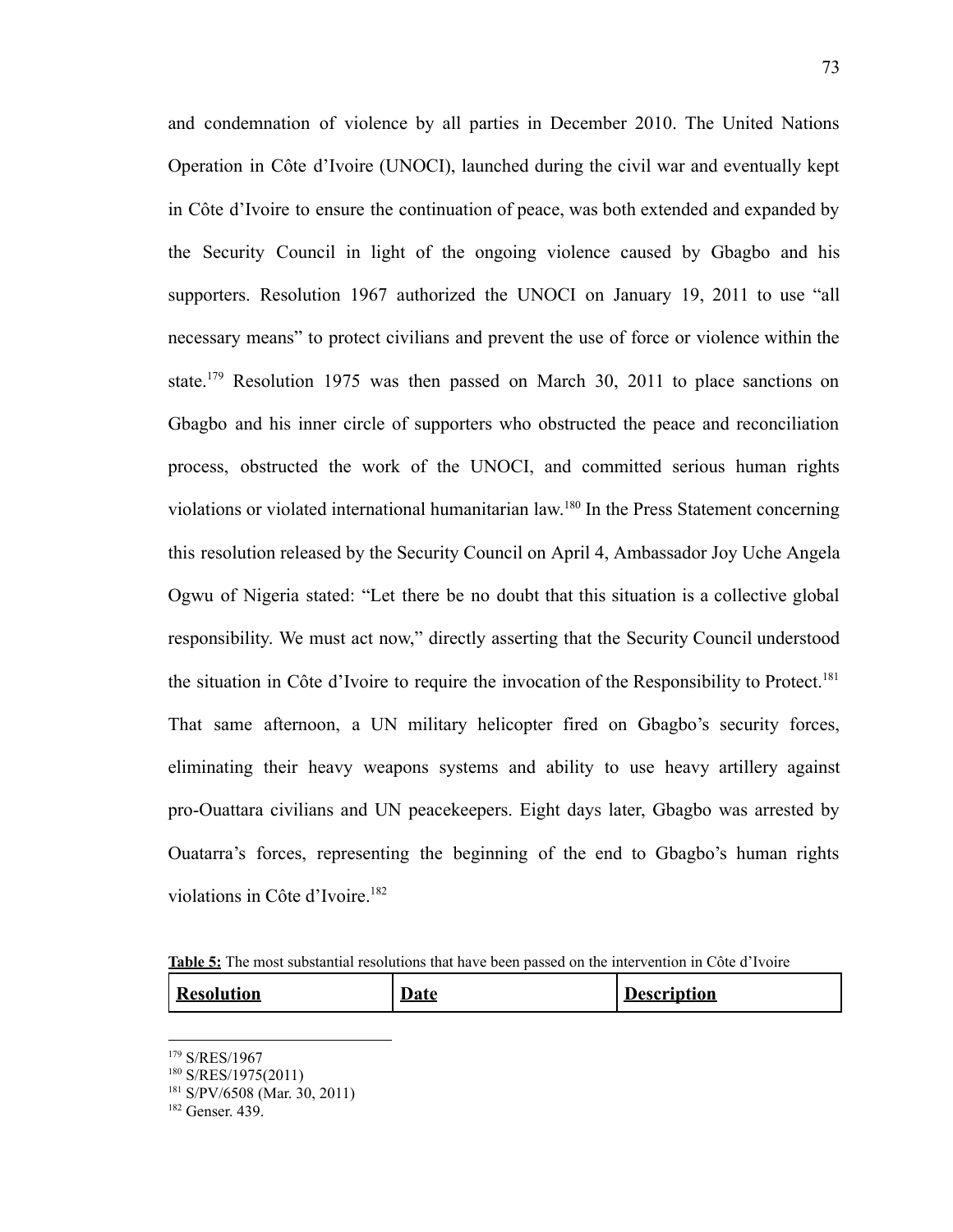and condemnation of violence by all parties in December 2010. The United Nations Operation in Côte d'Ivoire (UNOCI), launched during the civil war and eventually kept in Côte d'Ivoire to ensure the continuation of peace, was both extended and expanded by the Security Council in light of the ongoing violence caused by Gbagbo and his supporters. Resolution 1967 authorized the UNOCI on January 19, 2011 to use "all necessary means" to protect civilians and prevent the use of force or violence within the state.[179] Resolution 1975 was then passed on March 30, 2011 to place sanctions on Gbagbo and his inner circle of supporters who obstructed the peace and reconciliation process, obstructed the work of the UNOCI, and committed serious human rights violations or violated international humanitarian law.[180] In the Press Statement concerning this resolution released by the Security Council on April 4, Ambassador Joy Uche Angela Ogwu of Nigeria stated: "Let there be no doubt that this situation is a collective global responsibility. We must act now," directly asserting that the Security Council understood the situation in Côte d'Ivoire to require the invocation of the Responsibility to Protect.[181] That same afternoon, a UN military helicopter fired on Gbagbo's security forces, eliminating their heavy weapons systems and ability to use heavy artillery against pro-Ouattara civilians and UN peacekeepers. Eight days later, Gbagbo was arrested by Ouatarra's forces, representing the beginning of the end to Gbagbo's human rights violations in Côte d'Ivoire.[182]

**Table 5:** The most substantial resolutions that have been passed on the intervention in Côte d'Ivoire

| **Resolution** | **Date** | **Description** |
|---|---|---|

[179] S/RES/1967

[180] S/RES/1975(2011)

[181] S/PV/6508 (Mar. 30, 2011)

[182] Genser. 439.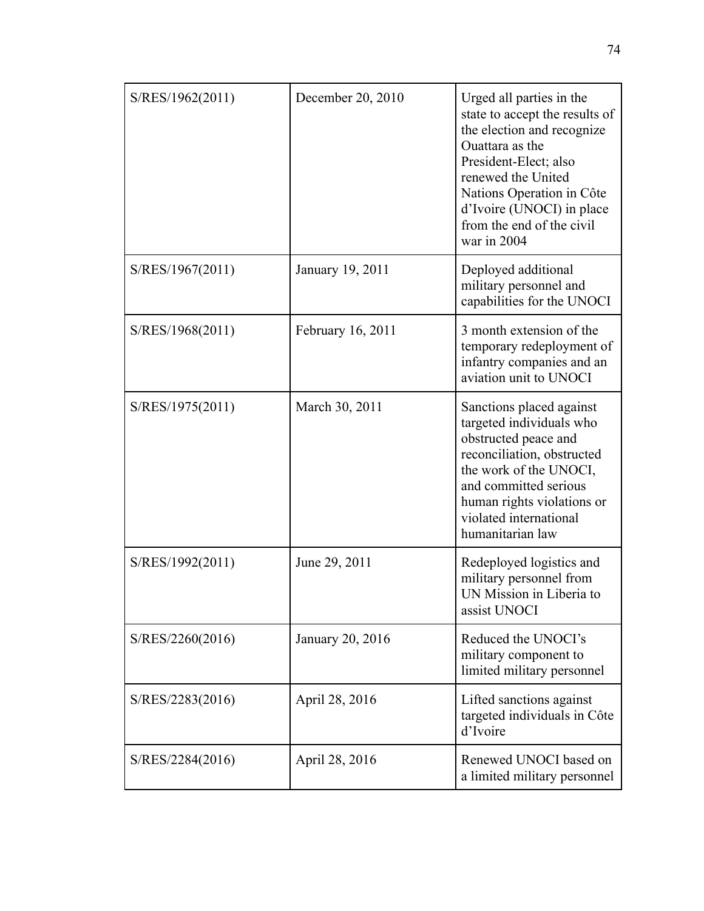| | | |
|---|---|---|
| S/RES/1962(2011) | December 20, 2010 | Urged all parties in the state to accept the results of the election and recognize Ouattara as the President-Elect; also renewed the United Nations Operation in Côte d'Ivoire (UNOCI) in place from the end of the civil war in 2004 |
| S/RES/1967(2011) | January 19, 2011 | Deployed additional military personnel and capabilities for the UNOCI |
| S/RES/1968(2011) | February 16, 2011 | 3 month extension of the temporary redeployment of infantry companies and an aviation unit to UNOCI |
| S/RES/1975(2011) | March 30, 2011 | Sanctions placed against targeted individuals who obstructed peace and reconciliation, obstructed the work of the UNOCI, and committed serious human rights violations or violated international humanitarian law |
| S/RES/1992(2011) | June 29, 2011 | Redeployed logistics and military personnel from UN Mission in Liberia to assist UNOCI |
| S/RES/2260(2016) | January 20, 2016 | Reduced the UNOCI's military component to limited military personnel |
| S/RES/2283(2016) | April 28, 2016 | Lifted sanctions against targeted individuals in Côte d'Ivoire |
| S/RES/2284(2016) | April 28, 2016 | Renewed UNOCI based on a limited military personnel |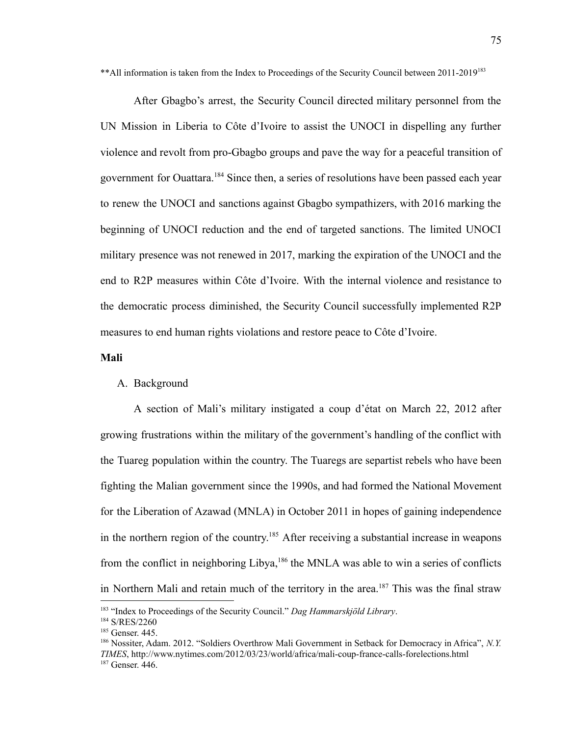**All information is taken from the Index to Proceedings of the Security Council between 2011-2019[183]

After Gbagbo's arrest, the Security Council directed military personnel from the UN Mission in Liberia to Côte d'Ivoire to assist the UNOCI in dispelling any further violence and revolt from pro-Gbagbo groups and pave the way for a peaceful transition of government for Ouattara.[184] Since then, a series of resolutions have been passed each year to renew the UNOCI and sanctions against Gbagbo sympathizers, with 2016 marking the beginning of UNOCI reduction and the end of targeted sanctions. The limited UNOCI military presence was not renewed in 2017, marking the expiration of the UNOCI and the end to R2P measures within Côte d'Ivoire. With the internal violence and resistance to the democratic process diminished, the Security Council successfully implemented R2P measures to end human rights violations and restore peace to Côte d'Ivoire.

**Mali**

A. Background

A section of Mali's military instigated a coup d'état on March 22, 2012 after growing frustrations within the military of the government's handling of the conflict with the Tuareg population within the country. The Tuaregs are separtist rebels who have been fighting the Malian government since the 1990s, and had formed the National Movement for the Liberation of Azawad (MNLA) in October 2011 in hopes of gaining independence in the northern region of the country.[185] After receiving a substantial increase in weapons from the conflict in neighboring Libya,[186] the MNLA was able to win a series of conflicts in Northern Mali and retain much of the territory in the area.[187] This was the final straw

---

[183] "Index to Proceedings of the Security Council." *Dag Hammarskjöld Library*.

[184] S/RES/2260

[185] Genser. 445.

[186] Nossiter, Adam. 2012. "Soldiers Overthrow Mali Government in Setback for Democracy in Africa", *N.Y. TIMES*, http://www.nytimes.com/2012/03/23/world/africa/mali-coup-france-calls-forelections.html

[187] Genser. 446.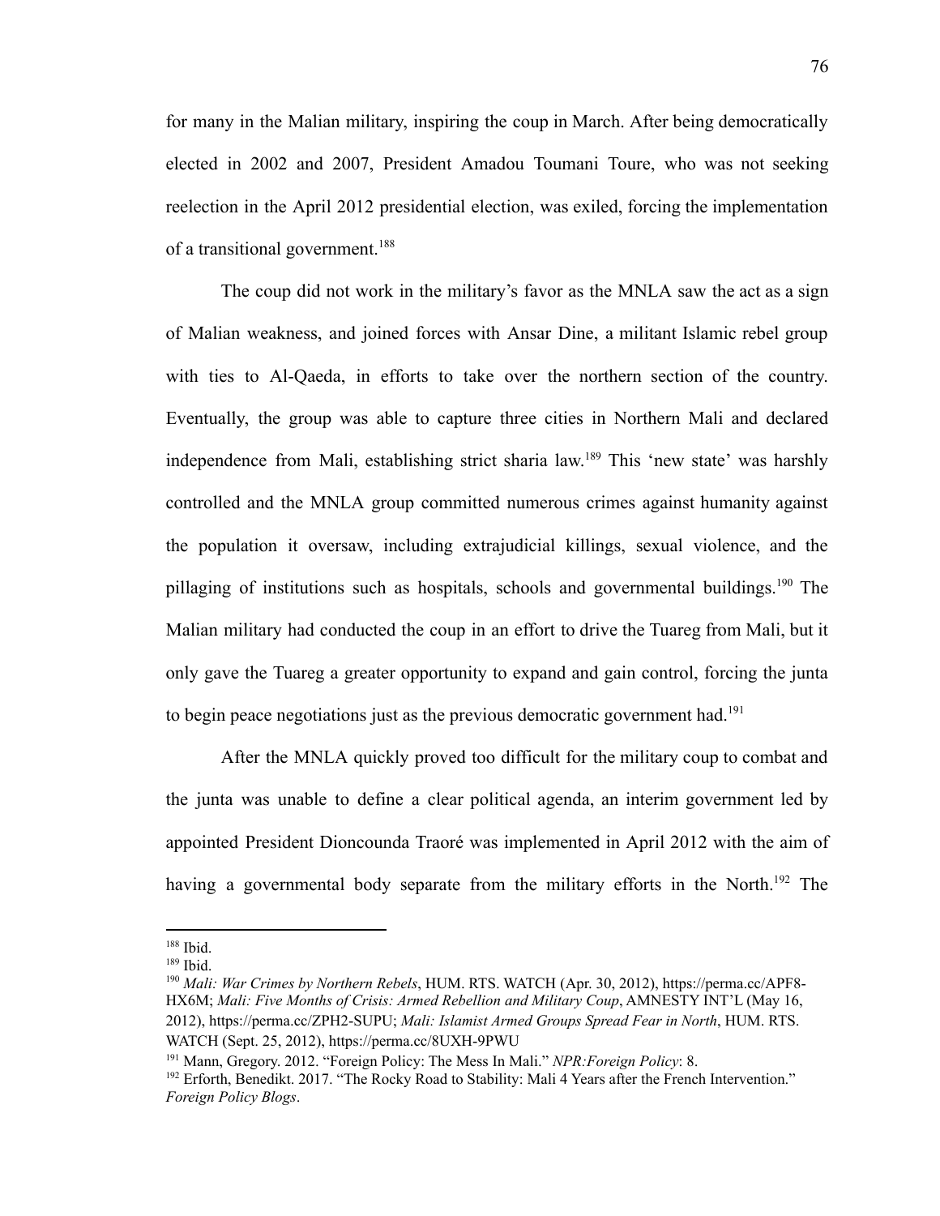for many in the Malian military, inspiring the coup in March. After being democratically elected in 2002 and 2007, President Amadou Toumani Toure, who was not seeking reelection in the April 2012 presidential election, was exiled, forcing the implementation of a transitional government.[188]

The coup did not work in the military's favor as the MNLA saw the act as a sign of Malian weakness, and joined forces with Ansar Dine, a militant Islamic rebel group with ties to Al-Qaeda, in efforts to take over the northern section of the country. Eventually, the group was able to capture three cities in Northern Mali and declared independence from Mali, establishing strict sharia law.[189] This 'new state' was harshly controlled and the MNLA group committed numerous crimes against humanity against the population it oversaw, including extrajudicial killings, sexual violence, and the pillaging of institutions such as hospitals, schools and governmental buildings.[190] The Malian military had conducted the coup in an effort to drive the Tuareg from Mali, but it only gave the Tuareg a greater opportunity to expand and gain control, forcing the junta to begin peace negotiations just as the previous democratic government had.[191]

After the MNLA quickly proved too difficult for the military coup to combat and the junta was unable to define a clear political agenda, an interim government led by appointed President Dioncounda Traoré was implemented in April 2012 with the aim of having a governmental body separate from the military efforts in the North.[192] The

---

[188] Ibid.

[189] Ibid.

[190] *Mali: War Crimes by Northern Rebels*, HUM. RTS. WATCH (Apr. 30, 2012), https://perma.cc/APF8-HX6M; *Mali: Five Months of Crisis: Armed Rebellion and Military Coup*, AMNESTY INT'L (May 16, 2012), https://perma.cc/ZPH2-SUPU; *Mali: Islamist Armed Groups Spread Fear in North*, HUM. RTS. WATCH (Sept. 25, 2012), https://perma.cc/8UXH-9PWU

[191] Mann, Gregory. 2012. "Foreign Policy: The Mess In Mali." *NPR:Foreign Policy*: 8.

[192] Erforth, Benedikt. 2017. "The Rocky Road to Stability: Mali 4 Years after the French Intervention." *Foreign Policy Blogs*.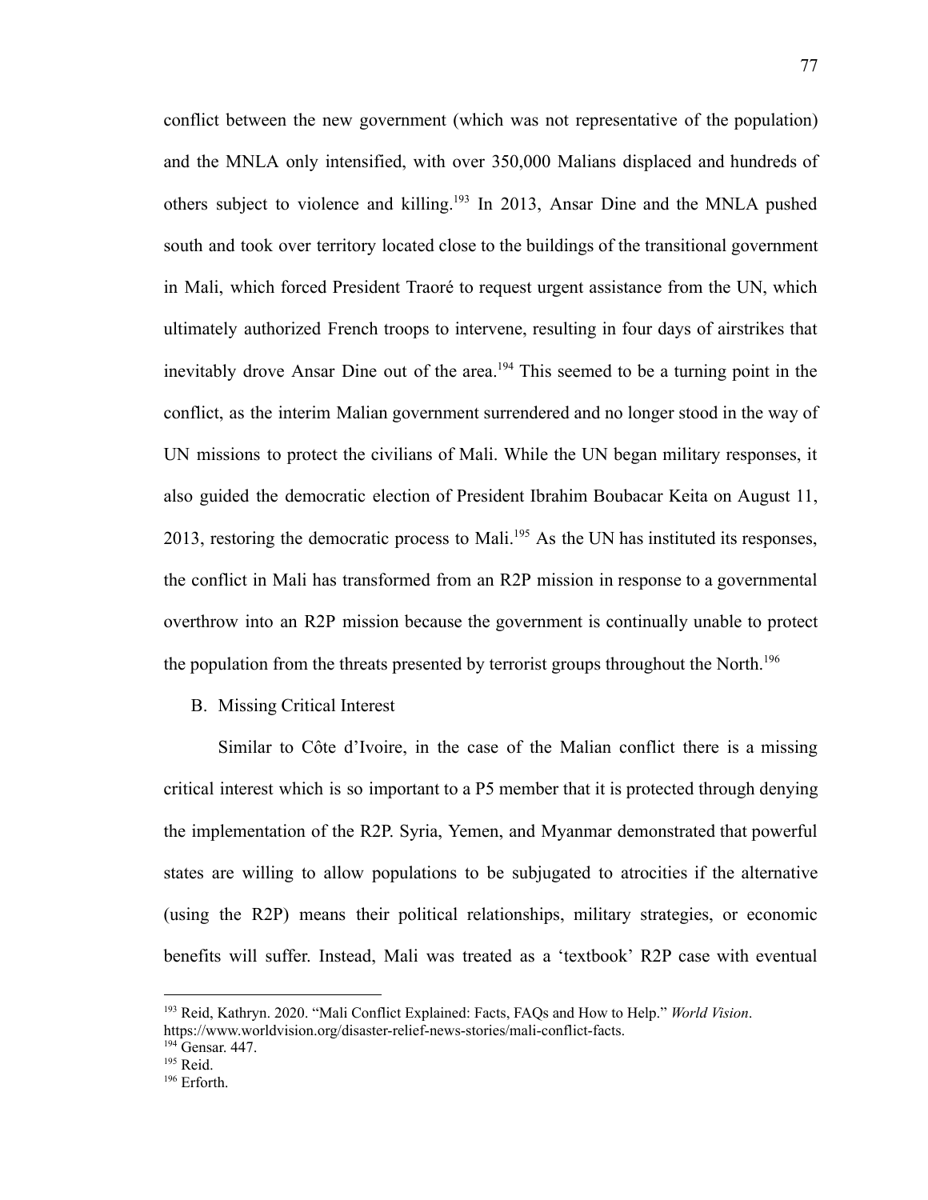conflict between the new government (which was not representative of the population) and the MNLA only intensified, with over 350,000 Malians displaced and hundreds of others subject to violence and killing.[193] In 2013, Ansar Dine and the MNLA pushed south and took over territory located close to the buildings of the transitional government in Mali, which forced President Traoré to request urgent assistance from the UN, which ultimately authorized French troops to intervene, resulting in four days of airstrikes that inevitably drove Ansar Dine out of the area.[194] This seemed to be a turning point in the conflict, as the interim Malian government surrendered and no longer stood in the way of UN missions to protect the civilians of Mali. While the UN began military responses, it also guided the democratic election of President Ibrahim Boubacar Keita on August 11, 2013, restoring the democratic process to Mali.[195] As the UN has instituted its responses, the conflict in Mali has transformed from an R2P mission in response to a governmental overthrow into an R2P mission because the government is continually unable to protect the population from the threats presented by terrorist groups throughout the North.[196]

B. Missing Critical Interest

Similar to Côte d'Ivoire, in the case of the Malian conflict there is a missing critical interest which is so important to a P5 member that it is protected through denying the implementation of the R2P. Syria, Yemen, and Myanmar demonstrated that powerful states are willing to allow populations to be subjugated to atrocities if the alternative (using the R2P) means their political relationships, military strategies, or economic benefits will suffer. Instead, Mali was treated as a 'textbook' R2P case with eventual

---

[193] Reid, Kathryn. 2020. "Mali Conflict Explained: Facts, FAQs and How to Help." *World Vision*. https://www.worldvision.org/disaster-relief-news-stories/mali-conflict-facts.

[194] Gensar. 447.

[195] Reid.

[196] Erforth.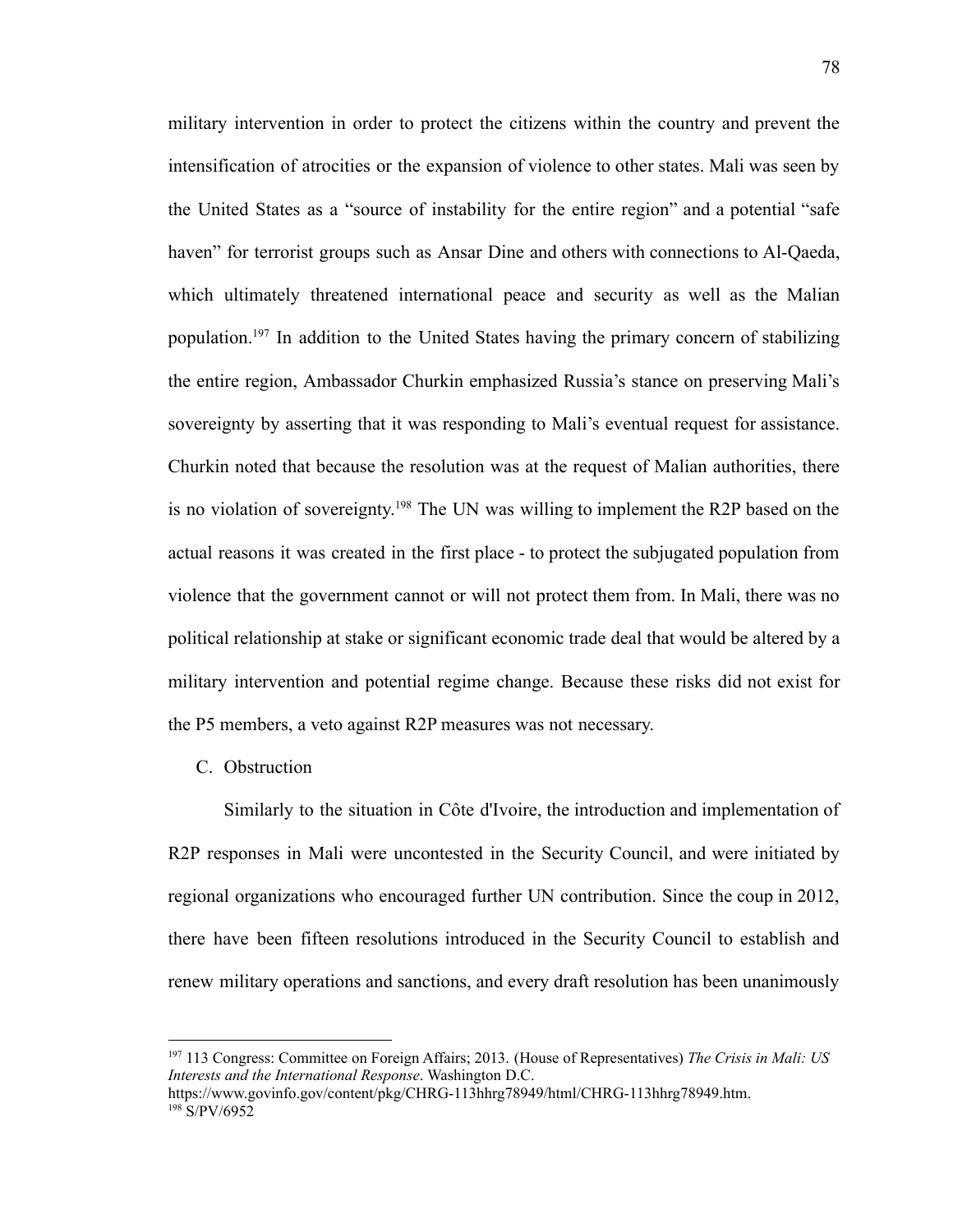military intervention in order to protect the citizens within the country and prevent the intensification of atrocities or the expansion of violence to other states. Mali was seen by the United States as a "source of instability for the entire region" and a potential "safe haven" for terrorist groups such as Ansar Dine and others with connections to Al-Qaeda, which ultimately threatened international peace and security as well as the Malian population.[197] In addition to the United States having the primary concern of stabilizing the entire region, Ambassador Churkin emphasized Russia's stance on preserving Mali's sovereignty by asserting that it was responding to Mali's eventual request for assistance. Churkin noted that because the resolution was at the request of Malian authorities, there is no violation of sovereignty.[198] The UN was willing to implement the R2P based on the actual reasons it was created in the first place - to protect the subjugated population from violence that the government cannot or will not protect them from. In Mali, there was no political relationship at stake or significant economic trade deal that would be altered by a military intervention and potential regime change. Because these risks did not exist for the P5 members, a veto against R2P measures was not necessary.

### C. Obstruction

Similarly to the situation in Côte d'Ivoire, the introduction and implementation of R2P responses in Mali were uncontested in the Security Council, and were initiated by regional organizations who encouraged further UN contribution. Since the coup in 2012, there have been fifteen resolutions introduced in the Security Council to establish and renew military operations and sanctions, and every draft resolution has been unanimously

---

[197] 113 Congress: Committee on Foreign Affairs; 2013. (House of Representatives) *The Crisis in Mali: US Interests and the International Response*. Washington D.C. https://www.govinfo.gov/content/pkg/CHRG-113hhrg78949/html/CHRG-113hhrg78949.htm.

[198] S/PV/6952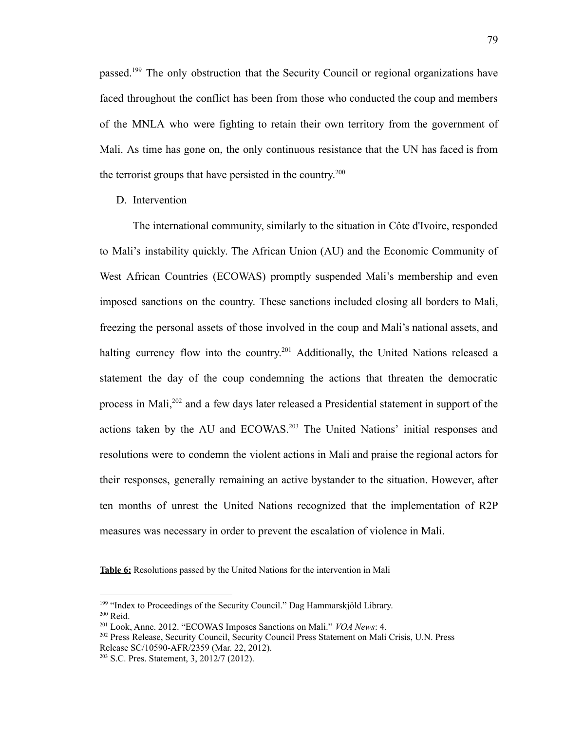passed.[199] The only obstruction that the Security Council or regional organizations have faced throughout the conflict has been from those who conducted the coup and members of the MNLA who were fighting to retain their own territory from the government of Mali. As time has gone on, the only continuous resistance that the UN has faced is from the terrorist groups that have persisted in the country.[200]

D. Intervention

The international community, similarly to the situation in Côte d'Ivoire, responded to Mali's instability quickly. The African Union (AU) and the Economic Community of West African Countries (ECOWAS) promptly suspended Mali's membership and even imposed sanctions on the country. These sanctions included closing all borders to Mali, freezing the personal assets of those involved in the coup and Mali's national assets, and halting currency flow into the country.[201] Additionally, the United Nations released a statement the day of the coup condemning the actions that threaten the democratic process in Mali,[202] and a few days later released a Presidential statement in support of the actions taken by the AU and ECOWAS.[203] The United Nations' initial responses and resolutions were to condemn the violent actions in Mali and praise the regional actors for their responses, generally remaining an active bystander to the situation. However, after ten months of unrest the United Nations recognized that the implementation of R2P measures was necessary in order to prevent the escalation of violence in Mali.

**Table 6:** Resolutions passed by the United Nations for the intervention in Mali

---

[199] "Index to Proceedings of the Security Council." Dag Hammarskjöld Library.
[200] Reid.
[201] Look, Anne. 2012. "ECOWAS Imposes Sanctions on Mali." *VOA News*: 4.
[202] Press Release, Security Council, Security Council Press Statement on Mali Crisis, U.N. Press Release SC/10590-AFR/2359 (Mar. 22, 2012).
[203] S.C. Pres. Statement, 3, 2012/7 (2012).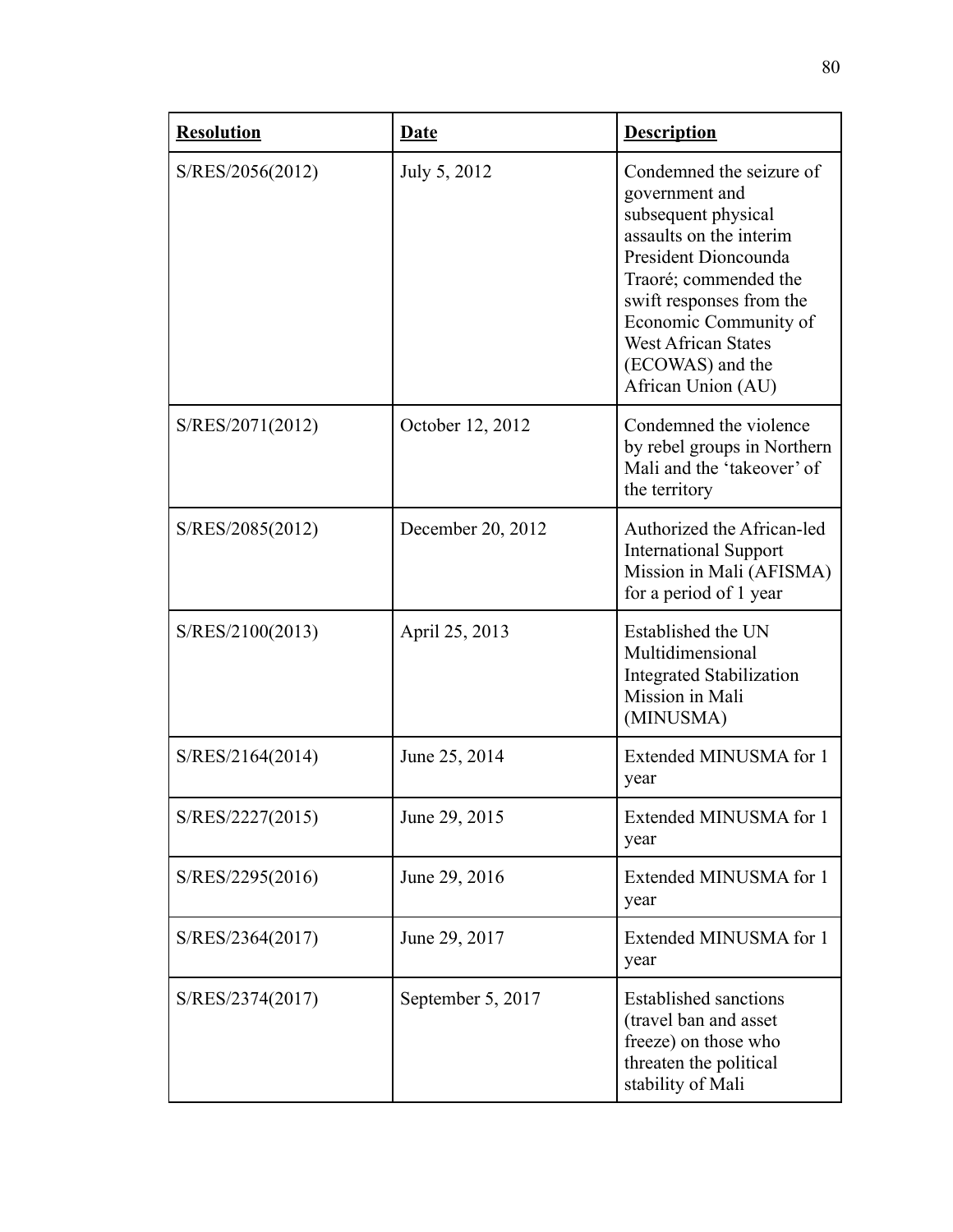| **Resolution** | **Date** | **Description** |
|---|---|---|
| S/RES/2056(2012) | July 5, 2012 | Condemned the seizure of government and subsequent physical assaults on the interim President Dioncounda Traoré; commended the swift responses from the Economic Community of West African States (ECOWAS) and the African Union (AU) |
| S/RES/2071(2012) | October 12, 2012 | Condemned the violence by rebel groups in Northern Mali and the 'takeover' of the territory |
| S/RES/2085(2012) | December 20, 2012 | Authorized the African-led International Support Mission in Mali (AFISMA) for a period of 1 year |
| S/RES/2100(2013) | April 25, 2013 | Established the UN Multidimensional Integrated Stabilization Mission in Mali (MINUSMA) |
| S/RES/2164(2014) | June 25, 2014 | Extended MINUSMA for 1 year |
| S/RES/2227(2015) | June 29, 2015 | Extended MINUSMA for 1 year |
| S/RES/2295(2016) | June 29, 2016 | Extended MINUSMA for 1 year |
| S/RES/2364(2017) | June 29, 2017 | Extended MINUSMA for 1 year |
| S/RES/2374(2017) | September 5, 2017 | Established sanctions (travel ban and asset freeze) on those who threaten the political stability of Mali |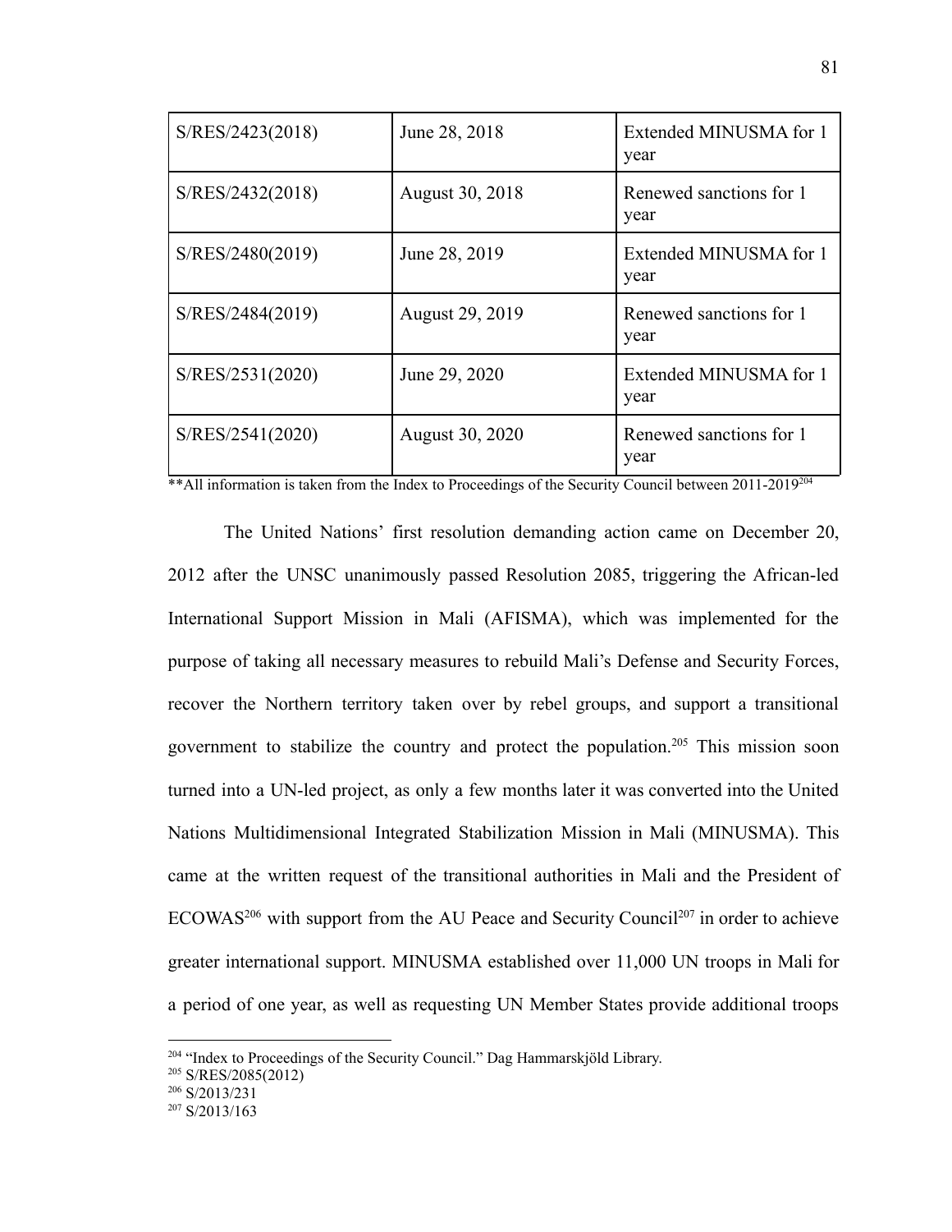| | | |
|---|---|---|
| S/RES/2423(2018) | June 28, 2018 | Extended MINUSMA for 1 year |
| S/RES/2432(2018) | August 30, 2018 | Renewed sanctions for 1 year |
| S/RES/2480(2019) | June 28, 2019 | Extended MINUSMA for 1 year |
| S/RES/2484(2019) | August 29, 2019 | Renewed sanctions for 1 year |
| S/RES/2531(2020) | June 29, 2020 | Extended MINUSMA for 1 year |
| S/RES/2541(2020) | August 30, 2020 | Renewed sanctions for 1 year |

**All information is taken from the Index to Proceedings of the Security Council between 2011-2019[204]

The United Nations' first resolution demanding action came on December 20, 2012 after the UNSC unanimously passed Resolution 2085, triggering the African-led International Support Mission in Mali (AFISMA), which was implemented for the purpose of taking all necessary measures to rebuild Mali's Defense and Security Forces, recover the Northern territory taken over by rebel groups, and support a transitional government to stabilize the country and protect the population.[205] This mission soon turned into a UN-led project, as only a few months later it was converted into the United Nations Multidimensional Integrated Stabilization Mission in Mali (MINUSMA). This came at the written request of the transitional authorities in Mali and the President of ECOWAS[206] with support from the AU Peace and Security Council[207] in order to achieve greater international support. MINUSMA established over 11,000 UN troops in Mali for a period of one year, as well as requesting UN Member States provide additional troops

---

[204] "Index to Proceedings of the Security Council." Dag Hammarskjöld Library.

[205] S/RES/2085(2012)

[206] S/2013/231

[207] S/2013/163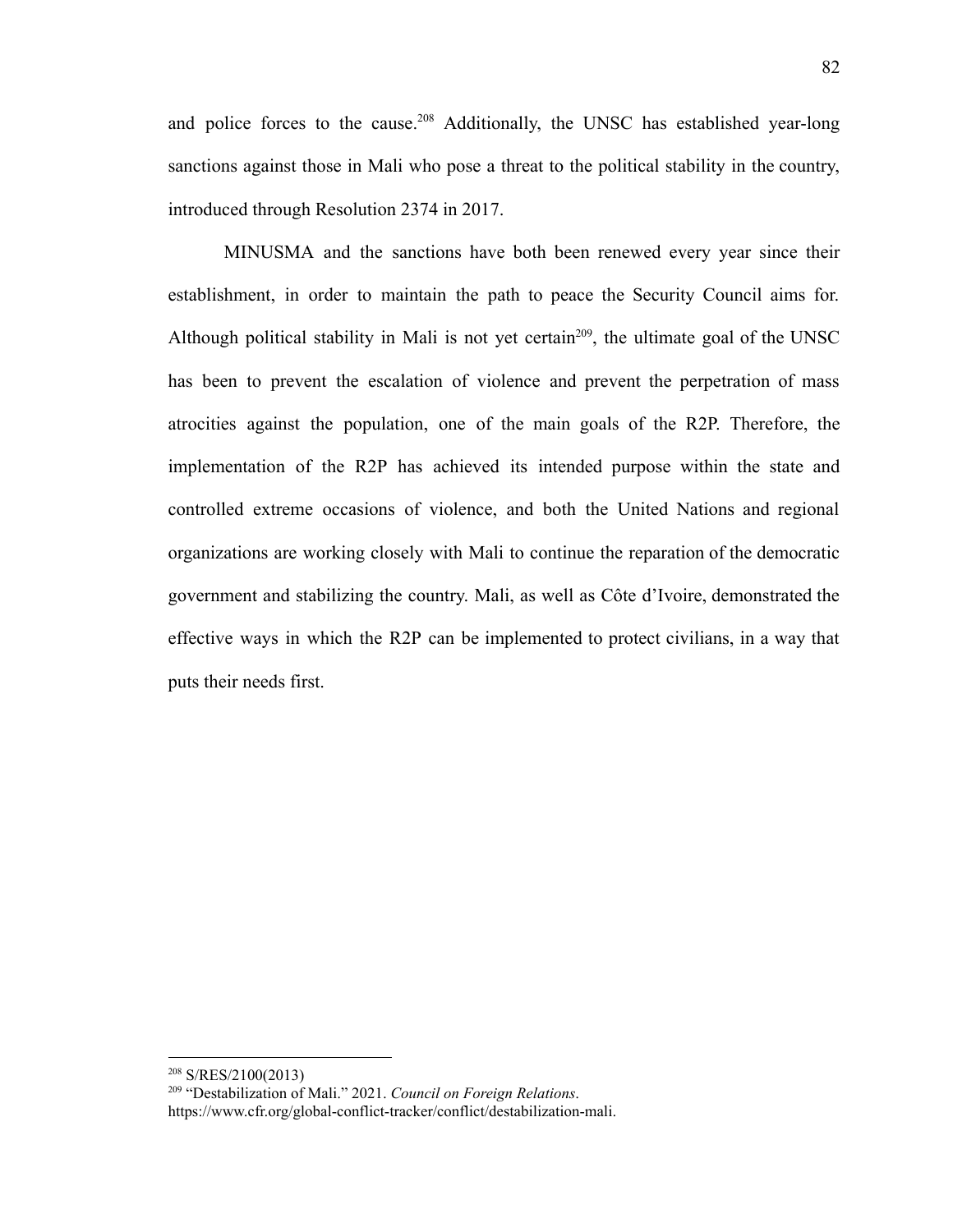and police forces to the cause.[208] Additionally, the UNSC has established year-long sanctions against those in Mali who pose a threat to the political stability in the country, introduced through Resolution 2374 in 2017.

MINUSMA and the sanctions have both been renewed every year since their establishment, in order to maintain the path to peace the Security Council aims for. Although political stability in Mali is not yet certain[209], the ultimate goal of the UNSC has been to prevent the escalation of violence and prevent the perpetration of mass atrocities against the population, one of the main goals of the R2P. Therefore, the implementation of the R2P has achieved its intended purpose within the state and controlled extreme occasions of violence, and both the United Nations and regional organizations are working closely with Mali to continue the reparation of the democratic government and stabilizing the country. Mali, as well as Côte d'Ivoire, demonstrated the effective ways in which the R2P can be implemented to protect civilians, in a way that puts their needs first.

---

[208] S/RES/2100(2013)

[209] "Destabilization of Mali." 2021. *Council on Foreign Relations*. https://www.cfr.org/global-conflict-tracker/conflict/destabilization-mali.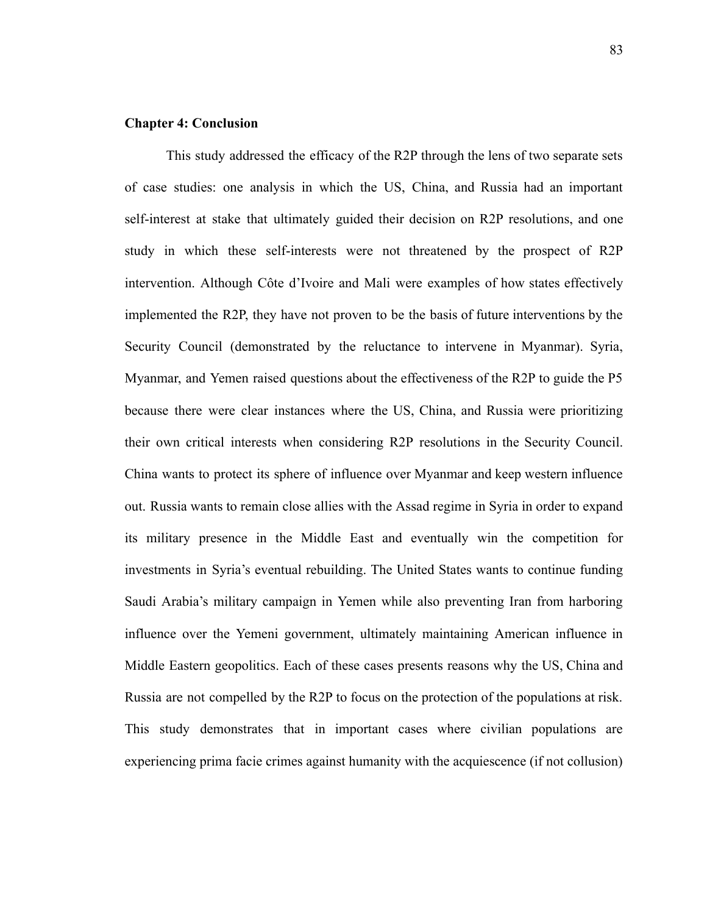## Chapter 4: Conclusion

This study addressed the efficacy of the R2P through the lens of two separate sets of case studies: one analysis in which the US, China, and Russia had an important self-interest at stake that ultimately guided their decision on R2P resolutions, and one study in which these self-interests were not threatened by the prospect of R2P intervention. Although Côte d'Ivoire and Mali were examples of how states effectively implemented the R2P, they have not proven to be the basis of future interventions by the Security Council (demonstrated by the reluctance to intervene in Myanmar). Syria, Myanmar, and Yemen raised questions about the effectiveness of the R2P to guide the P5 because there were clear instances where the US, China, and Russia were prioritizing their own critical interests when considering R2P resolutions in the Security Council. China wants to protect its sphere of influence over Myanmar and keep western influence out. Russia wants to remain close allies with the Assad regime in Syria in order to expand its military presence in the Middle East and eventually win the competition for investments in Syria's eventual rebuilding. The United States wants to continue funding Saudi Arabia's military campaign in Yemen while also preventing Iran from harboring influence over the Yemeni government, ultimately maintaining American influence in Middle Eastern geopolitics. Each of these cases presents reasons why the US, China and Russia are not compelled by the R2P to focus on the protection of the populations at risk. This study demonstrates that in important cases where civilian populations are experiencing prima facie crimes against humanity with the acquiescence (if not collusion)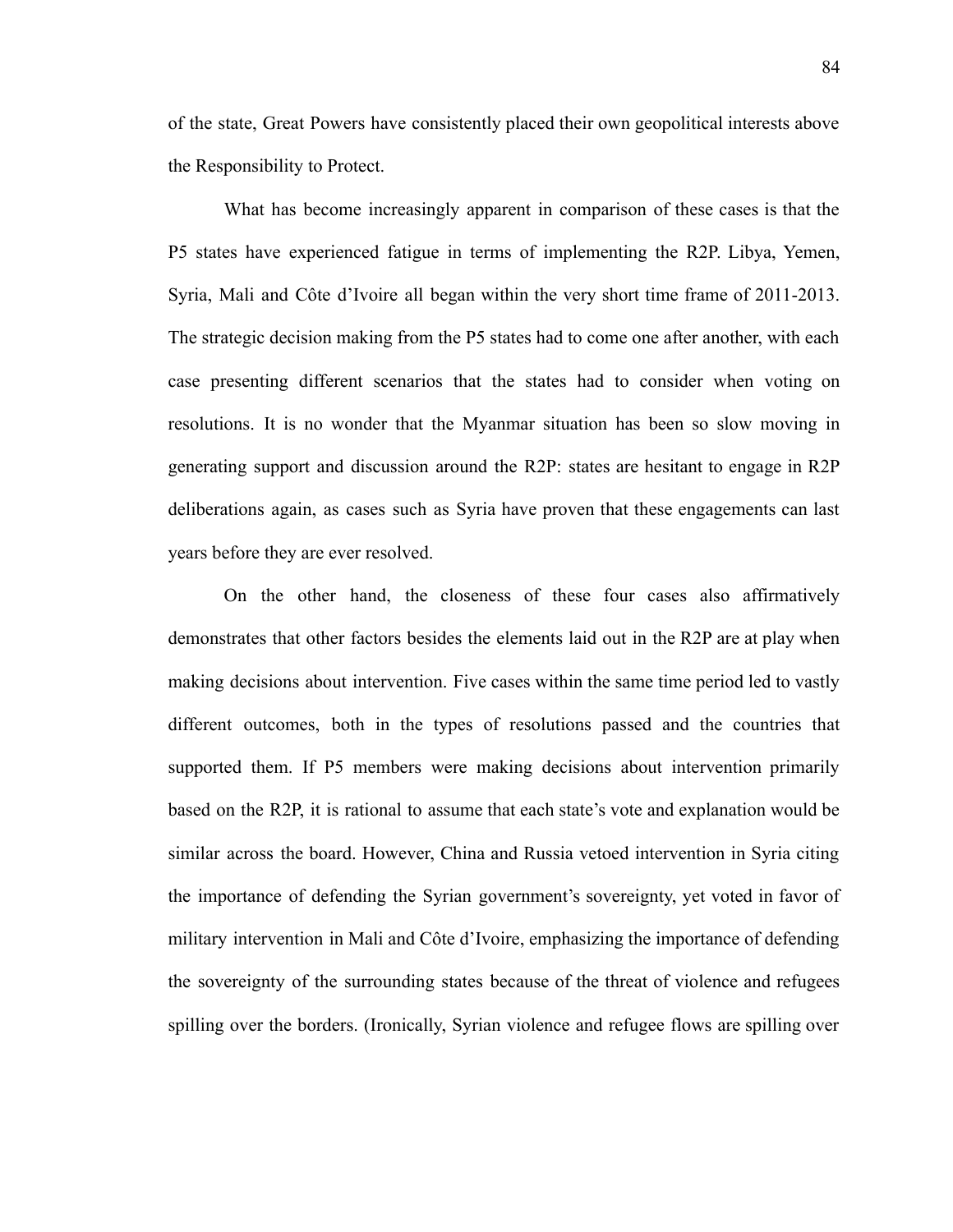of the state, Great Powers have consistently placed their own geopolitical interests above the Responsibility to Protect.

What has become increasingly apparent in comparison of these cases is that the P5 states have experienced fatigue in terms of implementing the R2P. Libya, Yemen, Syria, Mali and Côte d'Ivoire all began within the very short time frame of 2011-2013. The strategic decision making from the P5 states had to come one after another, with each case presenting different scenarios that the states had to consider when voting on resolutions. It is no wonder that the Myanmar situation has been so slow moving in generating support and discussion around the R2P: states are hesitant to engage in R2P deliberations again, as cases such as Syria have proven that these engagements can last years before they are ever resolved.

On the other hand, the closeness of these four cases also affirmatively demonstrates that other factors besides the elements laid out in the R2P are at play when making decisions about intervention. Five cases within the same time period led to vastly different outcomes, both in the types of resolutions passed and the countries that supported them. If P5 members were making decisions about intervention primarily based on the R2P, it is rational to assume that each state's vote and explanation would be similar across the board. However, China and Russia vetoed intervention in Syria citing the importance of defending the Syrian government's sovereignty, yet voted in favor of military intervention in Mali and Côte d'Ivoire, emphasizing the importance of defending the sovereignty of the surrounding states because of the threat of violence and refugees spilling over the borders. (Ironically, Syrian violence and refugee flows are spilling over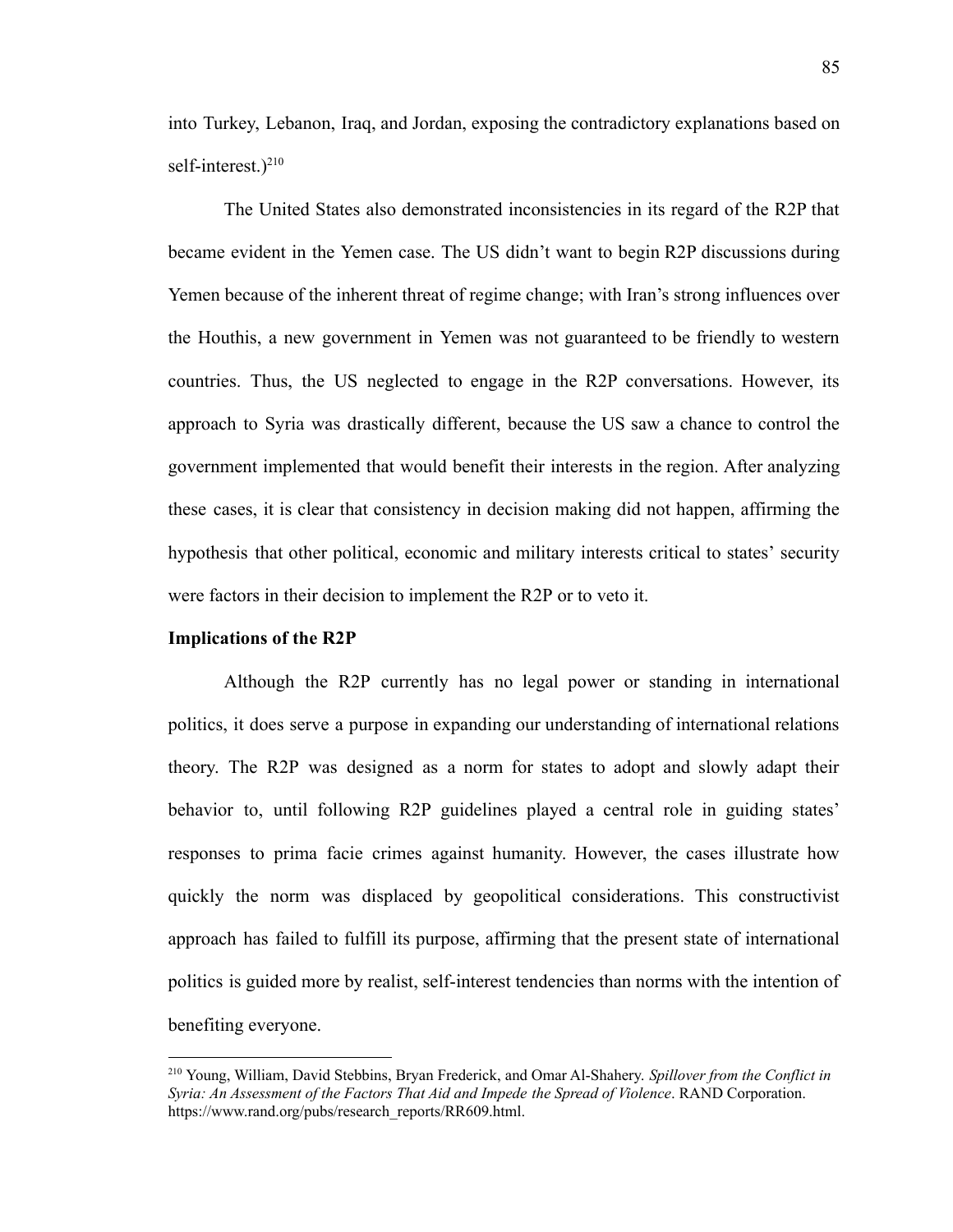into Turkey, Lebanon, Iraq, and Jordan, exposing the contradictory explanations based on self-interest.)[210]

The United States also demonstrated inconsistencies in its regard of the R2P that became evident in the Yemen case. The US didn't want to begin R2P discussions during Yemen because of the inherent threat of regime change; with Iran's strong influences over the Houthis, a new government in Yemen was not guaranteed to be friendly to western countries. Thus, the US neglected to engage in the R2P conversations. However, its approach to Syria was drastically different, because the US saw a chance to control the government implemented that would benefit their interests in the region. After analyzing these cases, it is clear that consistency in decision making did not happen, affirming the hypothesis that other political, economic and military interests critical to states' security were factors in their decision to implement the R2P or to veto it.

**Implications of the R2P**

Although the R2P currently has no legal power or standing in international politics, it does serve a purpose in expanding our understanding of international relations theory. The R2P was designed as a norm for states to adopt and slowly adapt their behavior to, until following R2P guidelines played a central role in guiding states' responses to prima facie crimes against humanity. However, the cases illustrate how quickly the norm was displaced by geopolitical considerations. This constructivist approach has failed to fulfill its purpose, affirming that the present state of international politics is guided more by realist, self-interest tendencies than norms with the intention of benefiting everyone.

---

[210] Young, William, David Stebbins, Bryan Frederick, and Omar Al-Shahery. *Spillover from the Conflict in Syria: An Assessment of the Factors That Aid and Impede the Spread of Violence*. RAND Corporation. https://www.rand.org/pubs/research_reports/RR609.html.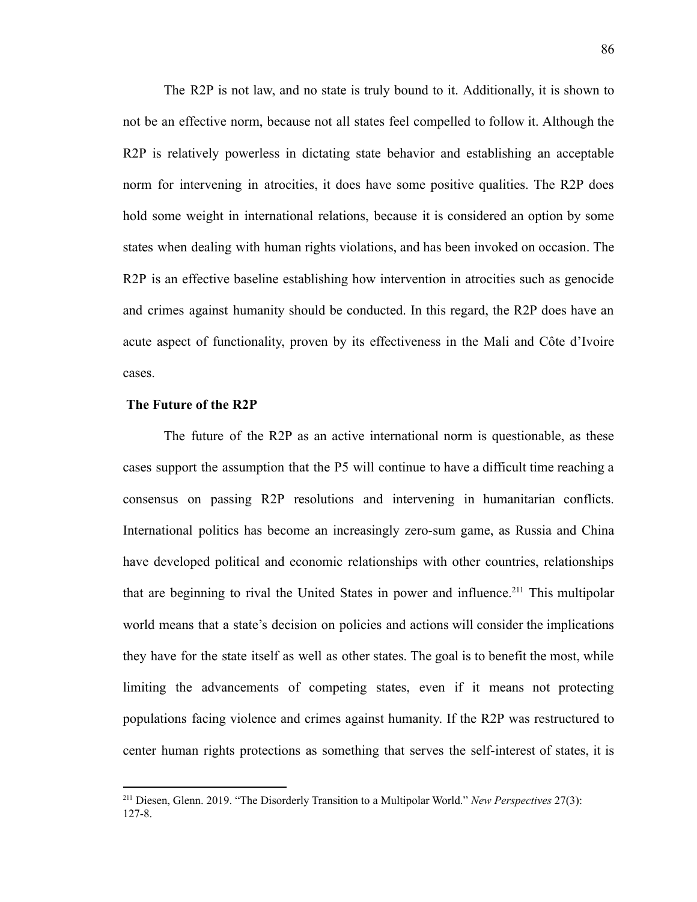The R2P is not law, and no state is truly bound to it. Additionally, it is shown to not be an effective norm, because not all states feel compelled to follow it. Although the R2P is relatively powerless in dictating state behavior and establishing an acceptable norm for intervening in atrocities, it does have some positive qualities. The R2P does hold some weight in international relations, because it is considered an option by some states when dealing with human rights violations, and has been invoked on occasion. The R2P is an effective baseline establishing how intervention in atrocities such as genocide and crimes against humanity should be conducted. In this regard, the R2P does have an acute aspect of functionality, proven by its effectiveness in the Mali and Côte d'Ivoire cases.

**The Future of the R2P**

The future of the R2P as an active international norm is questionable, as these cases support the assumption that the P5 will continue to have a difficult time reaching a consensus on passing R2P resolutions and intervening in humanitarian conflicts. International politics has become an increasingly zero-sum game, as Russia and China have developed political and economic relationships with other countries, relationships that are beginning to rival the United States in power and influence.[211] This multipolar world means that a state's decision on policies and actions will consider the implications they have for the state itself as well as other states. The goal is to benefit the most, while limiting the advancements of competing states, even if it means not protecting populations facing violence and crimes against humanity. If the R2P was restructured to center human rights protections as something that serves the self-interest of states, it is

[211] Diesen, Glenn. 2019. "The Disorderly Transition to a Multipolar World." *New Perspectives* 27(3): 127-8.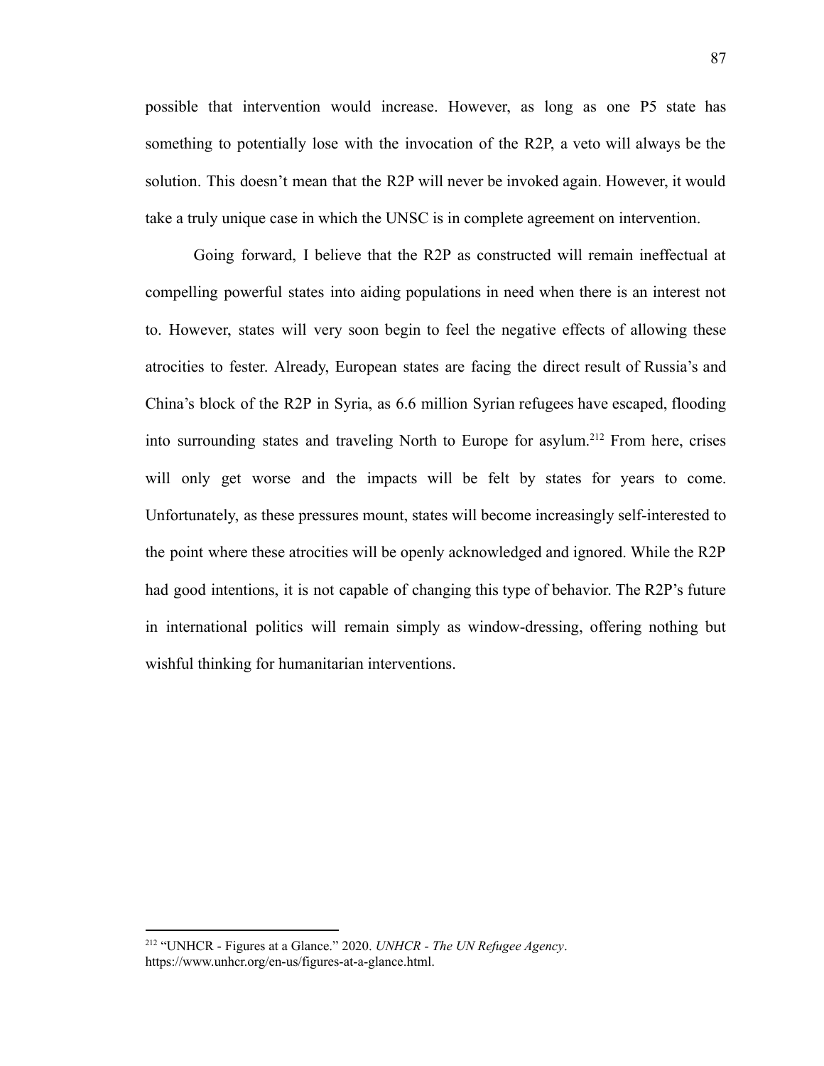possible that intervention would increase. However, as long as one P5 state has something to potentially lose with the invocation of the R2P, a veto will always be the solution. This doesn't mean that the R2P will never be invoked again. However, it would take a truly unique case in which the UNSC is in complete agreement on intervention.

Going forward, I believe that the R2P as constructed will remain ineffectual at compelling powerful states into aiding populations in need when there is an interest not to. However, states will very soon begin to feel the negative effects of allowing these atrocities to fester. Already, European states are facing the direct result of Russia's and China's block of the R2P in Syria, as 6.6 million Syrian refugees have escaped, flooding into surrounding states and traveling North to Europe for asylum.[212] From here, crises will only get worse and the impacts will be felt by states for years to come. Unfortunately, as these pressures mount, states will become increasingly self-interested to the point where these atrocities will be openly acknowledged and ignored. While the R2P had good intentions, it is not capable of changing this type of behavior. The R2P's future in international politics will remain simply as window-dressing, offering nothing but wishful thinking for humanitarian interventions.

---

[212] "UNHCR - Figures at a Glance." 2020. *UNHCR - The UN Refugee Agency*. https://www.unhcr.org/en-us/figures-at-a-glance.html.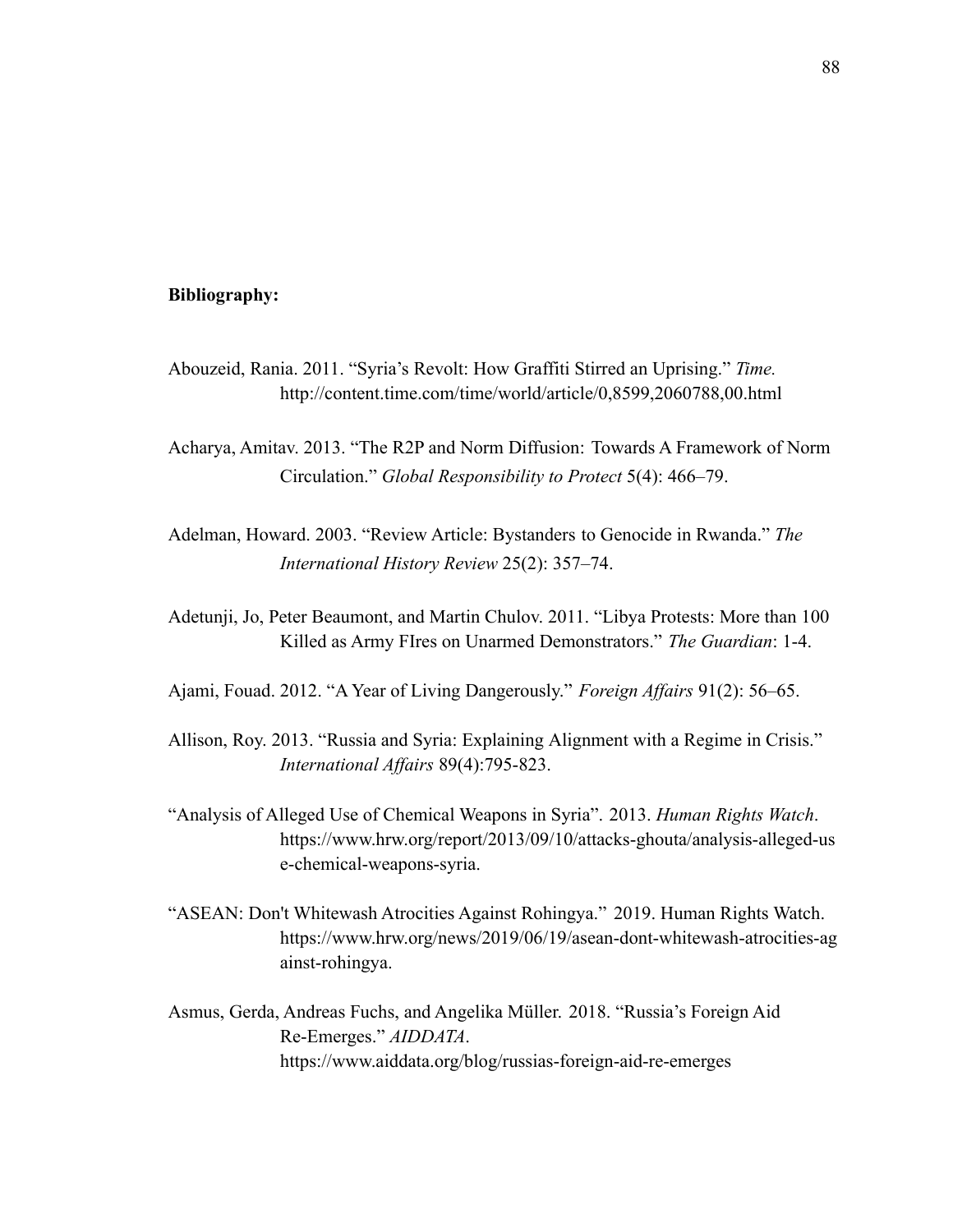**Bibliography:**

Abouzeid, Rania. 2011. "Syria's Revolt: How Graffiti Stirred an Uprising." *Time.* http://content.time.com/time/world/article/0,8599,2060788,00.html

Acharya, Amitav. 2013. "The R2P and Norm Diffusion: Towards A Framework of Norm Circulation." *Global Responsibility to Protect* 5(4): 466–79.

Adelman, Howard. 2003. "Review Article: Bystanders to Genocide in Rwanda." *The International History Review* 25(2): 357–74.

Adetunji, Jo, Peter Beaumont, and Martin Chulov. 2011. "Libya Protests: More than 100 Killed as Army FIres on Unarmed Demonstrators." *The Guardian*: 1-4.

Ajami, Fouad. 2012. "A Year of Living Dangerously." *Foreign Affairs* 91(2): 56–65.

Allison, Roy. 2013. "Russia and Syria: Explaining Alignment with a Regime in Crisis." *International Affairs* 89(4):795-823.

"Analysis of Alleged Use of Chemical Weapons in Syria". 2013. *Human Rights Watch*. https://www.hrw.org/report/2013/09/10/attacks-ghouta/analysis-alleged-use-chemical-weapons-syria.

"ASEAN: Don't Whitewash Atrocities Against Rohingya." 2019. Human Rights Watch. https://www.hrw.org/news/2019/06/19/asean-dont-whitewash-atrocities-against-rohingya.

Asmus, Gerda, Andreas Fuchs, and Angelika Müller. 2018. "Russia's Foreign Aid Re-Emerges." *AIDDATA*. https://www.aiddata.org/blog/russias-foreign-aid-re-emerges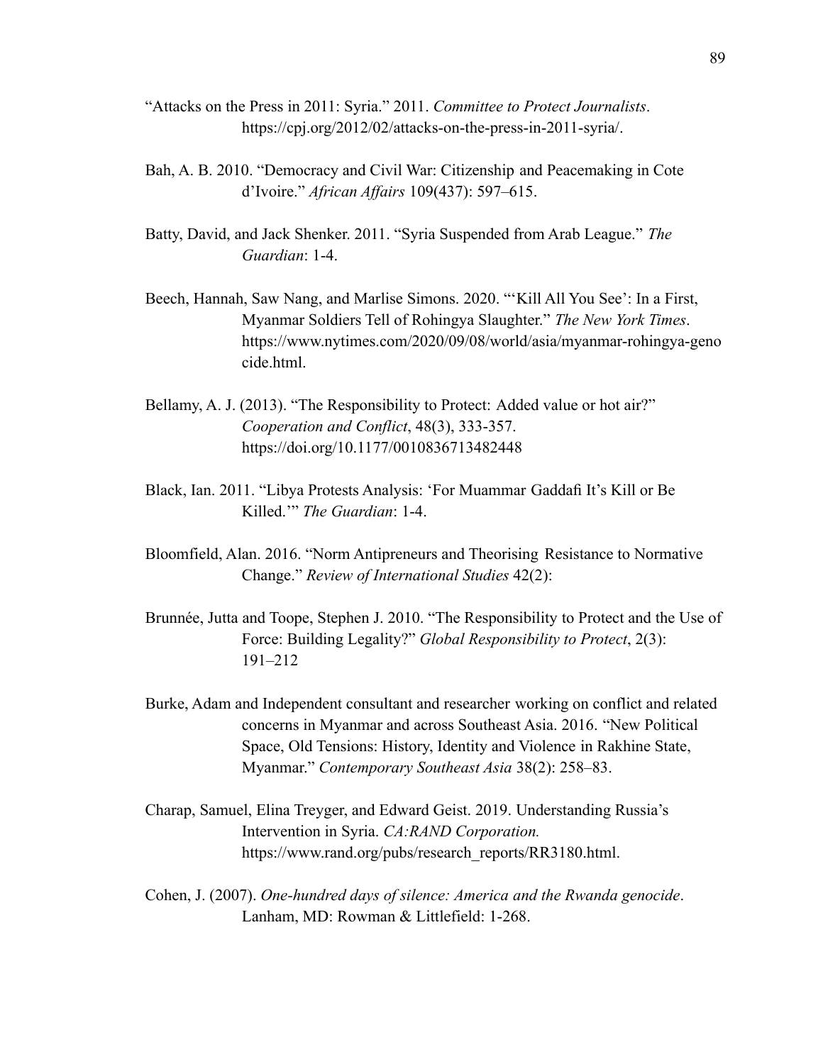"Attacks on the Press in 2011: Syria." 2011. *Committee to Protect Journalists*. https://cpj.org/2012/02/attacks-on-the-press-in-2011-syria/.

Bah, A. B. 2010. "Democracy and Civil War: Citizenship and Peacemaking in Cote d'Ivoire." *African Affairs* 109(437): 597–615.

Batty, David, and Jack Shenker. 2011. "Syria Suspended from Arab League." *The Guardian*: 1-4.

Beech, Hannah, Saw Nang, and Marlise Simons. 2020. "'Kill All You See': In a First, Myanmar Soldiers Tell of Rohingya Slaughter." *The New York Times*. https://www.nytimes.com/2020/09/08/world/asia/myanmar-rohingya-genocide.html.

Bellamy, A. J. (2013). "The Responsibility to Protect: Added value or hot air?" *Cooperation and Conflict*, 48(3), 333-357. https://doi.org/10.1177/0010836713482448

Black, Ian. 2011. "Libya Protests Analysis: 'For Muammar Gaddafi It's Kill or Be Killed.'" *The Guardian*: 1-4.

Bloomfield, Alan. 2016. "Norm Antipreneurs and Theorising Resistance to Normative Change." *Review of International Studies* 42(2):

Brunnée, Jutta and Toope, Stephen J. 2010. "The Responsibility to Protect and the Use of Force: Building Legality?" *Global Responsibility to Protect*, 2(3): 191–212

Burke, Adam and Independent consultant and researcher working on conflict and related concerns in Myanmar and across Southeast Asia. 2016. "New Political Space, Old Tensions: History, Identity and Violence in Rakhine State, Myanmar." *Contemporary Southeast Asia* 38(2): 258–83.

Charap, Samuel, Elina Treyger, and Edward Geist. 2019. Understanding Russia's Intervention in Syria. *CA:RAND Corporation.* https://www.rand.org/pubs/research_reports/RR3180.html.

Cohen, J. (2007). *One-hundred days of silence: America and the Rwanda genocide*. Lanham, MD: Rowman & Littlefield: 1-268.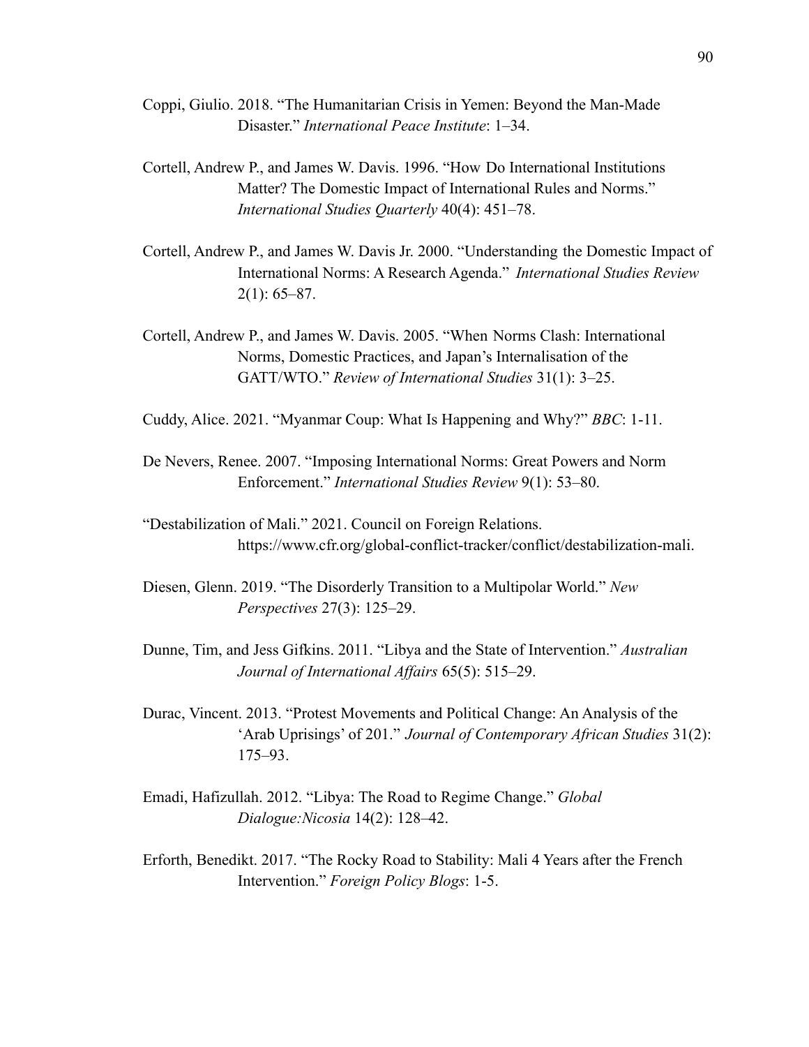Coppi, Giulio. 2018. "The Humanitarian Crisis in Yemen: Beyond the Man-Made Disaster." *International Peace Institute*: 1–34.

Cortell, Andrew P., and James W. Davis. 1996. "How Do International Institutions Matter? The Domestic Impact of International Rules and Norms." *International Studies Quarterly* 40(4): 451–78.

Cortell, Andrew P., and James W. Davis Jr. 2000. "Understanding the Domestic Impact of International Norms: A Research Agenda." *International Studies Review* 2(1): 65–87.

Cortell, Andrew P., and James W. Davis. 2005. "When Norms Clash: International Norms, Domestic Practices, and Japan's Internalisation of the GATT/WTO." *Review of International Studies* 31(1): 3–25.

Cuddy, Alice. 2021. "Myanmar Coup: What Is Happening and Why?" *BBC*: 1-11.

De Nevers, Renee. 2007. "Imposing International Norms: Great Powers and Norm Enforcement." *International Studies Review* 9(1): 53–80.

"Destabilization of Mali." 2021. Council on Foreign Relations. https://www.cfr.org/global-conflict-tracker/conflict/destabilization-mali.

Diesen, Glenn. 2019. "The Disorderly Transition to a Multipolar World." *New Perspectives* 27(3): 125–29.

Dunne, Tim, and Jess Gifkins. 2011. "Libya and the State of Intervention." *Australian Journal of International Affairs* 65(5): 515–29.

Durac, Vincent. 2013. "Protest Movements and Political Change: An Analysis of the 'Arab Uprisings' of 201." *Journal of Contemporary African Studies* 31(2): 175–93.

Emadi, Hafizullah. 2012. "Libya: The Road to Regime Change." *Global Dialogue:Nicosia* 14(2): 128–42.

Erforth, Benedikt. 2017. "The Rocky Road to Stability: Mali 4 Years after the French Intervention." *Foreign Policy Blogs*: 1-5.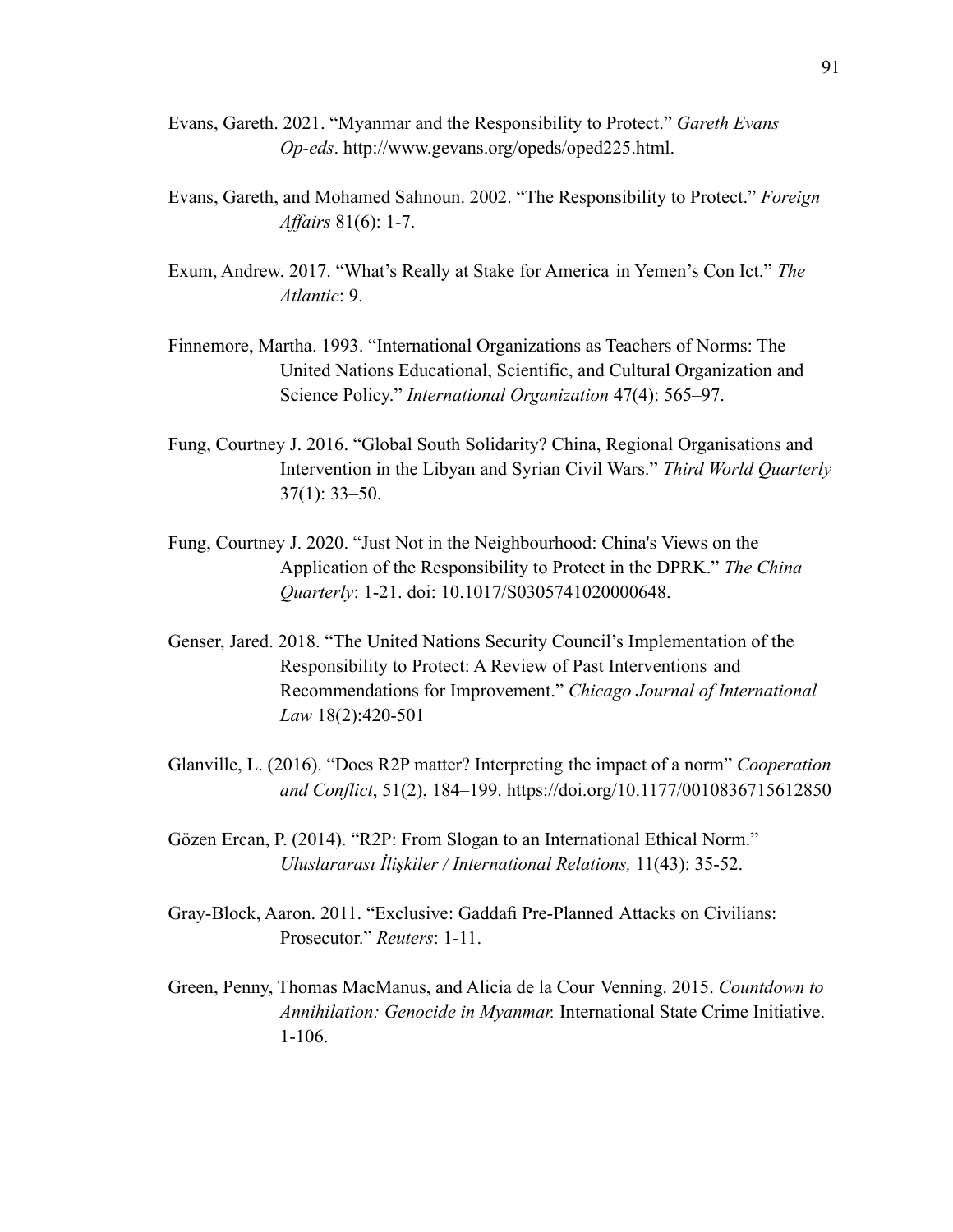Evans, Gareth. 2021. "Myanmar and the Responsibility to Protect." *Gareth Evans Op-eds*. http://www.gevans.org/opeds/oped225.html.

Evans, Gareth, and Mohamed Sahnoun. 2002. "The Responsibility to Protect." *Foreign Affairs* 81(6): 1-7.

Exum, Andrew. 2017. "What's Really at Stake for America in Yemen's Con Ict." *The Atlantic*: 9.

Finnemore, Martha. 1993. "International Organizations as Teachers of Norms: The United Nations Educational, Scientific, and Cultural Organization and Science Policy." *International Organization* 47(4): 565–97.

Fung, Courtney J. 2016. "Global South Solidarity? China, Regional Organisations and Intervention in the Libyan and Syrian Civil Wars." *Third World Quarterly* 37(1): 33–50.

Fung, Courtney J. 2020. "Just Not in the Neighbourhood: China's Views on the Application of the Responsibility to Protect in the DPRK." *The China Quarterly*: 1-21. doi: 10.1017/S0305741020000648.

Genser, Jared. 2018. "The United Nations Security Council's Implementation of the Responsibility to Protect: A Review of Past Interventions and Recommendations for Improvement." *Chicago Journal of International Law* 18(2):420-501

Glanville, L. (2016). "Does R2P matter? Interpreting the impact of a norm" *Cooperation and Conflict*, 51(2), 184–199. https://doi.org/10.1177/0010836715612850

Gözen Ercan, P. (2014). "R2P: From Slogan to an International Ethical Norm." *Uluslararası İlişkiler / International Relations,* 11(43): 35-52.

Gray-Block, Aaron. 2011. "Exclusive: Gaddafi Pre-Planned Attacks on Civilians: Prosecutor." *Reuters*: 1-11.

Green, Penny, Thomas MacManus, and Alicia de la Cour Venning. 2015. *Countdown to Annihilation: Genocide in Myanmar.* International State Crime Initiative. 1-106.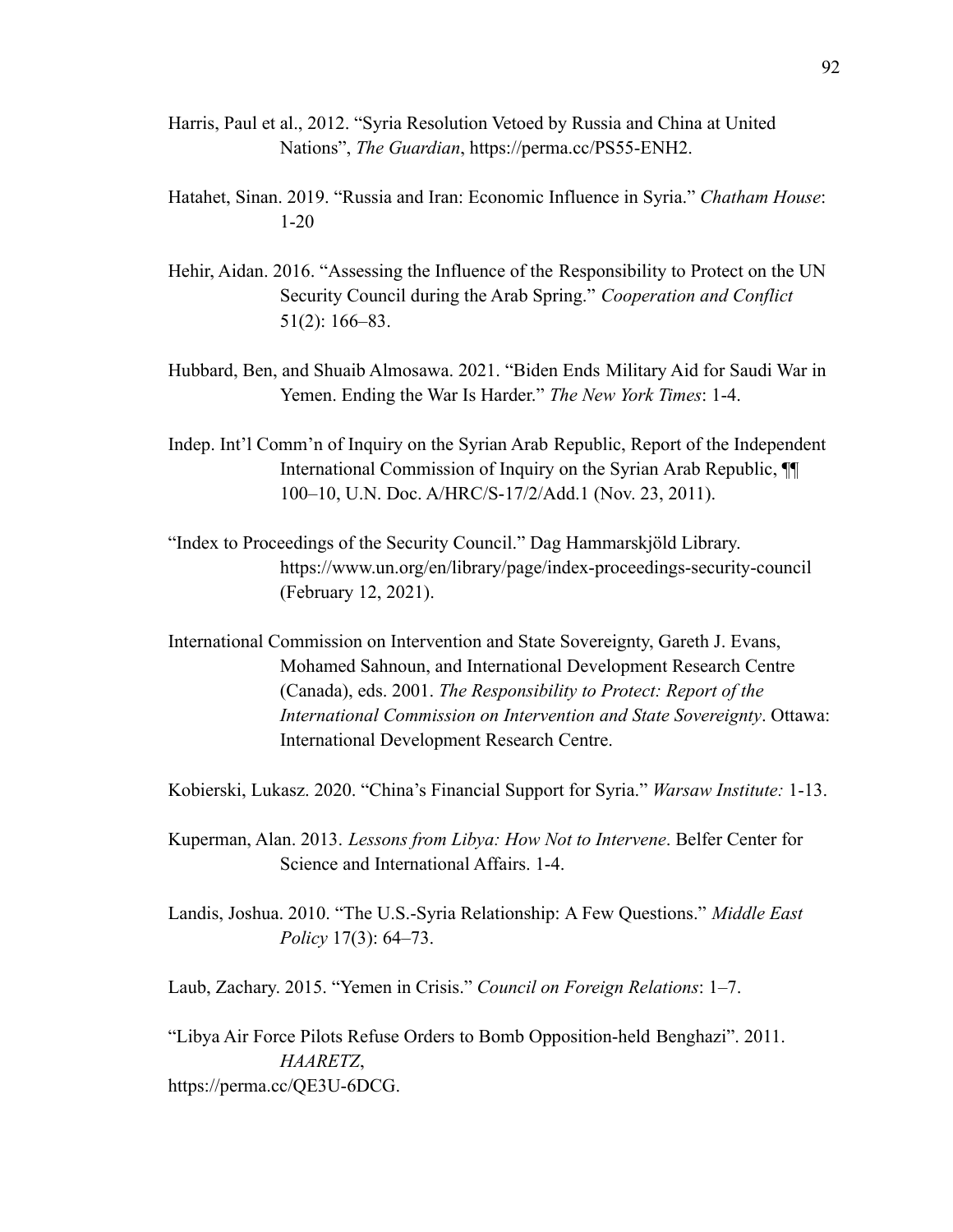Harris, Paul et al., 2012. “Syria Resolution Vetoed by Russia and China at United Nations”, *The Guardian*, https://perma.cc/PS55-ENH2.

Hatahet, Sinan. 2019. “Russia and Iran: Economic Influence in Syria.” *Chatham House*: 1-20

Hehir, Aidan. 2016. “Assessing the Influence of the Responsibility to Protect on the UN Security Council during the Arab Spring.” *Cooperation and Conflict* 51(2): 166–83.

Hubbard, Ben, and Shuaib Almosawa. 2021. “Biden Ends Military Aid for Saudi War in Yemen. Ending the War Is Harder.” *The New York Times*: 1-4.

Indep. Int’l Comm’n of Inquiry on the Syrian Arab Republic, Report of the Independent International Commission of Inquiry on the Syrian Arab Republic, ¶¶ 100–10, U.N. Doc. A/HRC/S-17/2/Add.1 (Nov. 23, 2011).

“Index to Proceedings of the Security Council.” Dag Hammarskjöld Library. https://www.un.org/en/library/page/index-proceedings-security-council (February 12, 2021).

International Commission on Intervention and State Sovereignty, Gareth J. Evans, Mohamed Sahnoun, and International Development Research Centre (Canada), eds. 2001. *The Responsibility to Protect: Report of the International Commission on Intervention and State Sovereignty*. Ottawa: International Development Research Centre.

Kobierski, Lukasz. 2020. “China’s Financial Support for Syria.” *Warsaw Institute:* 1-13.

Kuperman, Alan. 2013. *Lessons from Libya: How Not to Intervene*. Belfer Center for Science and International Affairs. 1-4.

Landis, Joshua. 2010. “The U.S.-Syria Relationship: A Few Questions.” *Middle East Policy* 17(3): 64–73.

Laub, Zachary. 2015. “Yemen in Crisis.” *Council on Foreign Relations*: 1–7.

“Libya Air Force Pilots Refuse Orders to Bomb Opposition-held Benghazi”. 2011. *HAARETZ*, https://perma.cc/QE3U-6DCG.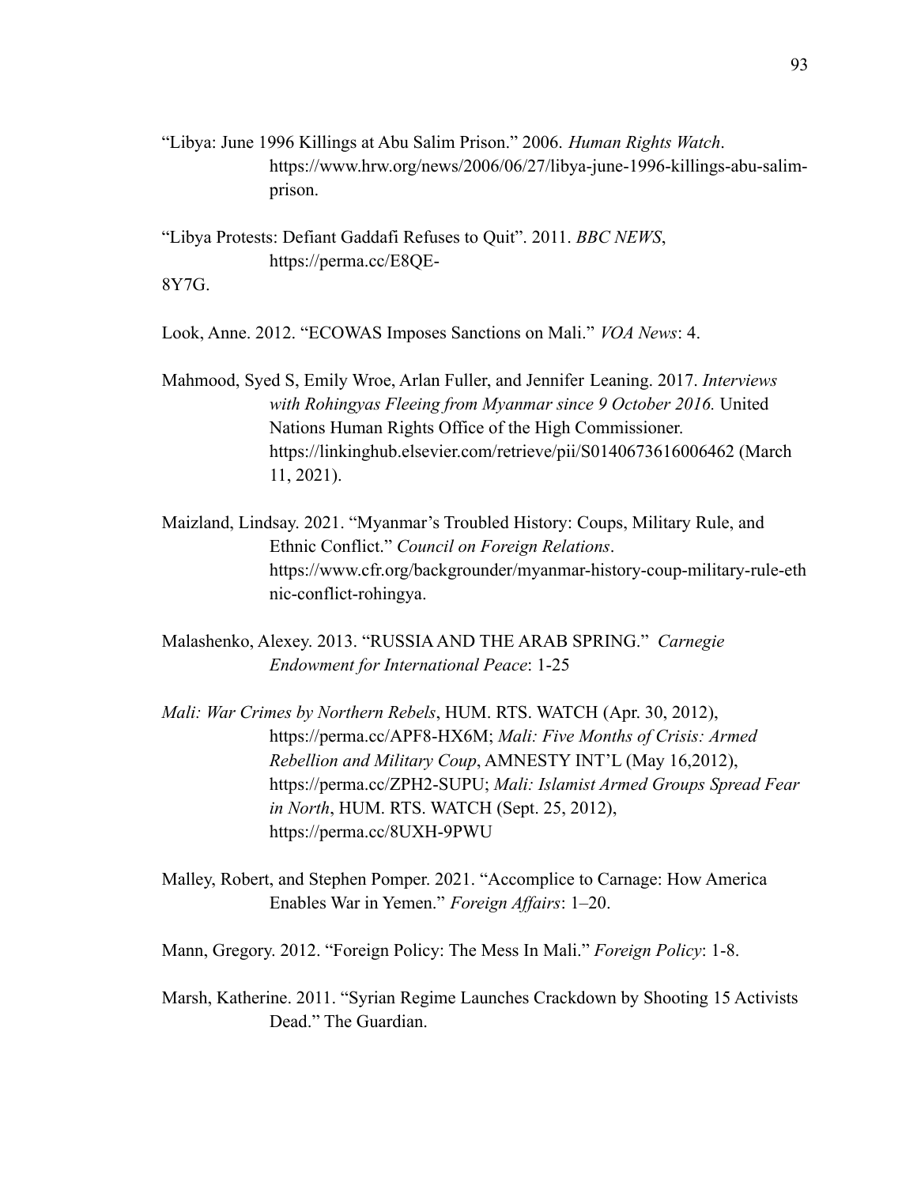"Libya: June 1996 Killings at Abu Salim Prison." 2006. *Human Rights Watch*. https://www.hrw.org/news/2006/06/27/libya-june-1996-killings-abu-salim-prison.

"Libya Protests: Defiant Gaddafi Refuses to Quit". 2011. *BBC NEWS*, https://perma.cc/E8QE-8Y7G.

Look, Anne. 2012. "ECOWAS Imposes Sanctions on Mali." *VOA News*: 4.

Mahmood, Syed S, Emily Wroe, Arlan Fuller, and Jennifer Leaning. 2017. *Interviews with Rohingyas Fleeing from Myanmar since 9 October 2016.* United Nations Human Rights Office of the High Commissioner. https://linkinghub.elsevier.com/retrieve/pii/S0140673616006462 (March 11, 2021).

Maizland, Lindsay. 2021. "Myanmar's Troubled History: Coups, Military Rule, and Ethnic Conflict." *Council on Foreign Relations*. https://www.cfr.org/backgrounder/myanmar-history-coup-military-rule-ethnic-conflict-rohingya.

Malashenko, Alexey. 2013. "RUSSIA AND THE ARAB SPRING." *Carnegie Endowment for International Peace*: 1-25

*Mali: War Crimes by Northern Rebels*, HUM. RTS. WATCH (Apr. 30, 2012), https://perma.cc/APF8-HX6M; *Mali: Five Months of Crisis: Armed Rebellion and Military Coup*, AMNESTY INT'L (May 16,2012), https://perma.cc/ZPH2-SUPU; *Mali: Islamist Armed Groups Spread Fear in North*, HUM. RTS. WATCH (Sept. 25, 2012), https://perma.cc/8UXH-9PWU

Malley, Robert, and Stephen Pomper. 2021. "Accomplice to Carnage: How America Enables War in Yemen." *Foreign Affairs*: 1–20.

Mann, Gregory. 2012. "Foreign Policy: The Mess In Mali." *Foreign Policy*: 1-8.

Marsh, Katherine. 2011. "Syrian Regime Launches Crackdown by Shooting 15 Activists Dead." The Guardian.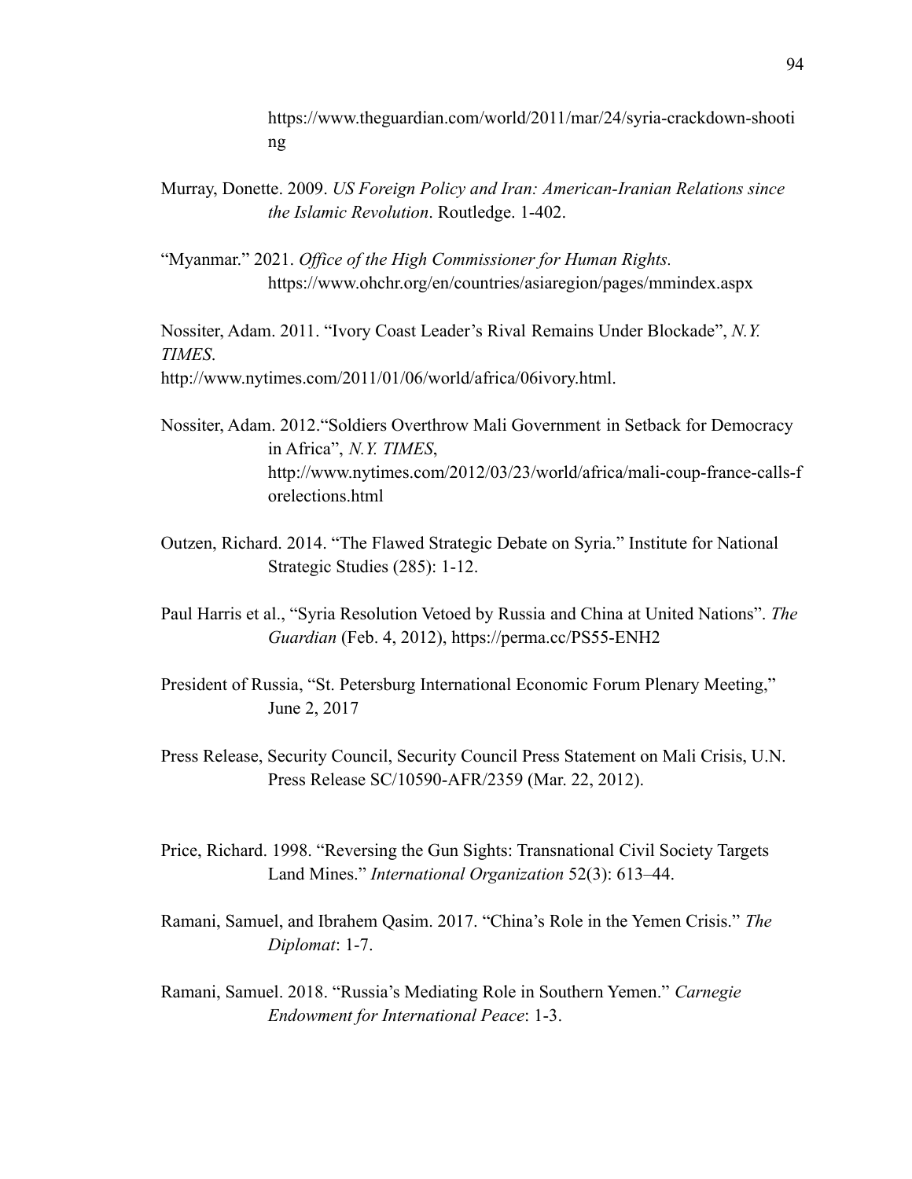https://www.theguardian.com/world/2011/mar/24/syria-crackdown-shooting

Murray, Donette. 2009. *US Foreign Policy and Iran: American-Iranian Relations since the Islamic Revolution*. Routledge. 1-402.

"Myanmar." 2021. *Office of the High Commissioner for Human Rights.* https://www.ohchr.org/en/countries/asiaregion/pages/mmindex.aspx

Nossiter, Adam. 2011. "Ivory Coast Leader's Rival Remains Under Blockade", *N.Y. TIMES*. http://www.nytimes.com/2011/01/06/world/africa/06ivory.html.

Nossiter, Adam. 2012."Soldiers Overthrow Mali Government in Setback for Democracy in Africa", *N.Y. TIMES*, http://www.nytimes.com/2012/03/23/world/africa/mali-coup-france-calls-forelections.html

Outzen, Richard. 2014. "The Flawed Strategic Debate on Syria." Institute for National Strategic Studies (285): 1-12.

Paul Harris et al., "Syria Resolution Vetoed by Russia and China at United Nations". *The Guardian* (Feb. 4, 2012), https://perma.cc/PS55-ENH2

President of Russia, "St. Petersburg International Economic Forum Plenary Meeting," June 2, 2017

Press Release, Security Council, Security Council Press Statement on Mali Crisis, U.N. Press Release SC/10590-AFR/2359 (Mar. 22, 2012).

Price, Richard. 1998. "Reversing the Gun Sights: Transnational Civil Society Targets Land Mines." *International Organization* 52(3): 613–44.

Ramani, Samuel, and Ibrahem Qasim. 2017. "China's Role in the Yemen Crisis." *The Diplomat*: 1-7.

Ramani, Samuel. 2018. "Russia's Mediating Role in Southern Yemen." *Carnegie Endowment for International Peace*: 1-3.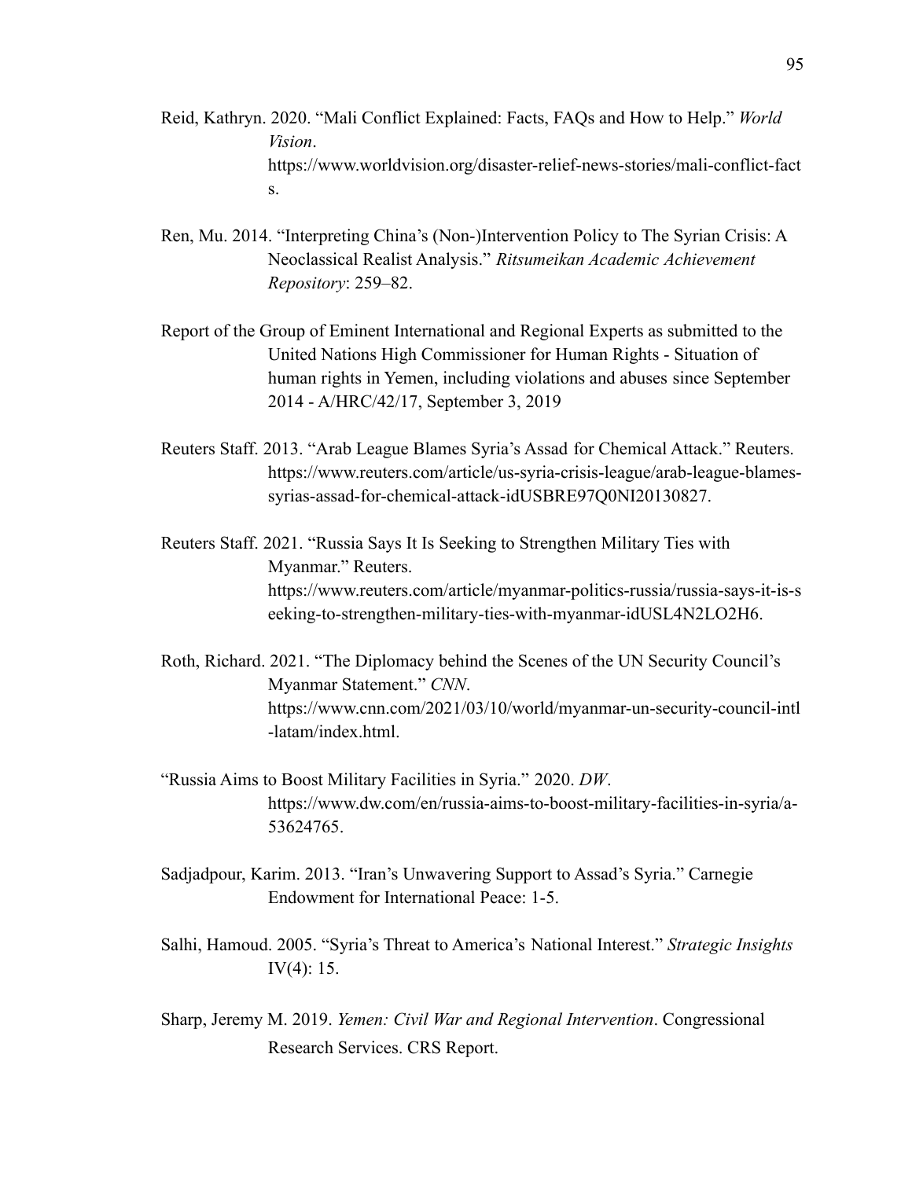Reid, Kathryn. 2020. "Mali Conflict Explained: Facts, FAQs and How to Help." *World Vision*. https://www.worldvision.org/disaster-relief-news-stories/mali-conflict-facts.

Ren, Mu. 2014. "Interpreting China's (Non-)Intervention Policy to The Syrian Crisis: A Neoclassical Realist Analysis." *Ritsumeikan Academic Achievement Repository*: 259–82.

Report of the Group of Eminent International and Regional Experts as submitted to the United Nations High Commissioner for Human Rights - Situation of human rights in Yemen, including violations and abuses since September 2014 - A/HRC/42/17, September 3, 2019

Reuters Staff. 2013. "Arab League Blames Syria's Assad for Chemical Attack." Reuters. https://www.reuters.com/article/us-syria-crisis-league/arab-league-blames-syrias-assad-for-chemical-attack-idUSBRE97Q0NI20130827.

Reuters Staff. 2021. "Russia Says It Is Seeking to Strengthen Military Ties with Myanmar." Reuters. https://www.reuters.com/article/myanmar-politics-russia/russia-says-it-is-seeking-to-strengthen-military-ties-with-myanmar-idUSL4N2LO2H6.

Roth, Richard. 2021. "The Diplomacy behind the Scenes of the UN Security Council's Myanmar Statement." *CNN*. https://www.cnn.com/2021/03/10/world/myanmar-un-security-council-intl-latam/index.html.

"Russia Aims to Boost Military Facilities in Syria." 2020. *DW*. https://www.dw.com/en/russia-aims-to-boost-military-facilities-in-syria/a-53624765.

Sadjadpour, Karim. 2013. "Iran's Unwavering Support to Assad's Syria." Carnegie Endowment for International Peace: 1-5.

Salhi, Hamoud. 2005. "Syria's Threat to America's National Interest." *Strategic Insights* IV(4): 15.

Sharp, Jeremy M. 2019. *Yemen: Civil War and Regional Intervention*. Congressional Research Services. CRS Report.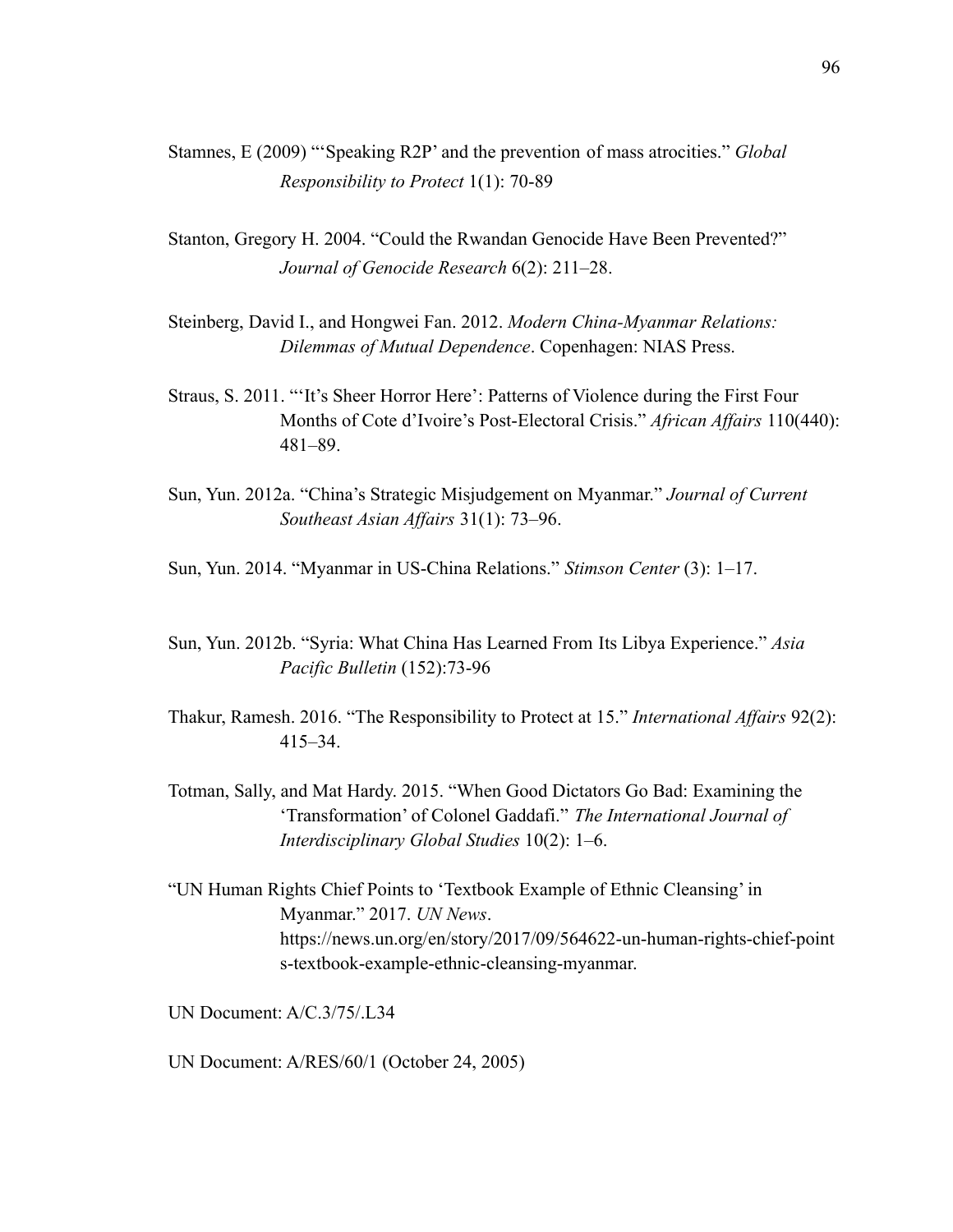Stamnes, E (2009) "'Speaking R2P' and the prevention of mass atrocities." *Global Responsibility to Protect* 1(1): 70-89

Stanton, Gregory H. 2004. "Could the Rwandan Genocide Have Been Prevented?" *Journal of Genocide Research* 6(2): 211–28.

Steinberg, David I., and Hongwei Fan. 2012. *Modern China-Myanmar Relations: Dilemmas of Mutual Dependence*. Copenhagen: NIAS Press.

Straus, S. 2011. "'It's Sheer Horror Here': Patterns of Violence during the First Four Months of Cote d'Ivoire's Post-Electoral Crisis." *African Affairs* 110(440): 481–89.

Sun, Yun. 2012a. "China's Strategic Misjudgement on Myanmar." *Journal of Current Southeast Asian Affairs* 31(1): 73–96.

Sun, Yun. 2014. "Myanmar in US-China Relations." *Stimson Center* (3): 1–17.

Sun, Yun. 2012b. "Syria: What China Has Learned From Its Libya Experience." *Asia Pacific Bulletin* (152):73-96

Thakur, Ramesh. 2016. "The Responsibility to Protect at 15." *International Affairs* 92(2): 415–34.

Totman, Sally, and Mat Hardy. 2015. "When Good Dictators Go Bad: Examining the 'Transformation' of Colonel Gaddafi." *The International Journal of Interdisciplinary Global Studies* 10(2): 1–6.

"UN Human Rights Chief Points to 'Textbook Example of Ethnic Cleansing' in Myanmar." 2017. *UN News*. https://news.un.org/en/story/2017/09/564622-un-human-rights-chief-points-textbook-example-ethnic-cleansing-myanmar.

UN Document: A/C.3/75/.L34

UN Document: A/RES/60/1 (October 24, 2005)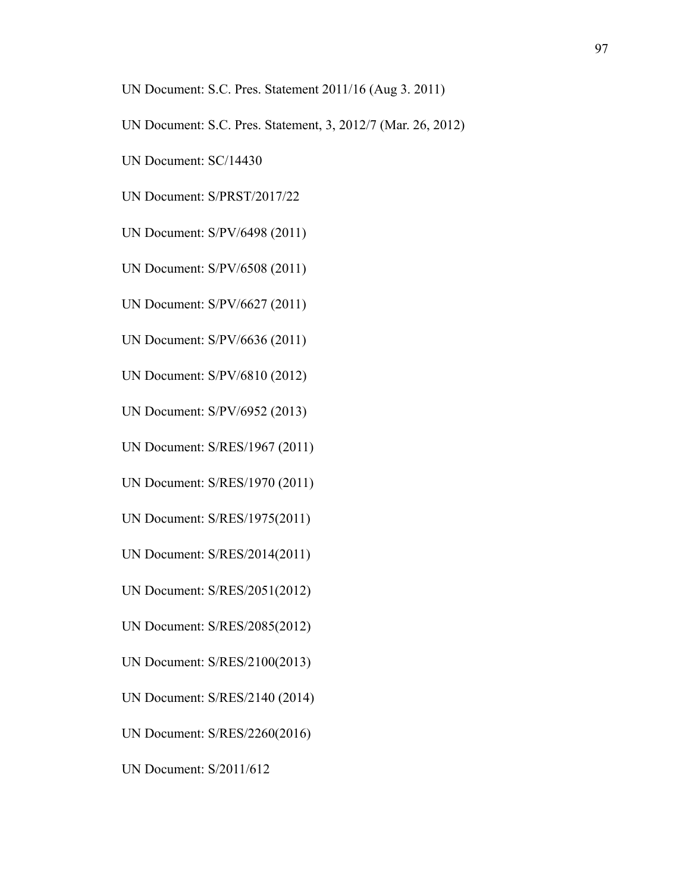UN Document: S.C. Pres. Statement 2011/16 (Aug 3. 2011)

UN Document: S.C. Pres. Statement, 3, 2012/7 (Mar. 26, 2012)

UN Document: SC/14430

UN Document: S/PRST/2017/22

UN Document: S/PV/6498 (2011)

UN Document: S/PV/6508 (2011)

UN Document: S/PV/6627 (2011)

UN Document: S/PV/6636 (2011)

UN Document: S/PV/6810 (2012)

UN Document: S/PV/6952 (2013)

UN Document: S/RES/1967 (2011)

UN Document: S/RES/1970 (2011)

UN Document: S/RES/1975(2011)

UN Document: S/RES/2014(2011)

UN Document: S/RES/2051(2012)

UN Document: S/RES/2085(2012)

UN Document: S/RES/2100(2013)

UN Document: S/RES/2140 (2014)

UN Document: S/RES/2260(2016)

UN Document: S/2011/612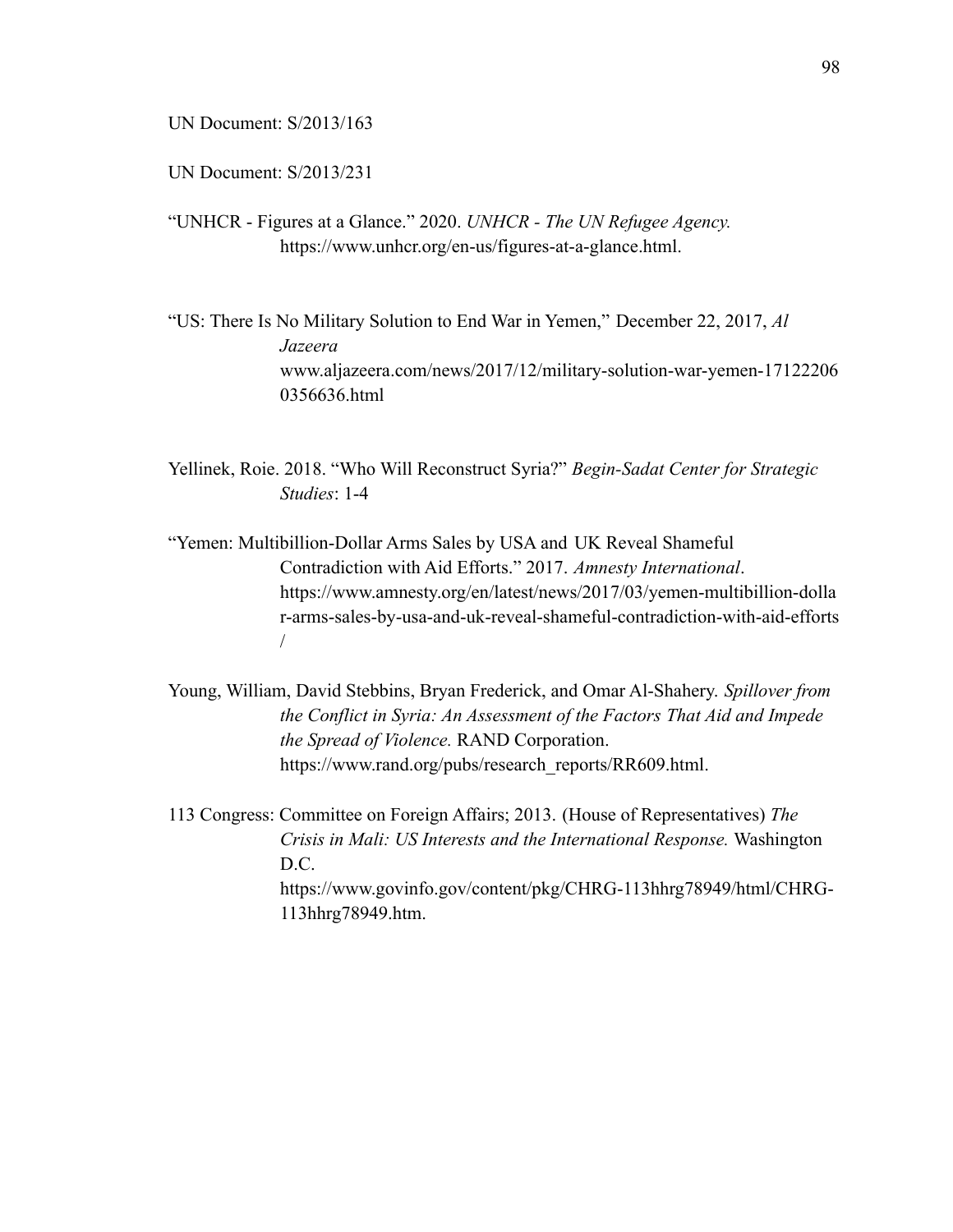UN Document: S/2013/163

UN Document: S/2013/231

"UNHCR - Figures at a Glance." 2020. *UNHCR - The UN Refugee Agency.* https://www.unhcr.org/en-us/figures-at-a-glance.html.

"US: There Is No Military Solution to End War in Yemen," December 22, 2017, *Al Jazeera* www.aljazeera.com/news/2017/12/military-solution-war-yemen-171222060356636.html

Yellinek, Roie. 2018. "Who Will Reconstruct Syria?" *Begin-Sadat Center for Strategic Studies*: 1-4

"Yemen: Multibillion-Dollar Arms Sales by USA and UK Reveal Shameful Contradiction with Aid Efforts." 2017. *Amnesty International*. https://www.amnesty.org/en/latest/news/2017/03/yemen-multibillion-dollar-arms-sales-by-usa-and-uk-reveal-shameful-contradiction-with-aid-efforts/

Young, William, David Stebbins, Bryan Frederick, and Omar Al-Shahery. *Spillover from the Conflict in Syria: An Assessment of the Factors That Aid and Impede the Spread of Violence.* RAND Corporation. https://www.rand.org/pubs/research_reports/RR609.html.

113 Congress: Committee on Foreign Affairs; 2013. (House of Representatives) *The Crisis in Mali: US Interests and the International Response.* Washington D.C. https://www.govinfo.gov/content/pkg/CHRG-113hhrg78949/html/CHRG-113hhrg78949.htm.